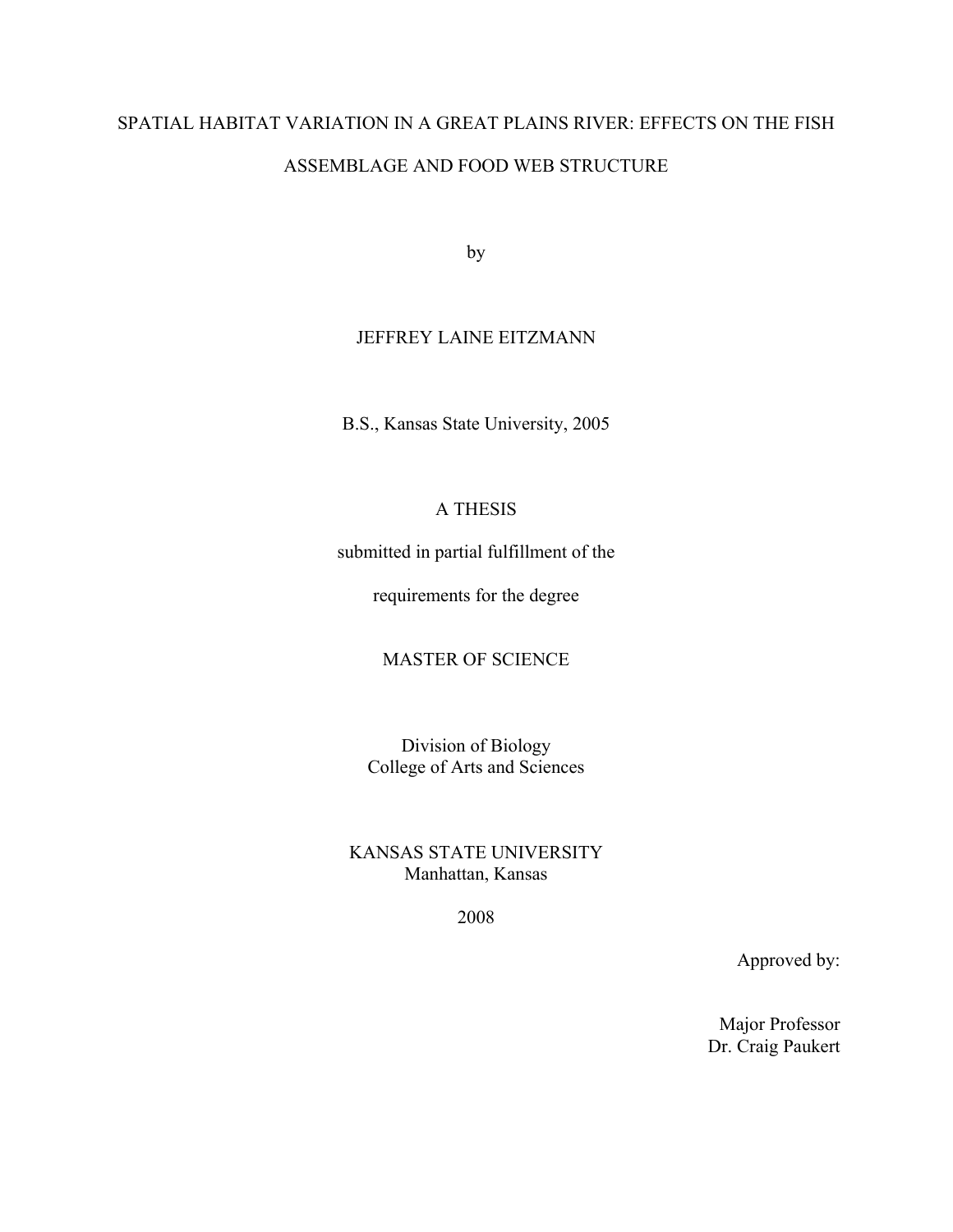# SPATIAL HABITAT VARIATION IN A GREAT PLAINS RIVER: EFFECTS ON THE FISH ASSEMBLAGE AND FOOD WEB STRUCTURE

by

JEFFREY LAINE EITZMANN

B.S., Kansas State University, 2005

A THESIS

submitted in partial fulfillment of the

requirements for the degree

MASTER OF SCIENCE

Division of Biology
College of Arts and Sciences

KANSAS STATE UNIVERSITY
Manhattan, Kansas

2008

Approved by:

Major Professor
Dr. Craig Paukert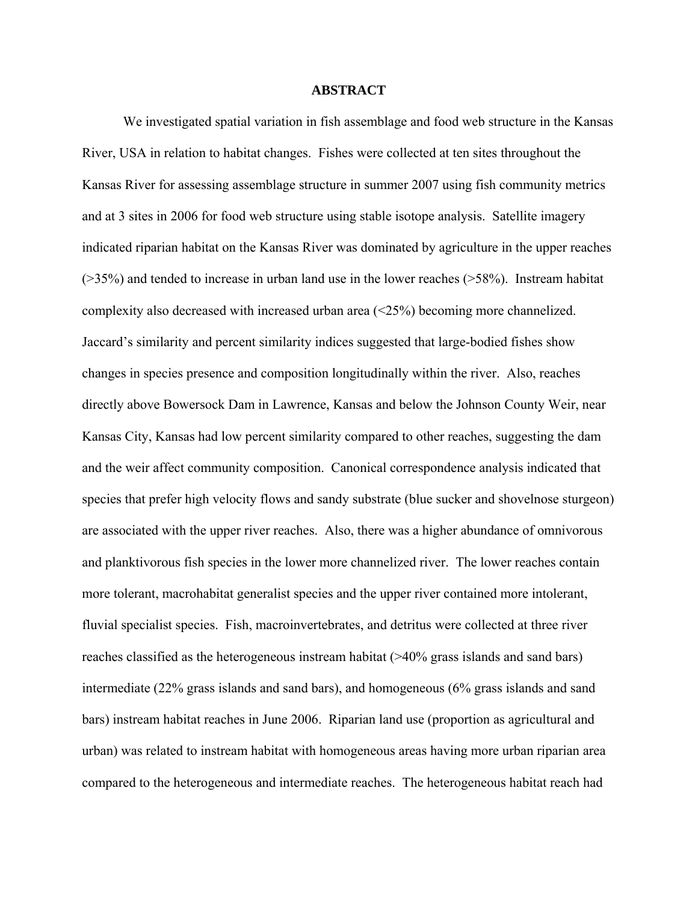# ABSTRACT

We investigated spatial variation in fish assemblage and food web structure in the Kansas River, USA in relation to habitat changes. Fishes were collected at ten sites throughout the Kansas River for assessing assemblage structure in summer 2007 using fish community metrics and at 3 sites in 2006 for food web structure using stable isotope analysis. Satellite imagery indicated riparian habitat on the Kansas River was dominated by agriculture in the upper reaches (>35%) and tended to increase in urban land use in the lower reaches (>58%). Instream habitat complexity also decreased with increased urban area (<25%) becoming more channelized. Jaccard's similarity and percent similarity indices suggested that large-bodied fishes show changes in species presence and composition longitudinally within the river. Also, reaches directly above Bowersock Dam in Lawrence, Kansas and below the Johnson County Weir, near Kansas City, Kansas had low percent similarity compared to other reaches, suggesting the dam and the weir affect community composition. Canonical correspondence analysis indicated that species that prefer high velocity flows and sandy substrate (blue sucker and shovelnose sturgeon) are associated with the upper river reaches. Also, there was a higher abundance of omnivorous and planktivorous fish species in the lower more channelized river. The lower reaches contain more tolerant, macrohabitat generalist species and the upper river contained more intolerant, fluvial specialist species. Fish, macroinvertebrates, and detritus were collected at three river reaches classified as the heterogeneous instream habitat (>40% grass islands and sand bars) intermediate (22% grass islands and sand bars), and homogeneous (6% grass islands and sand bars) instream habitat reaches in June 2006. Riparian land use (proportion as agricultural and urban) was related to instream habitat with homogeneous areas having more urban riparian area compared to the heterogeneous and intermediate reaches. The heterogeneous habitat reach had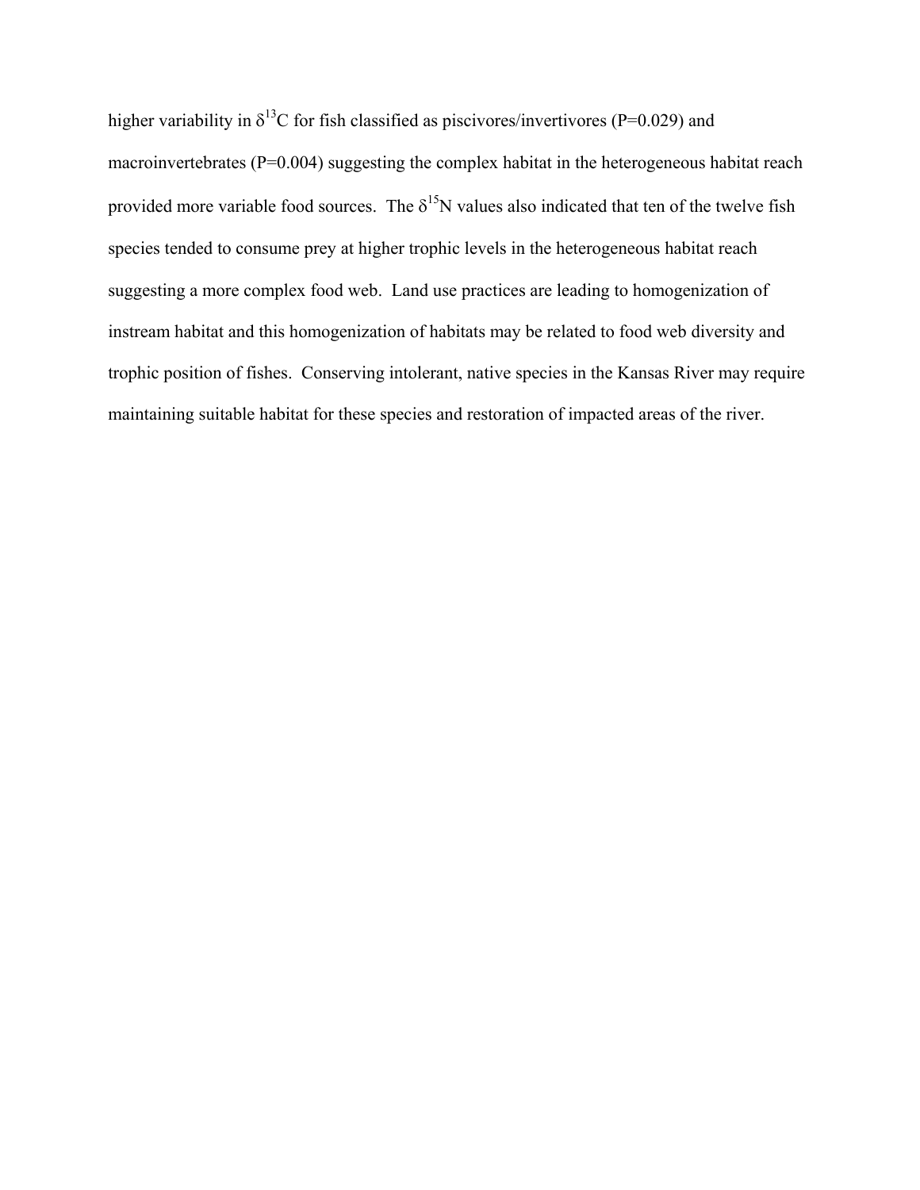higher variability in $\delta^{13}C$ for fish classified as piscivores/invertivores ($P=0.029$) and macroinvertebrates ($P=0.004$) suggesting the complex habitat in the heterogeneous habitat reach provided more variable food sources. The $\delta^{15}N$ values also indicated that ten of the twelve fish species tended to consume prey at higher trophic levels in the heterogeneous habitat reach suggesting a more complex food web. Land use practices are leading to homogenization of instream habitat and this homogenization of habitats may be related to food web diversity and trophic position of fishes. Conserving intolerant, native species in the Kansas River may require maintaining suitable habitat for these species and restoration of impacted areas of the river.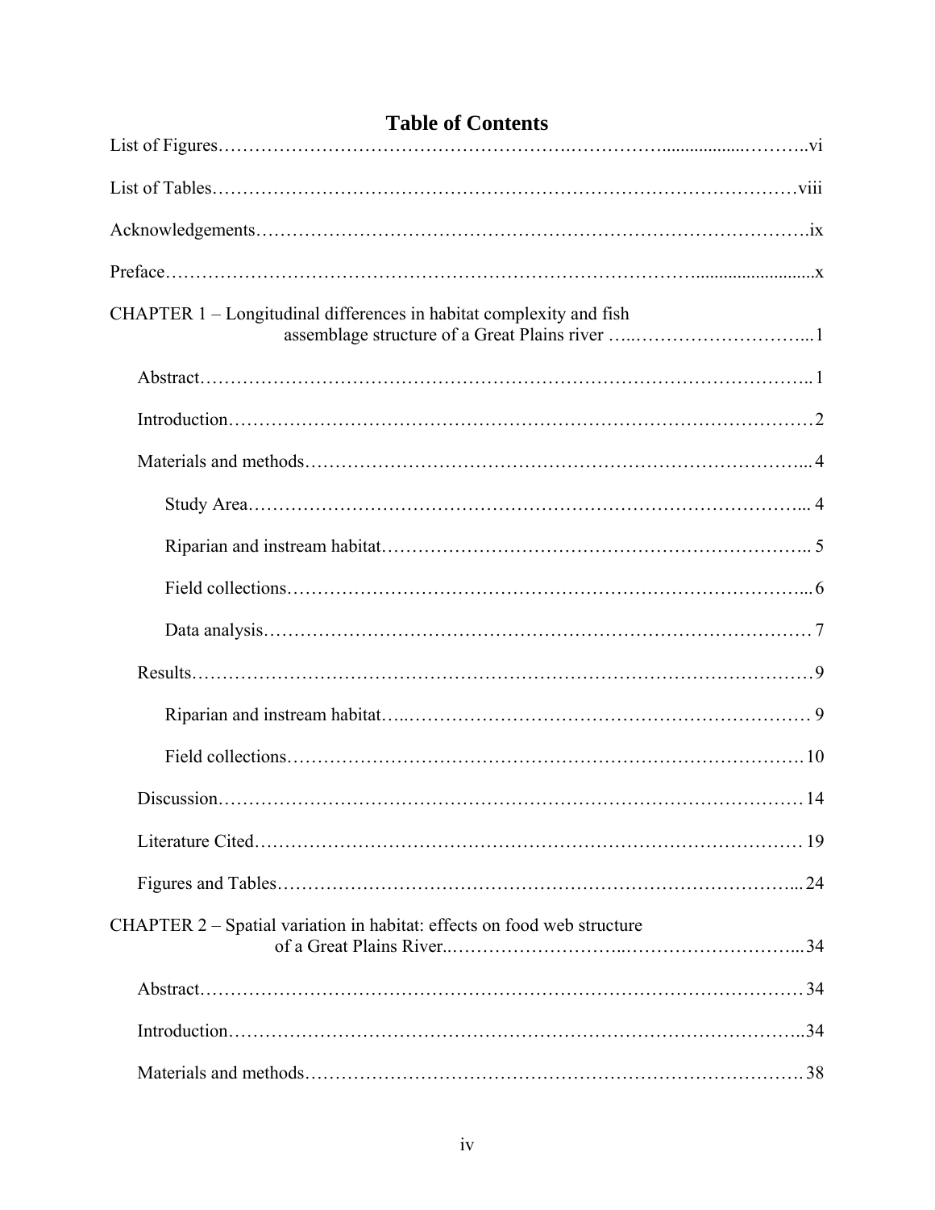# Table of Contents

List of Figures ........ vi

List of Tables ........ viii

Acknowledgements ........ ix

Preface ........ x

CHAPTER 1 – Longitudinal differences in habitat complexity and fish assemblage structure of a Great Plains river ........ 1

- Abstract ........ 1
- Introduction ........ 2
- Materials and methods ........ 4
  - Study Area ........ 4
  - Riparian and instream habitat ........ 5
  - Field collections ........ 6
  - Data analysis ........ 7
- Results ........ 9
  - Riparian and instream habitat ........ 9
  - Field collections ........ 10
- Discussion ........ 14
- Literature Cited ........ 19
- Figures and Tables ........ 24

CHAPTER 2 – Spatial variation in habitat: effects on food web structure of a Great Plains River ........ 34

- Abstract ........ 34
- Introduction ........ 34
- Materials and methods ........ 38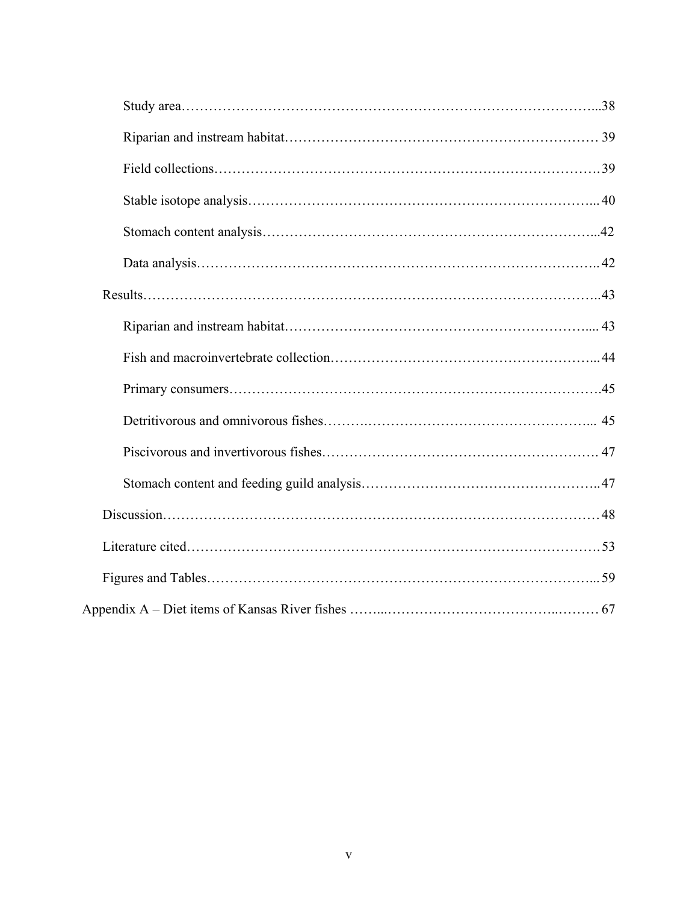Study area……………………………………………………………………………...38

Riparian and instream habitat…………………………………………………………… 39

Field collections…………………………………………………………………….39

Stable isotope analysis……………………………………………………………….... 40

Stomach content analysis……………………………………………………………...42

Data analysis…………………………………………………………………….. 42

Results……………………………………………………………………………………..43

Riparian and instream habitat…………………………………………………….... 43

Fish and macroinvertebrate collection……………………………………………….. 44

Primary consumers……………………………………………………………….45

Detritivorous and omnivorous fishes……….…………………………………………... 45

Piscivorous and invertivorous fishes…………………………………………………. 47

Stomach content and feeding guild analysis……………………………………………..47

Discussion……………………………………………………………………………… 48

Literature cited……………………………………………………………………….53

Figures and Tables………………………………………………………………….... 59

Appendix A – Diet items of Kansas River fishes ……...………………………………..……… 67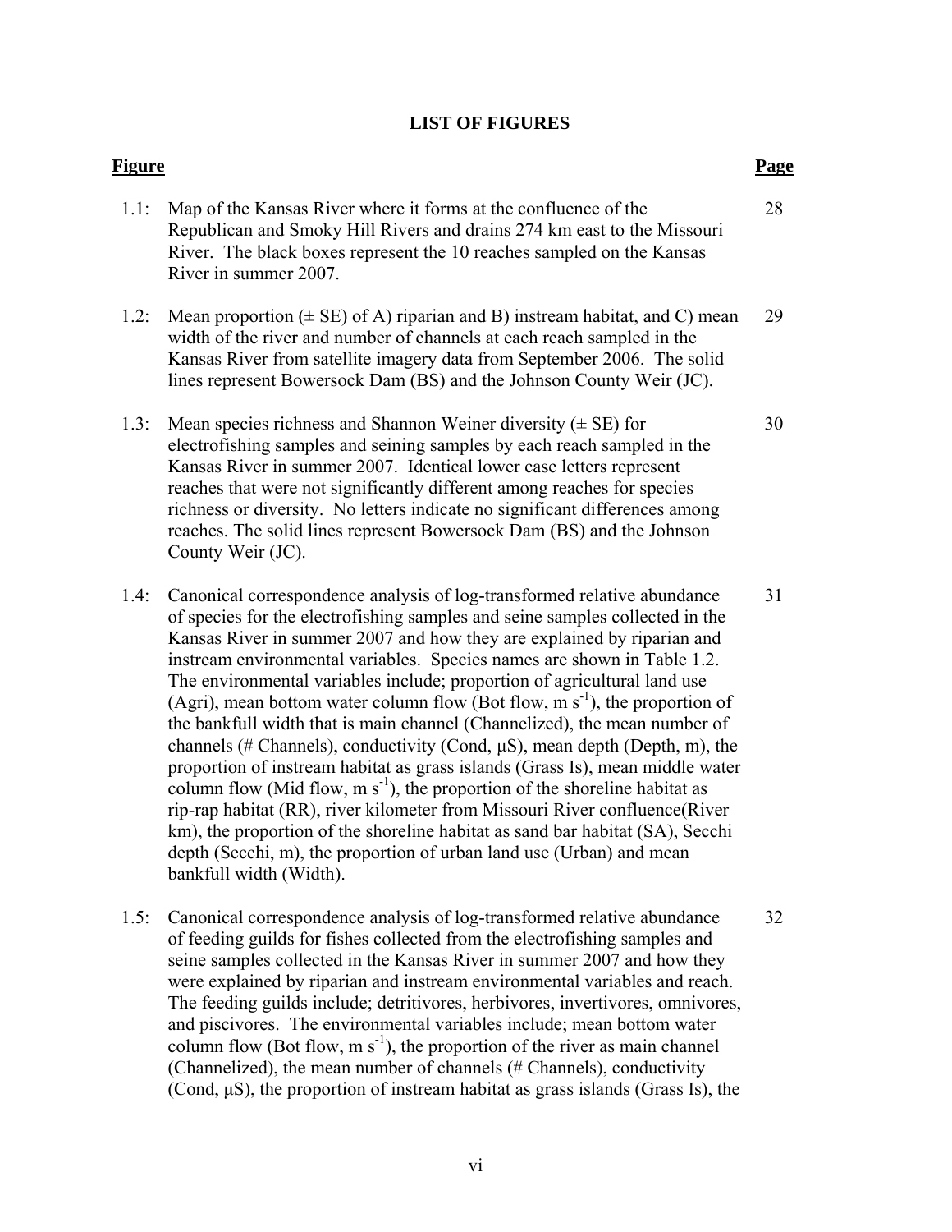# LIST OF FIGURES

| **Figure** | | **Page** |
|---|---|---|
| 1.1: | Map of the Kansas River where it forms at the confluence of the Republican and Smoky Hill Rivers and drains 274 km east to the Missouri River. The black boxes represent the 10 reaches sampled on the Kansas River in summer 2007. | 28 |
| 1.2: | Mean proportion (± SE) of A) riparian and B) instream habitat, and C) mean width of the river and number of channels at each reach sampled in the Kansas River from satellite imagery data from September 2006. The solid lines represent Bowersock Dam (BS) and the Johnson County Weir (JC). | 29 |
| 1.3: | Mean species richness and Shannon Weiner diversity (± SE) for electrofishing samples and seining samples by each reach sampled in the Kansas River in summer 2007. Identical lower case letters represent reaches that were not significantly different among reaches for species richness or diversity. No letters indicate no significant differences among reaches. The solid lines represent Bowersock Dam (BS) and the Johnson County Weir (JC). | 30 |
| 1.4: | Canonical correspondence analysis of log-transformed relative abundance of species for the electrofishing samples and seine samples collected in the Kansas River in summer 2007 and how they are explained by riparian and instream environmental variables. Species names are shown in Table 1.2. The environmental variables include; proportion of agricultural land use (Agri), mean bottom water column flow (Bot flow, m $s^{-1}$), the proportion of the bankfull width that is main channel (Channelized), the mean number of channels (# Channels), conductivity (Cond, μS), mean depth (Depth, m), the proportion of instream habitat as grass islands (Grass Is), mean middle water column flow (Mid flow, m $s^{-1}$), the proportion of the shoreline habitat as rip-rap habitat (RR), river kilometer from Missouri River confluence(River km), the proportion of the shoreline habitat as sand bar habitat (SA), Secchi depth (Secchi, m), the proportion of urban land use (Urban) and mean bankfull width (Width). | 31 |
| 1.5: | Canonical correspondence analysis of log-transformed relative abundance of feeding guilds for fishes collected from the electrofishing samples and seine samples collected in the Kansas River in summer 2007 and how they were explained by riparian and instream environmental variables and reach. The feeding guilds include; detritivores, herbivores, invertivores, omnivores, and piscivores. The environmental variables include; mean bottom water column flow (Bot flow, m $s^{-1}$), the proportion of the river as main channel (Channelized), the mean number of channels (# Channels), conductivity (Cond, μS), the proportion of instream habitat as grass islands (Grass Is), the | 32 |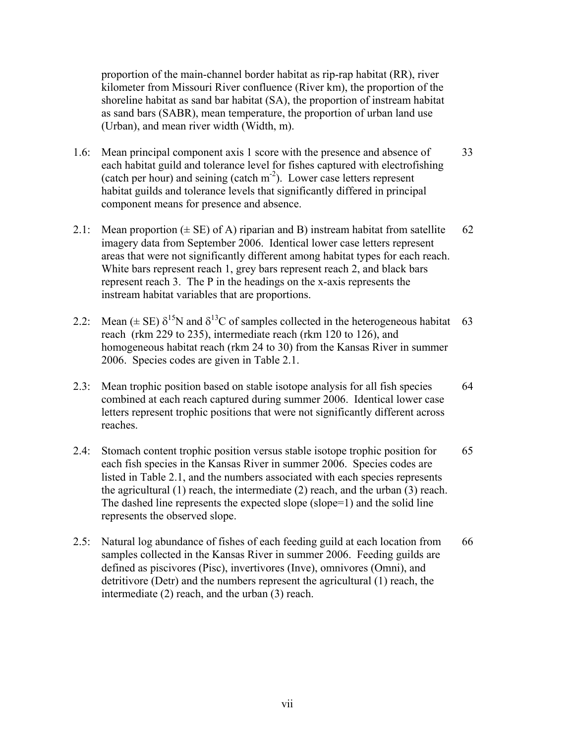proportion of the main-channel border habitat as rip-rap habitat (RR), river kilometer from Missouri River confluence (River km), the proportion of the shoreline habitat as sand bar habitat (SA), the proportion of instream habitat as sand bars (SABR), mean temperature, the proportion of urban land use (Urban), and mean river width (Width, m).

1.6: Mean principal component axis 1 score with the presence and absence of each habitat guild and tolerance level for fishes captured with electrofishing (catch per hour) and seining (catch $m^{-2}$). Lower case letters represent habitat guilds and tolerance levels that significantly differed in principal component means for presence and absence. 33

2.1: Mean proportion ($\pm$ SE) of A) riparian and B) instream habitat from satellite imagery data from September 2006. Identical lower case letters represent areas that were not significantly different among habitat types for each reach. White bars represent reach 1, grey bars represent reach 2, and black bars represent reach 3. The P in the headings on the x-axis represents the instream habitat variables that are proportions. 62

2.2: Mean ($\pm$ SE) $\delta^{15}N$ and $\delta^{13}C$ of samples collected in the heterogeneous habitat reach (rkm 229 to 235), intermediate reach (rkm 120 to 126), and homogeneous habitat reach (rkm 24 to 30) from the Kansas River in summer 2006. Species codes are given in Table 2.1. 63

2.3: Mean trophic position based on stable isotope analysis for all fish species combined at each reach captured during summer 2006. Identical lower case letters represent trophic positions that were not significantly different across reaches. 64

2.4: Stomach content trophic position versus stable isotope trophic position for each fish species in the Kansas River in summer 2006. Species codes are listed in Table 2.1, and the numbers associated with each species represents the agricultural (1) reach, the intermediate (2) reach, and the urban (3) reach. The dashed line represents the expected slope (slope=1) and the solid line represents the observed slope. 65

2.5: Natural log abundance of fishes of each feeding guild at each location from samples collected in the Kansas River in summer 2006. Feeding guilds are defined as piscivores (Pisc), invertivores (Inve), omnivores (Omni), and detritivore (Detr) and the numbers represent the agricultural (1) reach, the intermediate (2) reach, and the urban (3) reach. 66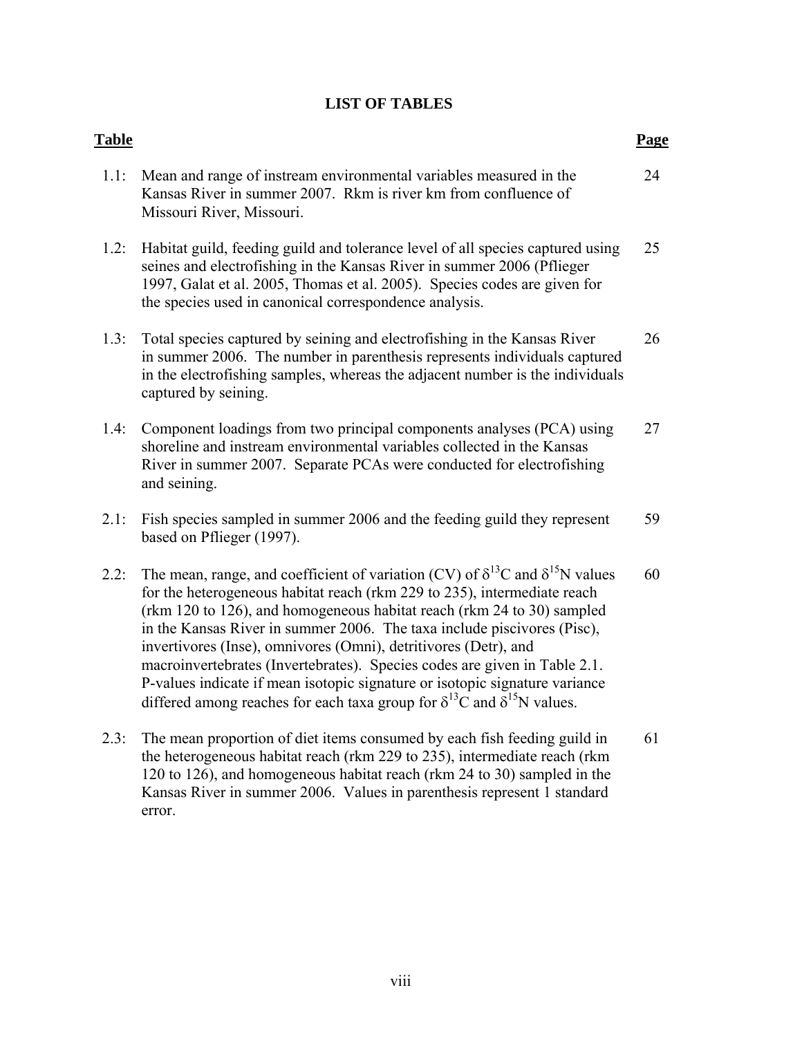# LIST OF TABLES

| Table | | Page |
|---|---|---|
| 1.1: | Mean and range of instream environmental variables measured in the Kansas River in summer 2007. Rkm is river km from confluence of Missouri River, Missouri. | 24 |
| 1.2: | Habitat guild, feeding guild and tolerance level of all species captured using seines and electrofishing in the Kansas River in summer 2006 (Pflieger 1997, Galat et al. 2005, Thomas et al. 2005). Species codes are given for the species used in canonical correspondence analysis. | 25 |
| 1.3: | Total species captured by seining and electrofishing in the Kansas River in summer 2006. The number in parenthesis represents individuals captured in the electrofishing samples, whereas the adjacent number is the individuals captured by seining. | 26 |
| 1.4: | Component loadings from two principal components analyses (PCA) using shoreline and instream environmental variables collected in the Kansas River in summer 2007. Separate PCAs were conducted for electrofishing and seining. | 27 |
| 2.1: | Fish species sampled in summer 2006 and the feeding guild they represent based on Pflieger (1997). | 59 |
| 2.2: | The mean, range, and coefficient of variation (CV) of $\delta^{13}C$ and $\delta^{15}N$ values for the heterogeneous habitat reach (rkm 229 to 235), intermediate reach (rkm 120 to 126), and homogeneous habitat reach (rkm 24 to 30) sampled in the Kansas River in summer 2006. The taxa include piscivores (Pisc), invertivores (Inse), omnivores (Omni), detritivores (Detr), and macroinvertebrates (Invertebrates). Species codes are given in Table 2.1. P-values indicate if mean isotopic signature or isotopic signature variance differed among reaches for each taxa group for $\delta^{13}C$ and $\delta^{15}N$ values. | 60 |
| 2.3: | The mean proportion of diet items consumed by each fish feeding guild in the heterogeneous habitat reach (rkm 229 to 235), intermediate reach (rkm 120 to 126), and homogeneous habitat reach (rkm 24 to 30) sampled in the Kansas River in summer 2006. Values in parenthesis represent 1 standard error. | 61 |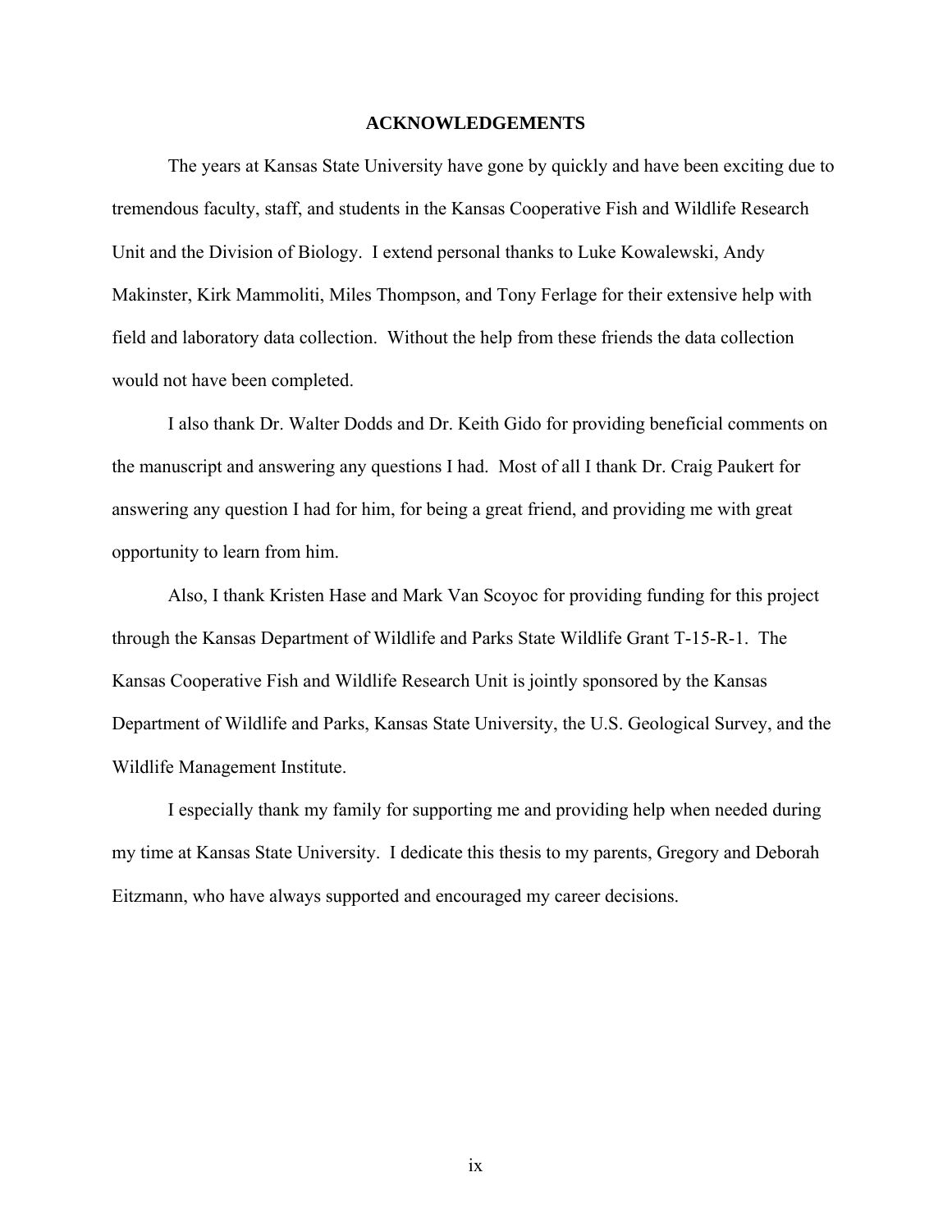# ACKNOWLEDGEMENTS

The years at Kansas State University have gone by quickly and have been exciting due to tremendous faculty, staff, and students in the Kansas Cooperative Fish and Wildlife Research Unit and the Division of Biology. I extend personal thanks to Luke Kowalewski, Andy Makinster, Kirk Mammoliti, Miles Thompson, and Tony Ferlage for their extensive help with field and laboratory data collection. Without the help from these friends the data collection would not have been completed.

I also thank Dr. Walter Dodds and Dr. Keith Gido for providing beneficial comments on the manuscript and answering any questions I had. Most of all I thank Dr. Craig Paukert for answering any question I had for him, for being a great friend, and providing me with great opportunity to learn from him.

Also, I thank Kristen Hase and Mark Van Scoyoc for providing funding for this project through the Kansas Department of Wildlife and Parks State Wildlife Grant T-15-R-1. The Kansas Cooperative Fish and Wildlife Research Unit is jointly sponsored by the Kansas Department of Wildlife and Parks, Kansas State University, the U.S. Geological Survey, and the Wildlife Management Institute.

I especially thank my family for supporting me and providing help when needed during my time at Kansas State University. I dedicate this thesis to my parents, Gregory and Deborah Eitzmann, who have always supported and encouraged my career decisions.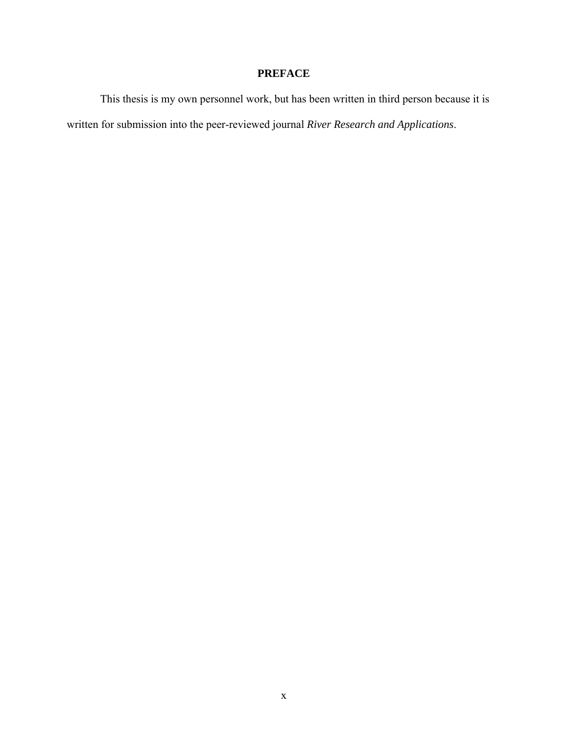# PREFACE

This thesis is my own personnel work, but has been written in third person because it is written for submission into the peer-reviewed journal *River Research and Applications*.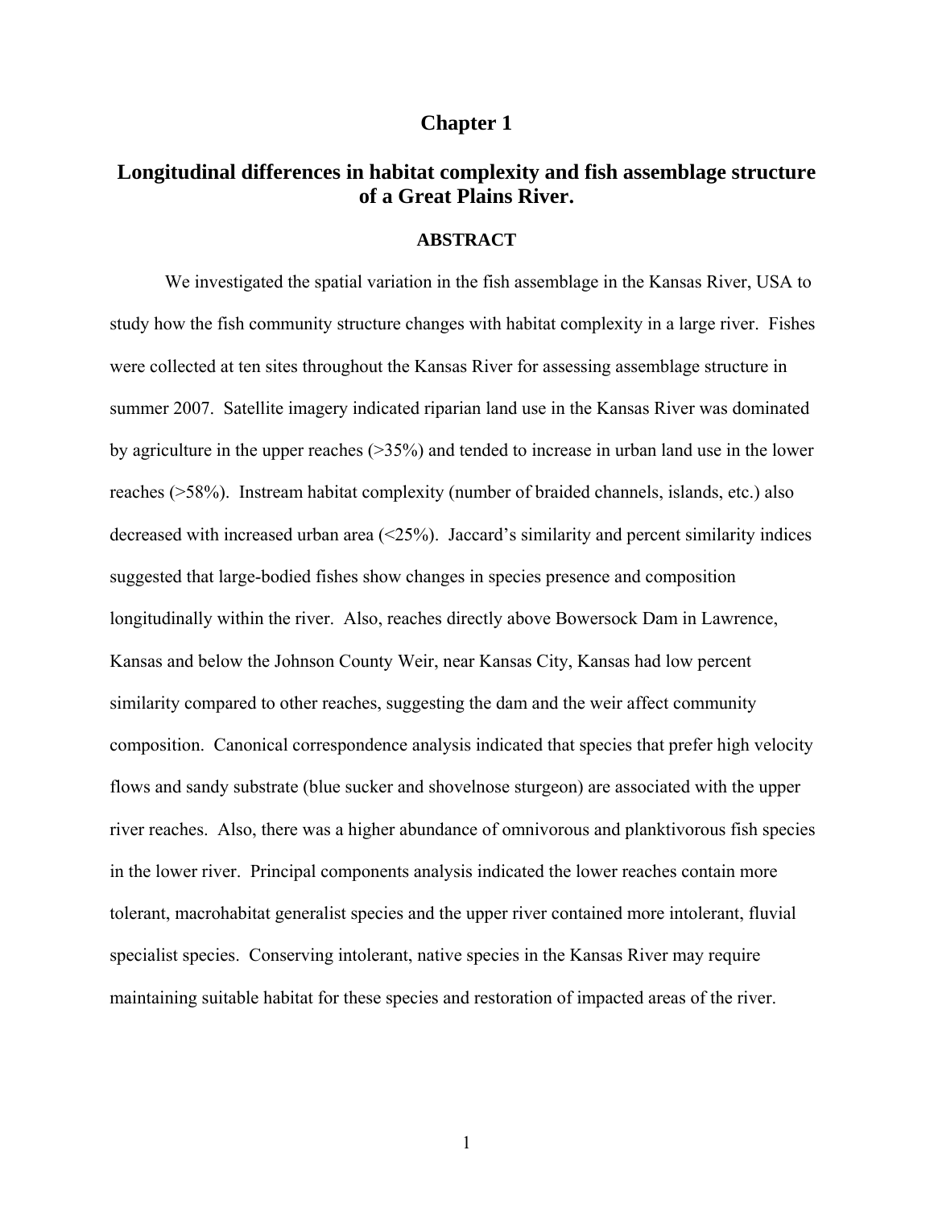# Chapter 1

## Longitudinal differences in habitat complexity and fish assemblage structure of a Great Plains River.

### ABSTRACT

We investigated the spatial variation in the fish assemblage in the Kansas River, USA to study how the fish community structure changes with habitat complexity in a large river. Fishes were collected at ten sites throughout the Kansas River for assessing assemblage structure in summer 2007. Satellite imagery indicated riparian land use in the Kansas River was dominated by agriculture in the upper reaches (>35%) and tended to increase in urban land use in the lower reaches (>58%). Instream habitat complexity (number of braided channels, islands, etc.) also decreased with increased urban area (<25%). Jaccard's similarity and percent similarity indices suggested that large-bodied fishes show changes in species presence and composition longitudinally within the river. Also, reaches directly above Bowersock Dam in Lawrence, Kansas and below the Johnson County Weir, near Kansas City, Kansas had low percent similarity compared to other reaches, suggesting the dam and the weir affect community composition. Canonical correspondence analysis indicated that species that prefer high velocity flows and sandy substrate (blue sucker and shovelnose sturgeon) are associated with the upper river reaches. Also, there was a higher abundance of omnivorous and planktivorous fish species in the lower river. Principal components analysis indicated the lower reaches contain more tolerant, macrohabitat generalist species and the upper river contained more intolerant, fluvial specialist species. Conserving intolerant, native species in the Kansas River may require maintaining suitable habitat for these species and restoration of impacted areas of the river.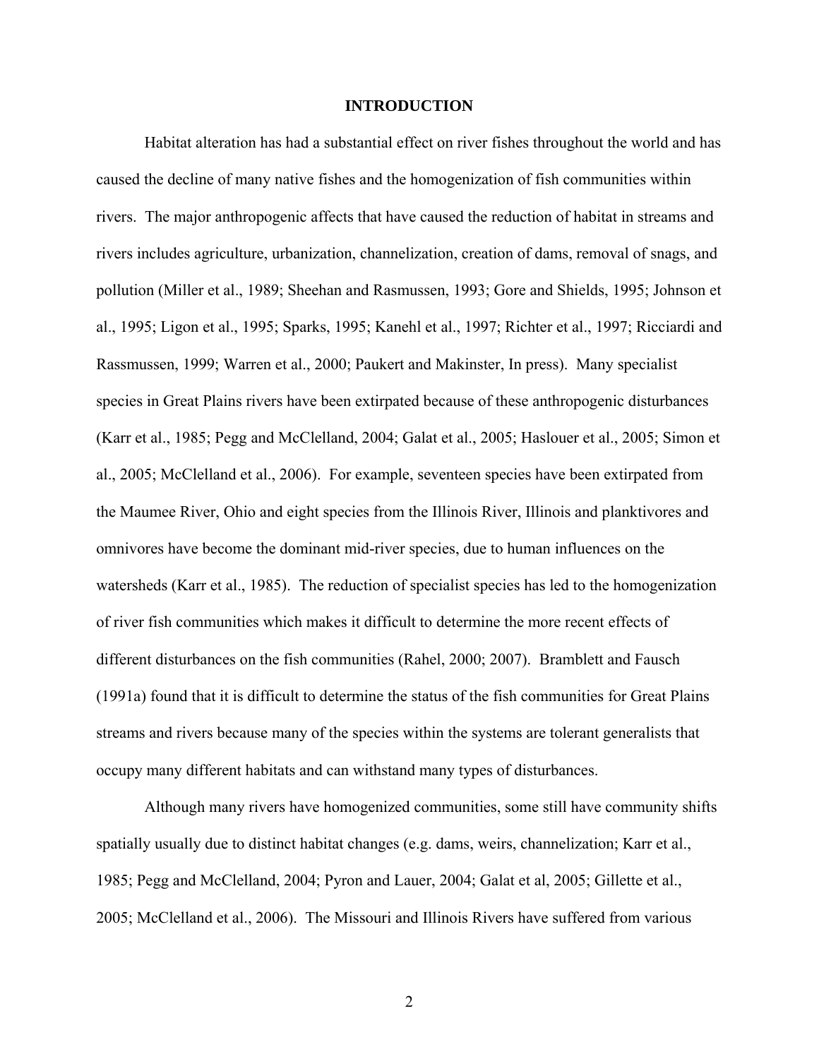# INTRODUCTION

Habitat alteration has had a substantial effect on river fishes throughout the world and has caused the decline of many native fishes and the homogenization of fish communities within rivers. The major anthropogenic affects that have caused the reduction of habitat in streams and rivers includes agriculture, urbanization, channelization, creation of dams, removal of snags, and pollution (Miller et al., 1989; Sheehan and Rasmussen, 1993; Gore and Shields, 1995; Johnson et al., 1995; Ligon et al., 1995; Sparks, 1995; Kanehl et al., 1997; Richter et al., 1997; Ricciardi and Rassmussen, 1999; Warren et al., 2000; Paukert and Makinster, In press). Many specialist species in Great Plains rivers have been extirpated because of these anthropogenic disturbances (Karr et al., 1985; Pegg and McClelland, 2004; Galat et al., 2005; Haslouer et al., 2005; Simon et al., 2005; McClelland et al., 2006). For example, seventeen species have been extirpated from the Maumee River, Ohio and eight species from the Illinois River, Illinois and planktivores and omnivores have become the dominant mid-river species, due to human influences on the watersheds (Karr et al., 1985). The reduction of specialist species has led to the homogenization of river fish communities which makes it difficult to determine the more recent effects of different disturbances on the fish communities (Rahel, 2000; 2007). Bramblett and Fausch (1991a) found that it is difficult to determine the status of the fish communities for Great Plains streams and rivers because many of the species within the systems are tolerant generalists that occupy many different habitats and can withstand many types of disturbances.

Although many rivers have homogenized communities, some still have community shifts spatially usually due to distinct habitat changes (e.g. dams, weirs, channelization; Karr et al., 1985; Pegg and McClelland, 2004; Pyron and Lauer, 2004; Galat et al, 2005; Gillette et al., 2005; McClelland et al., 2006). The Missouri and Illinois Rivers have suffered from various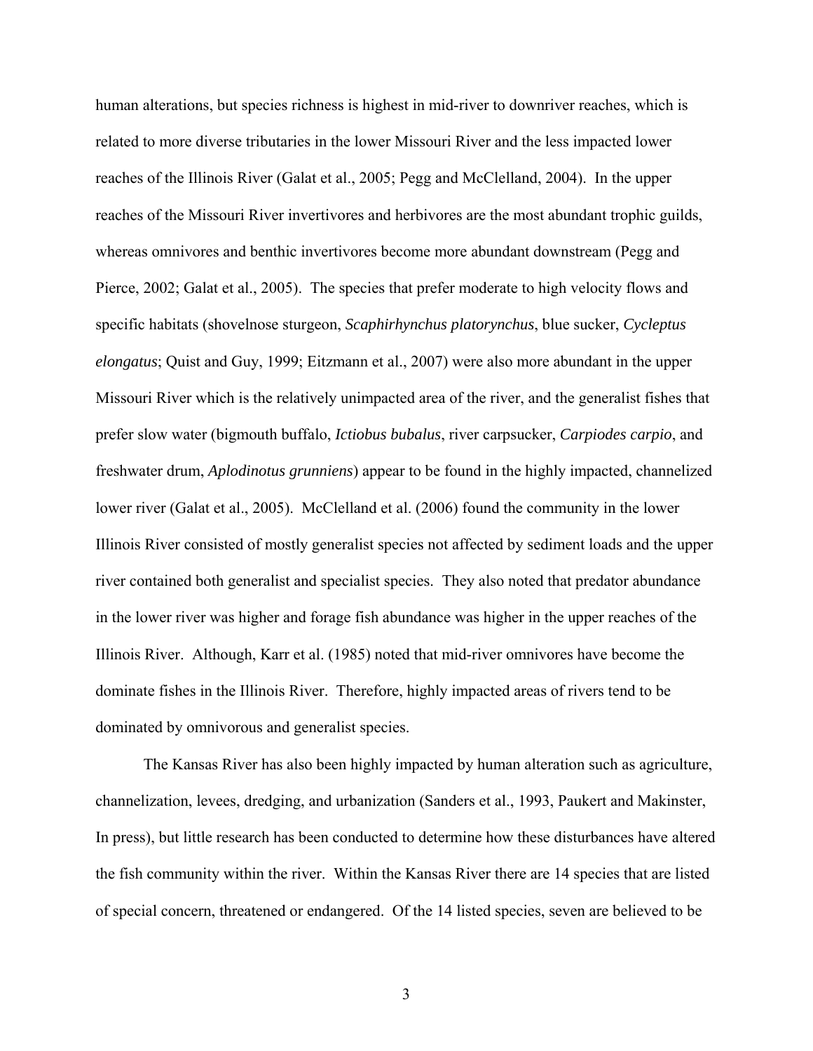human alterations, but species richness is highest in mid-river to downriver reaches, which is related to more diverse tributaries in the lower Missouri River and the less impacted lower reaches of the Illinois River (Galat et al., 2005; Pegg and McClelland, 2004). In the upper reaches of the Missouri River invertivores and herbivores are the most abundant trophic guilds, whereas omnivores and benthic invertivores become more abundant downstream (Pegg and Pierce, 2002; Galat et al., 2005). The species that prefer moderate to high velocity flows and specific habitats (shovelnose sturgeon, *Scaphirhynchus platorynchus*, blue sucker, *Cycleptus elongatus*; Quist and Guy, 1999; Eitzmann et al., 2007) were also more abundant in the upper Missouri River which is the relatively unimpacted area of the river, and the generalist fishes that prefer slow water (bigmouth buffalo, *Ictiobus bubalus*, river carpsucker, *Carpiodes carpio*, and freshwater drum, *Aplodinotus grunniens*) appear to be found in the highly impacted, channelized lower river (Galat et al., 2005). McClelland et al. (2006) found the community in the lower Illinois River consisted of mostly generalist species not affected by sediment loads and the upper river contained both generalist and specialist species. They also noted that predator abundance in the lower river was higher and forage fish abundance was higher in the upper reaches of the Illinois River. Although, Karr et al. (1985) noted that mid-river omnivores have become the dominate fishes in the Illinois River. Therefore, highly impacted areas of rivers tend to be dominated by omnivorous and generalist species.

The Kansas River has also been highly impacted by human alteration such as agriculture, channelization, levees, dredging, and urbanization (Sanders et al., 1993, Paukert and Makinster, In press), but little research has been conducted to determine how these disturbances have altered the fish community within the river. Within the Kansas River there are 14 species that are listed of special concern, threatened or endangered. Of the 14 listed species, seven are believed to be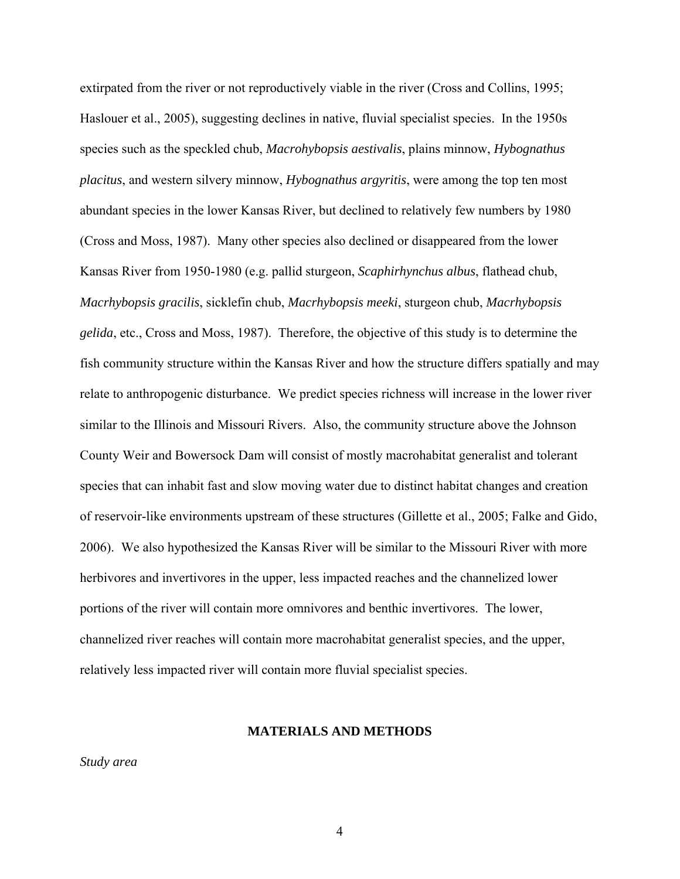extirpated from the river or not reproductively viable in the river (Cross and Collins, 1995; Haslouer et al., 2005), suggesting declines in native, fluvial specialist species. In the 1950s species such as the speckled chub, *Macrohybopsis aestivalis*, plains minnow, *Hybognathus placitus*, and western silvery minnow, *Hybognathus argyritis*, were among the top ten most abundant species in the lower Kansas River, but declined to relatively few numbers by 1980 (Cross and Moss, 1987). Many other species also declined or disappeared from the lower Kansas River from 1950-1980 (e.g. pallid sturgeon, *Scaphirhynchus albus*, flathead chub, *Macrhybopsis gracilis*, sicklefin chub, *Macrhybopsis meeki*, sturgeon chub, *Macrhybopsis gelida*, etc., Cross and Moss, 1987). Therefore, the objective of this study is to determine the fish community structure within the Kansas River and how the structure differs spatially and may relate to anthropogenic disturbance. We predict species richness will increase in the lower river similar to the Illinois and Missouri Rivers. Also, the community structure above the Johnson County Weir and Bowersock Dam will consist of mostly macrohabitat generalist and tolerant species that can inhabit fast and slow moving water due to distinct habitat changes and creation of reservoir-like environments upstream of these structures (Gillette et al., 2005; Falke and Gido, 2006). We also hypothesized the Kansas River will be similar to the Missouri River with more herbivores and invertivores in the upper, less impacted reaches and the channelized lower portions of the river will contain more omnivores and benthic invertivores. The lower, channelized river reaches will contain more macrohabitat generalist species, and the upper, relatively less impacted river will contain more fluvial specialist species.

## MATERIALS AND METHODS

*Study area*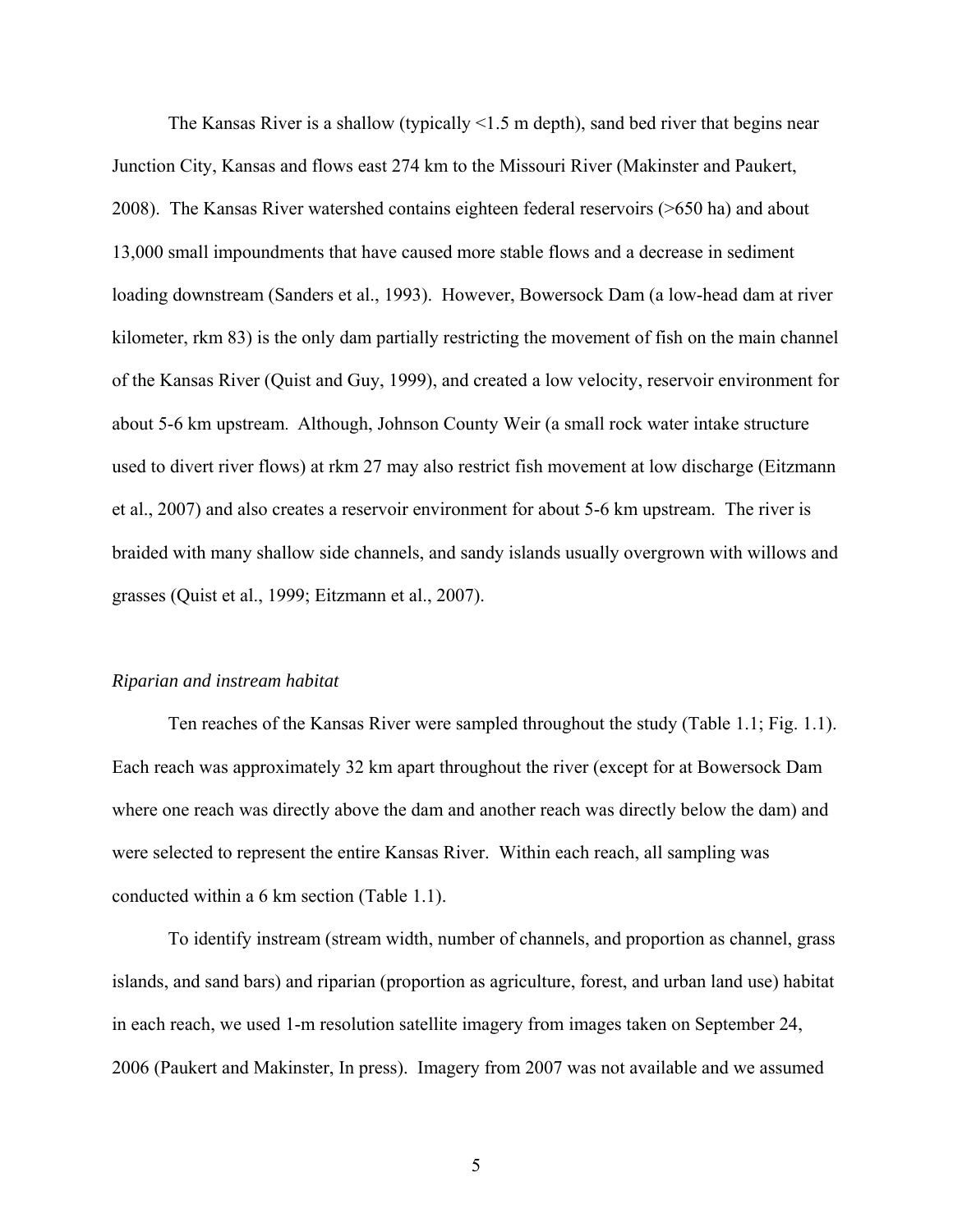The Kansas River is a shallow (typically <1.5 m depth), sand bed river that begins near Junction City, Kansas and flows east 274 km to the Missouri River (Makinster and Paukert, 2008). The Kansas River watershed contains eighteen federal reservoirs (>650 ha) and about 13,000 small impoundments that have caused more stable flows and a decrease in sediment loading downstream (Sanders et al., 1993). However, Bowersock Dam (a low-head dam at river kilometer, rkm 83) is the only dam partially restricting the movement of fish on the main channel of the Kansas River (Quist and Guy, 1999), and created a low velocity, reservoir environment for about 5-6 km upstream. Although, Johnson County Weir (a small rock water intake structure used to divert river flows) at rkm 27 may also restrict fish movement at low discharge (Eitzmann et al., 2007) and also creates a reservoir environment for about 5-6 km upstream. The river is braided with many shallow side channels, and sandy islands usually overgrown with willows and grasses (Quist et al., 1999; Eitzmann et al., 2007).

*Riparian and instream habitat*

Ten reaches of the Kansas River were sampled throughout the study (Table 1.1; Fig. 1.1). Each reach was approximately 32 km apart throughout the river (except for at Bowersock Dam where one reach was directly above the dam and another reach was directly below the dam) and were selected to represent the entire Kansas River. Within each reach, all sampling was conducted within a 6 km section (Table 1.1).

To identify instream (stream width, number of channels, and proportion as channel, grass islands, and sand bars) and riparian (proportion as agriculture, forest, and urban land use) habitat in each reach, we used 1-m resolution satellite imagery from images taken on September 24, 2006 (Paukert and Makinster, In press). Imagery from 2007 was not available and we assumed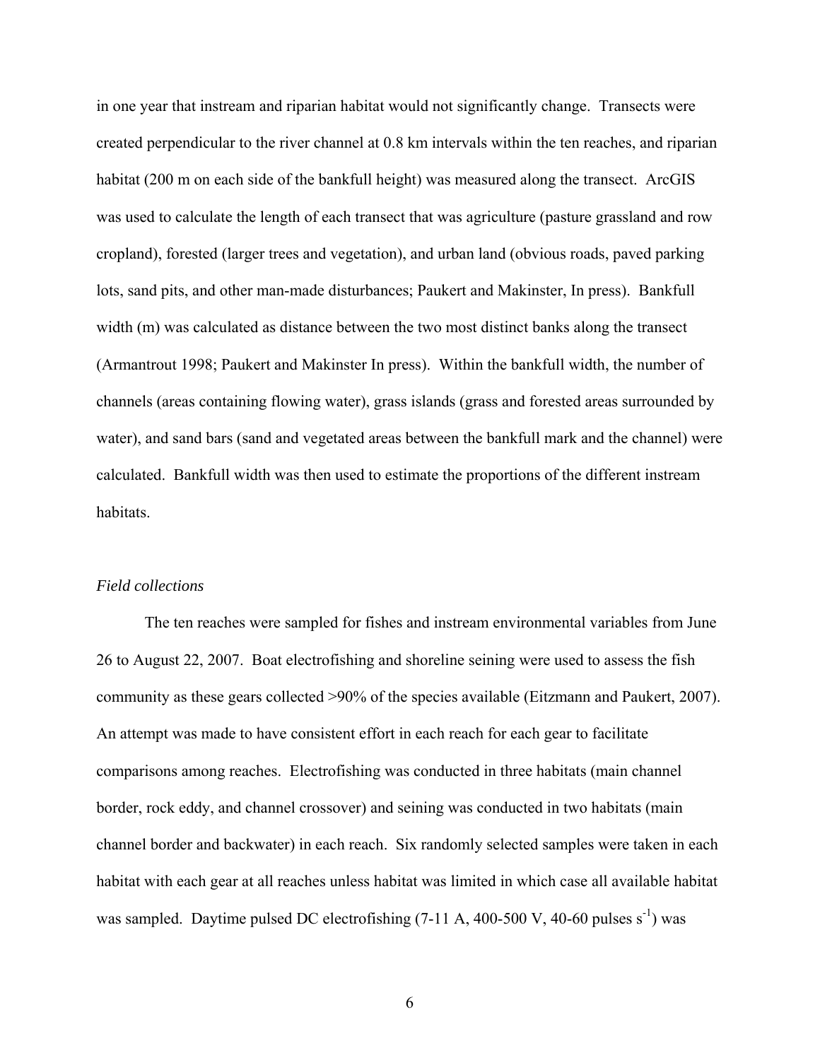in one year that instream and riparian habitat would not significantly change. Transects were created perpendicular to the river channel at 0.8 km intervals within the ten reaches, and riparian habitat (200 m on each side of the bankfull height) was measured along the transect. ArcGIS was used to calculate the length of each transect that was agriculture (pasture grassland and row cropland), forested (larger trees and vegetation), and urban land (obvious roads, paved parking lots, sand pits, and other man-made disturbances; Paukert and Makinster, In press). Bankfull width (m) was calculated as distance between the two most distinct banks along the transect (Armantrout 1998; Paukert and Makinster In press). Within the bankfull width, the number of channels (areas containing flowing water), grass islands (grass and forested areas surrounded by water), and sand bars (sand and vegetated areas between the bankfull mark and the channel) were calculated. Bankfull width was then used to estimate the proportions of the different instream habitats.

### *Field collections*

The ten reaches were sampled for fishes and instream environmental variables from June 26 to August 22, 2007. Boat electrofishing and shoreline seining were used to assess the fish community as these gears collected >90% of the species available (Eitzmann and Paukert, 2007). An attempt was made to have consistent effort in each reach for each gear to facilitate comparisons among reaches. Electrofishing was conducted in three habitats (main channel border, rock eddy, and channel crossover) and seining was conducted in two habitats (main channel border and backwater) in each reach. Six randomly selected samples were taken in each habitat with each gear at all reaches unless habitat was limited in which case all available habitat was sampled. Daytime pulsed DC electrofishing (7-11 A, 400-500 V, 40-60 pulses $s^{-1}$) was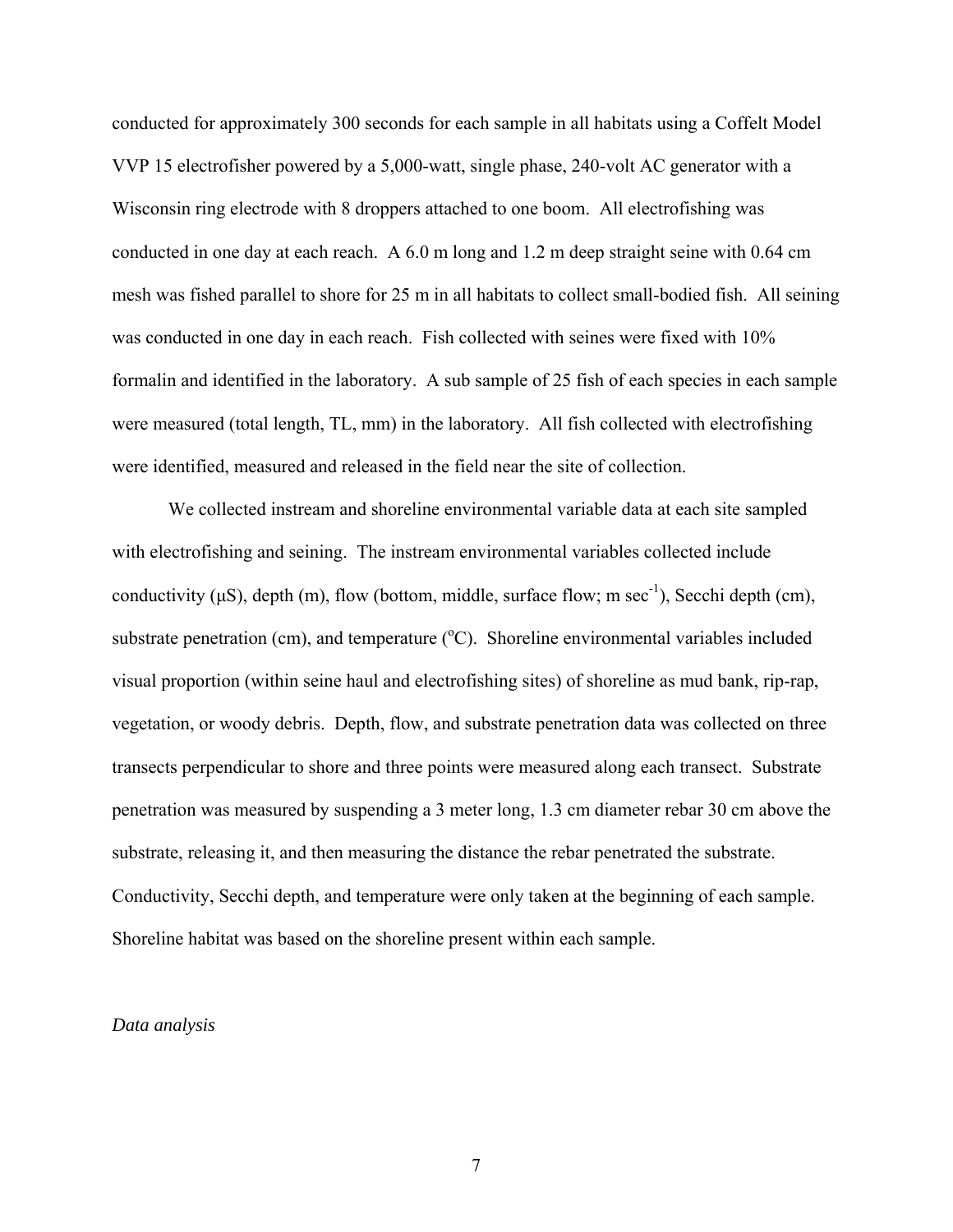conducted for approximately 300 seconds for each sample in all habitats using a Coffelt Model VVP 15 electrofisher powered by a 5,000-watt, single phase, 240-volt AC generator with a Wisconsin ring electrode with 8 droppers attached to one boom. All electrofishing was conducted in one day at each reach. A 6.0 m long and 1.2 m deep straight seine with 0.64 cm mesh was fished parallel to shore for 25 m in all habitats to collect small-bodied fish. All seining was conducted in one day in each reach. Fish collected with seines were fixed with 10% formalin and identified in the laboratory. A sub sample of 25 fish of each species in each sample were measured (total length, TL, mm) in the laboratory. All fish collected with electrofishing were identified, measured and released in the field near the site of collection.

We collected instream and shoreline environmental variable data at each site sampled with electrofishing and seining. The instream environmental variables collected include conductivity (μS), depth (m), flow (bottom, middle, surface flow; m $sec^{-1}$), Secchi depth (cm), substrate penetration (cm), and temperature ($^{o}C$). Shoreline environmental variables included visual proportion (within seine haul and electrofishing sites) of shoreline as mud bank, rip-rap, vegetation, or woody debris. Depth, flow, and substrate penetration data was collected on three transects perpendicular to shore and three points were measured along each transect. Substrate penetration was measured by suspending a 3 meter long, 1.3 cm diameter rebar 30 cm above the substrate, releasing it, and then measuring the distance the rebar penetrated the substrate. Conductivity, Secchi depth, and temperature were only taken at the beginning of each sample. Shoreline habitat was based on the shoreline present within each sample.

*Data analysis*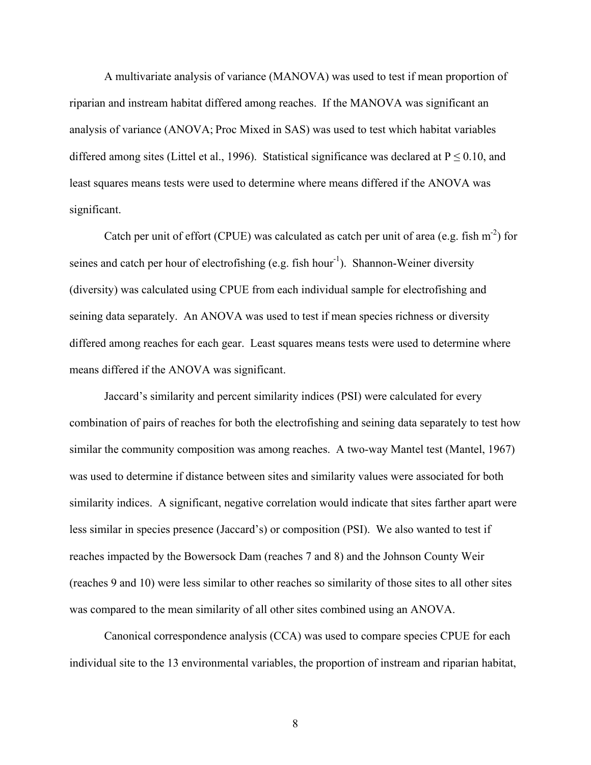A multivariate analysis of variance (MANOVA) was used to test if mean proportion of riparian and instream habitat differed among reaches. If the MANOVA was significant an analysis of variance (ANOVA; Proc Mixed in SAS) was used to test which habitat variables differed among sites (Littel et al., 1996). Statistical significance was declared at $P \leq 0.10$, and least squares means tests were used to determine where means differed if the ANOVA was significant.

Catch per unit of effort (CPUE) was calculated as catch per unit of area (e.g. fish $m^{-2}$) for seines and catch per hour of electrofishing (e.g. fish $hour^{-1}$). Shannon-Weiner diversity (diversity) was calculated using CPUE from each individual sample for electrofishing and seining data separately. An ANOVA was used to test if mean species richness or diversity differed among reaches for each gear. Least squares means tests were used to determine where means differed if the ANOVA was significant.

Jaccard's similarity and percent similarity indices (PSI) were calculated for every combination of pairs of reaches for both the electrofishing and seining data separately to test how similar the community composition was among reaches. A two-way Mantel test (Mantel, 1967) was used to determine if distance between sites and similarity values were associated for both similarity indices. A significant, negative correlation would indicate that sites farther apart were less similar in species presence (Jaccard's) or composition (PSI). We also wanted to test if reaches impacted by the Bowersock Dam (reaches 7 and 8) and the Johnson County Weir (reaches 9 and 10) were less similar to other reaches so similarity of those sites to all other sites was compared to the mean similarity of all other sites combined using an ANOVA.

Canonical correspondence analysis (CCA) was used to compare species CPUE for each individual site to the 13 environmental variables, the proportion of instream and riparian habitat,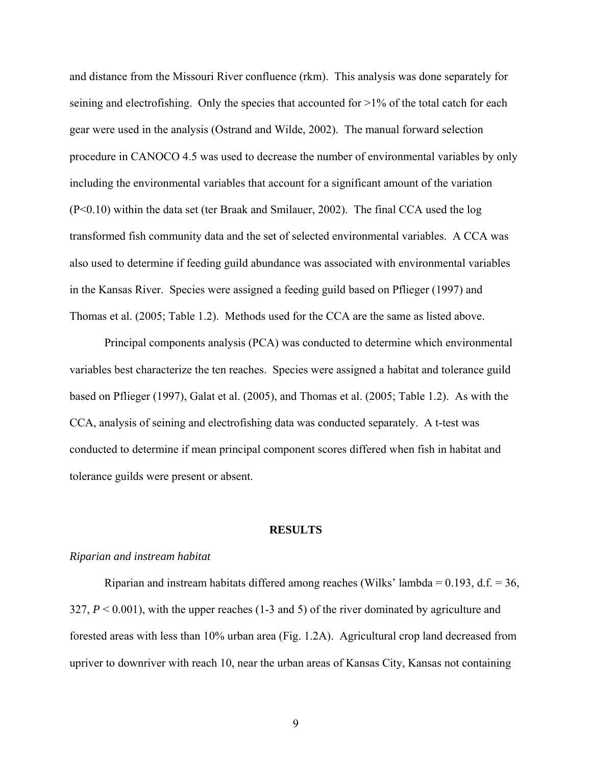and distance from the Missouri River confluence (rkm). This analysis was done separately for seining and electrofishing. Only the species that accounted for >1% of the total catch for each gear were used in the analysis (Ostrand and Wilde, 2002). The manual forward selection procedure in CANOCO 4.5 was used to decrease the number of environmental variables by only including the environmental variables that account for a significant amount of the variation ($P<0.10$) within the data set (ter Braak and Smilauer, 2002). The final CCA used the log transformed fish community data and the set of selected environmental variables. A CCA was also used to determine if feeding guild abundance was associated with environmental variables in the Kansas River. Species were assigned a feeding guild based on Pflieger (1997) and Thomas et al. (2005; Table 1.2). Methods used for the CCA are the same as listed above.

Principal components analysis (PCA) was conducted to determine which environmental variables best characterize the ten reaches. Species were assigned a habitat and tolerance guild based on Pflieger (1997), Galat et al. (2005), and Thomas et al. (2005; Table 1.2). As with the CCA, analysis of seining and electrofishing data was conducted separately. A t-test was conducted to determine if mean principal component scores differed when fish in habitat and tolerance guilds were present or absent.

## RESULTS

*Riparian and instream habitat*

Riparian and instream habitats differed among reaches (Wilks' lambda = 0.193, d.f. = 36, 327, $P < 0.001$), with the upper reaches (1-3 and 5) of the river dominated by agriculture and forested areas with less than 10% urban area (Fig. 1.2A). Agricultural crop land decreased from upriver to downriver with reach 10, near the urban areas of Kansas City, Kansas not containing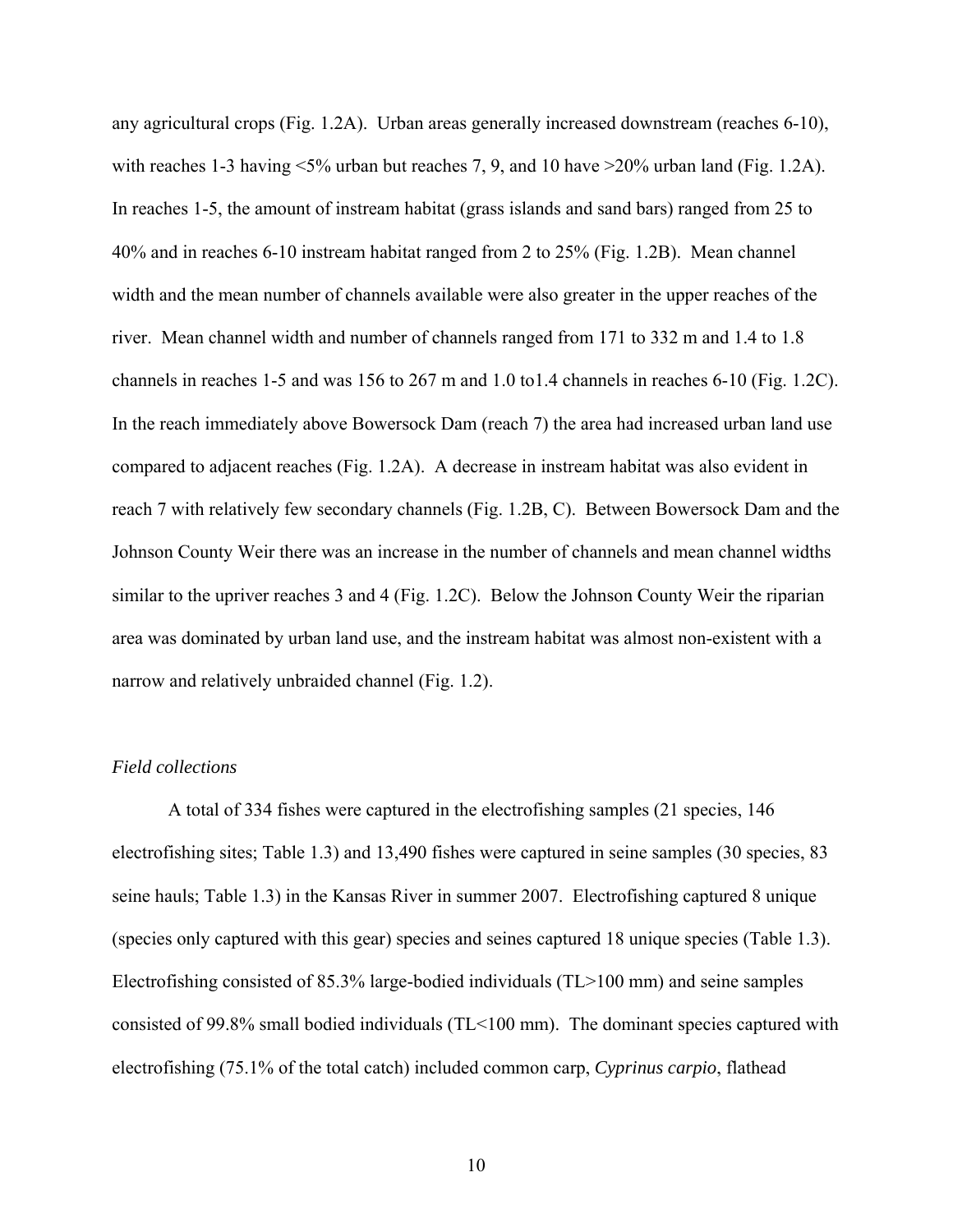any agricultural crops (Fig. 1.2A). Urban areas generally increased downstream (reaches 6-10), with reaches 1-3 having <5% urban but reaches 7, 9, and 10 have >20% urban land (Fig. 1.2A). In reaches 1-5, the amount of instream habitat (grass islands and sand bars) ranged from 25 to 40% and in reaches 6-10 instream habitat ranged from 2 to 25% (Fig. 1.2B). Mean channel width and the mean number of channels available were also greater in the upper reaches of the river. Mean channel width and number of channels ranged from 171 to 332 m and 1.4 to 1.8 channels in reaches 1-5 and was 156 to 267 m and 1.0 to1.4 channels in reaches 6-10 (Fig. 1.2C). In the reach immediately above Bowersock Dam (reach 7) the area had increased urban land use compared to adjacent reaches (Fig. 1.2A). A decrease in instream habitat was also evident in reach 7 with relatively few secondary channels (Fig. 1.2B, C). Between Bowersock Dam and the Johnson County Weir there was an increase in the number of channels and mean channel widths similar to the upriver reaches 3 and 4 (Fig. 1.2C). Below the Johnson County Weir the riparian area was dominated by urban land use, and the instream habitat was almost non-existent with a narrow and relatively unbraided channel (Fig. 1.2).

*Field collections*

A total of 334 fishes were captured in the electrofishing samples (21 species, 146 electrofishing sites; Table 1.3) and 13,490 fishes were captured in seine samples (30 species, 83 seine hauls; Table 1.3) in the Kansas River in summer 2007. Electrofishing captured 8 unique (species only captured with this gear) species and seines captured 18 unique species (Table 1.3). Electrofishing consisted of 85.3% large-bodied individuals (TL>100 mm) and seine samples consisted of 99.8% small bodied individuals (TL<100 mm). The dominant species captured with electrofishing (75.1% of the total catch) included common carp, *Cyprinus carpio*, flathead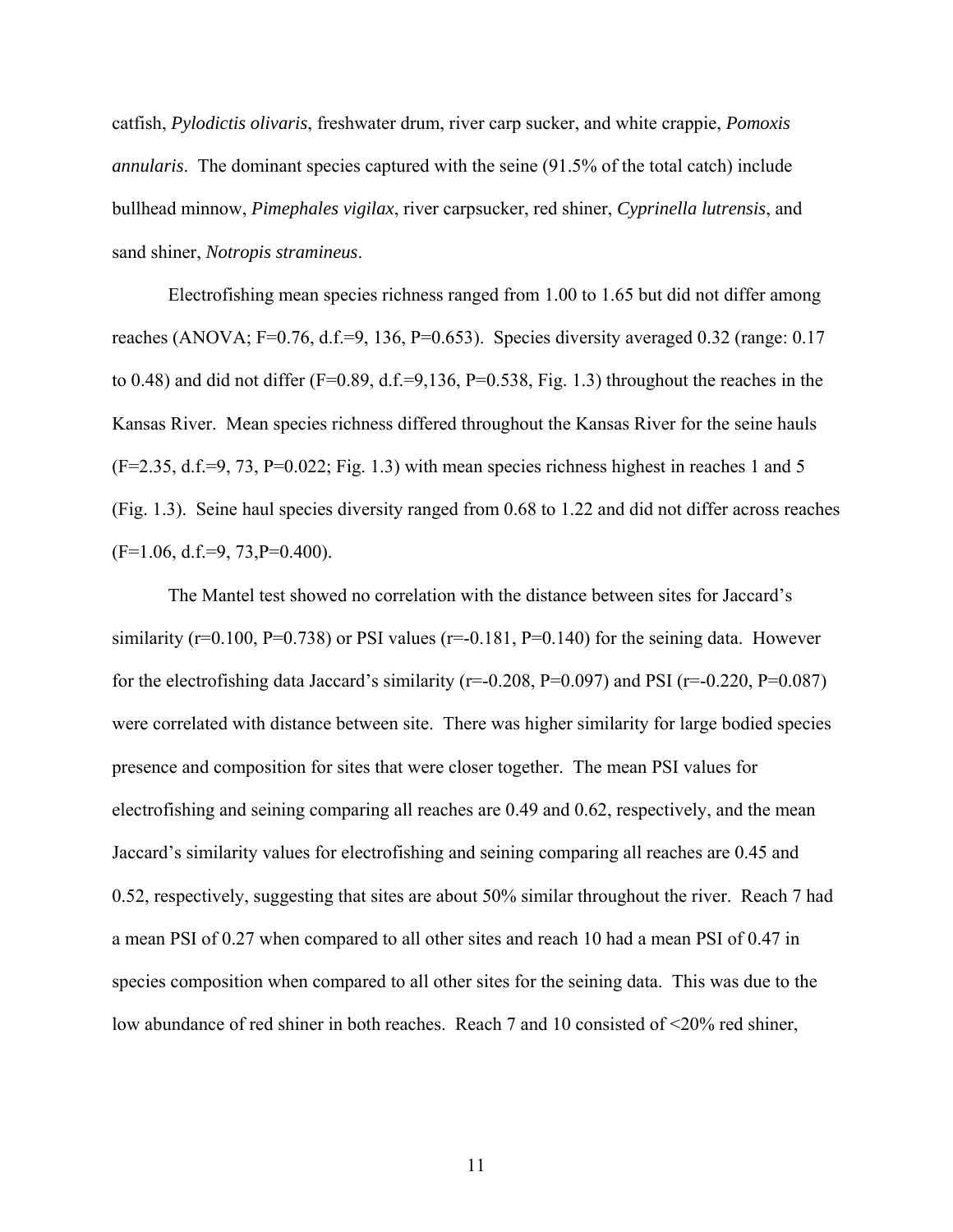catfish, *Pylodictis olivaris*, freshwater drum, river carp sucker, and white crappie, *Pomoxis annularis*. The dominant species captured with the seine (91.5% of the total catch) include bullhead minnow, *Pimephales vigilax*, river carpsucker, red shiner, *Cyprinella lutrensis*, and sand shiner, *Notropis stramineus*.

Electrofishing mean species richness ranged from 1.00 to 1.65 but did not differ among reaches (ANOVA; $F=0.76$, d.f.=9, 136, $P=0.653$). Species diversity averaged 0.32 (range: 0.17 to 0.48) and did not differ ($F=0.89$, d.f.=9,136, $P=0.538$, Fig. 1.3) throughout the reaches in the Kansas River. Mean species richness differed throughout the Kansas River for the seine hauls ($F=2.35$, d.f.=9, 73, $P=0.022$; Fig. 1.3) with mean species richness highest in reaches 1 and 5 (Fig. 1.3). Seine haul species diversity ranged from 0.68 to 1.22 and did not differ across reaches ($F=1.06$, d.f.=9, 73,$P=0.400$).

The Mantel test showed no correlation with the distance between sites for Jaccard's similarity ($r=0.100$, $P=0.738$) or PSI values ($r=-0.181$, $P=0.140$) for the seining data. However for the electrofishing data Jaccard's similarity ($r=-0.208$, $P=0.097$) and PSI ($r=-0.220$, $P=0.087$) were correlated with distance between site. There was higher similarity for large bodied species presence and composition for sites that were closer together. The mean PSI values for electrofishing and seining comparing all reaches are 0.49 and 0.62, respectively, and the mean Jaccard's similarity values for electrofishing and seining comparing all reaches are 0.45 and 0.52, respectively, suggesting that sites are about 50% similar throughout the river. Reach 7 had a mean PSI of 0.27 when compared to all other sites and reach 10 had a mean PSI of 0.47 in species composition when compared to all other sites for the seining data. This was due to the low abundance of red shiner in both reaches. Reach 7 and 10 consisted of <20% red shiner,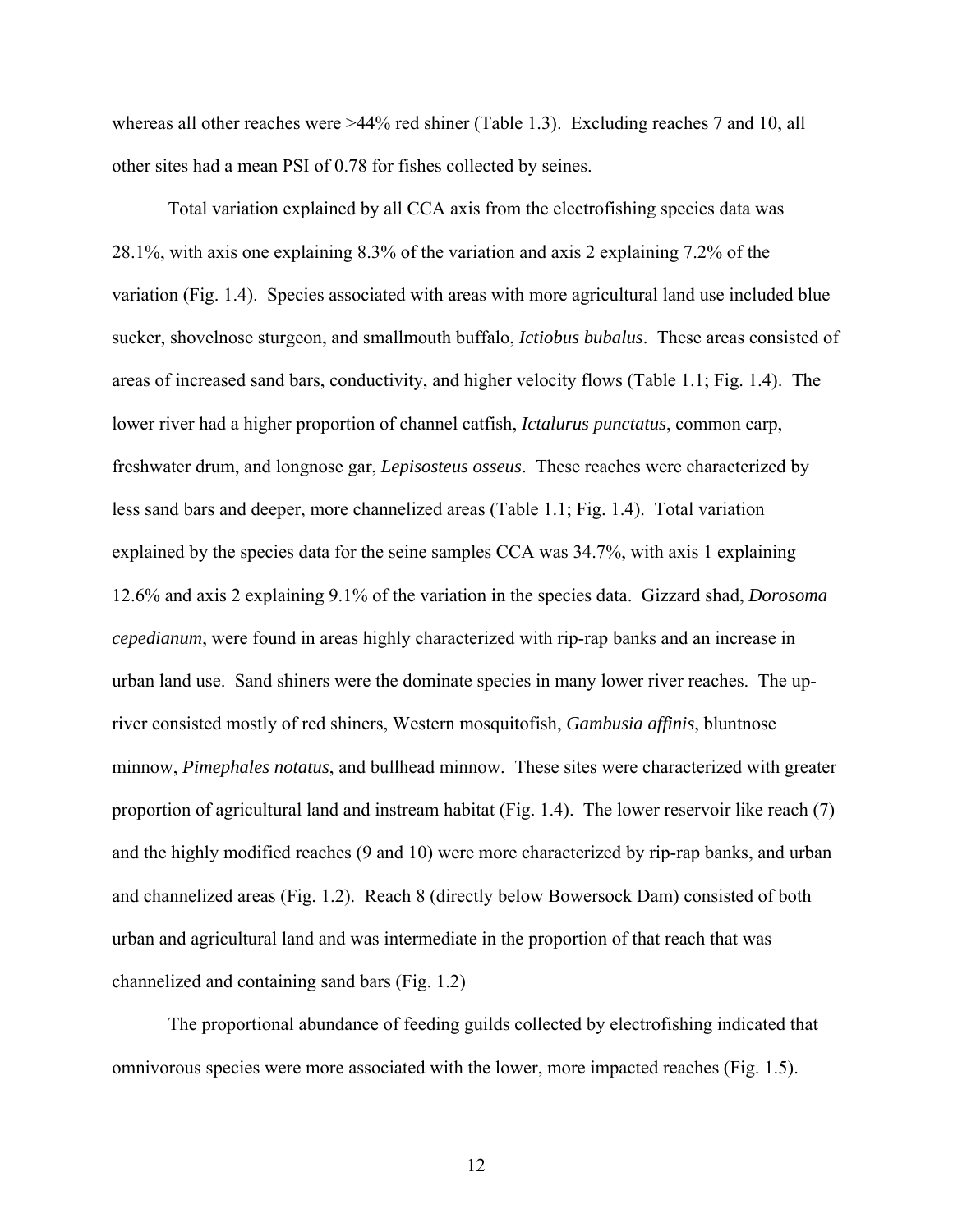whereas all other reaches were >44% red shiner (Table 1.3). Excluding reaches 7 and 10, all other sites had a mean PSI of 0.78 for fishes collected by seines.

Total variation explained by all CCA axis from the electrofishing species data was 28.1%, with axis one explaining 8.3% of the variation and axis 2 explaining 7.2% of the variation (Fig. 1.4). Species associated with areas with more agricultural land use included blue sucker, shovelnose sturgeon, and smallmouth buffalo, *Ictiobus bubalus*. These areas consisted of areas of increased sand bars, conductivity, and higher velocity flows (Table 1.1; Fig. 1.4). The lower river had a higher proportion of channel catfish, *Ictalurus punctatus*, common carp, freshwater drum, and longnose gar, *Lepisosteus osseus*. These reaches were characterized by less sand bars and deeper, more channelized areas (Table 1.1; Fig. 1.4). Total variation explained by the species data for the seine samples CCA was 34.7%, with axis 1 explaining 12.6% and axis 2 explaining 9.1% of the variation in the species data. Gizzard shad, *Dorosoma cepedianum*, were found in areas highly characterized with rip-rap banks and an increase in urban land use. Sand shiners were the dominate species in many lower river reaches. The up-river consisted mostly of red shiners, Western mosquitofish, *Gambusia affinis*, bluntnose minnow, *Pimephales notatus*, and bullhead minnow. These sites were characterized with greater proportion of agricultural land and instream habitat (Fig. 1.4). The lower reservoir like reach (7) and the highly modified reaches (9 and 10) were more characterized by rip-rap banks, and urban and channelized areas (Fig. 1.2). Reach 8 (directly below Bowersock Dam) consisted of both urban and agricultural land and was intermediate in the proportion of that reach that was channelized and containing sand bars (Fig. 1.2)

The proportional abundance of feeding guilds collected by electrofishing indicated that omnivorous species were more associated with the lower, more impacted reaches (Fig. 1.5).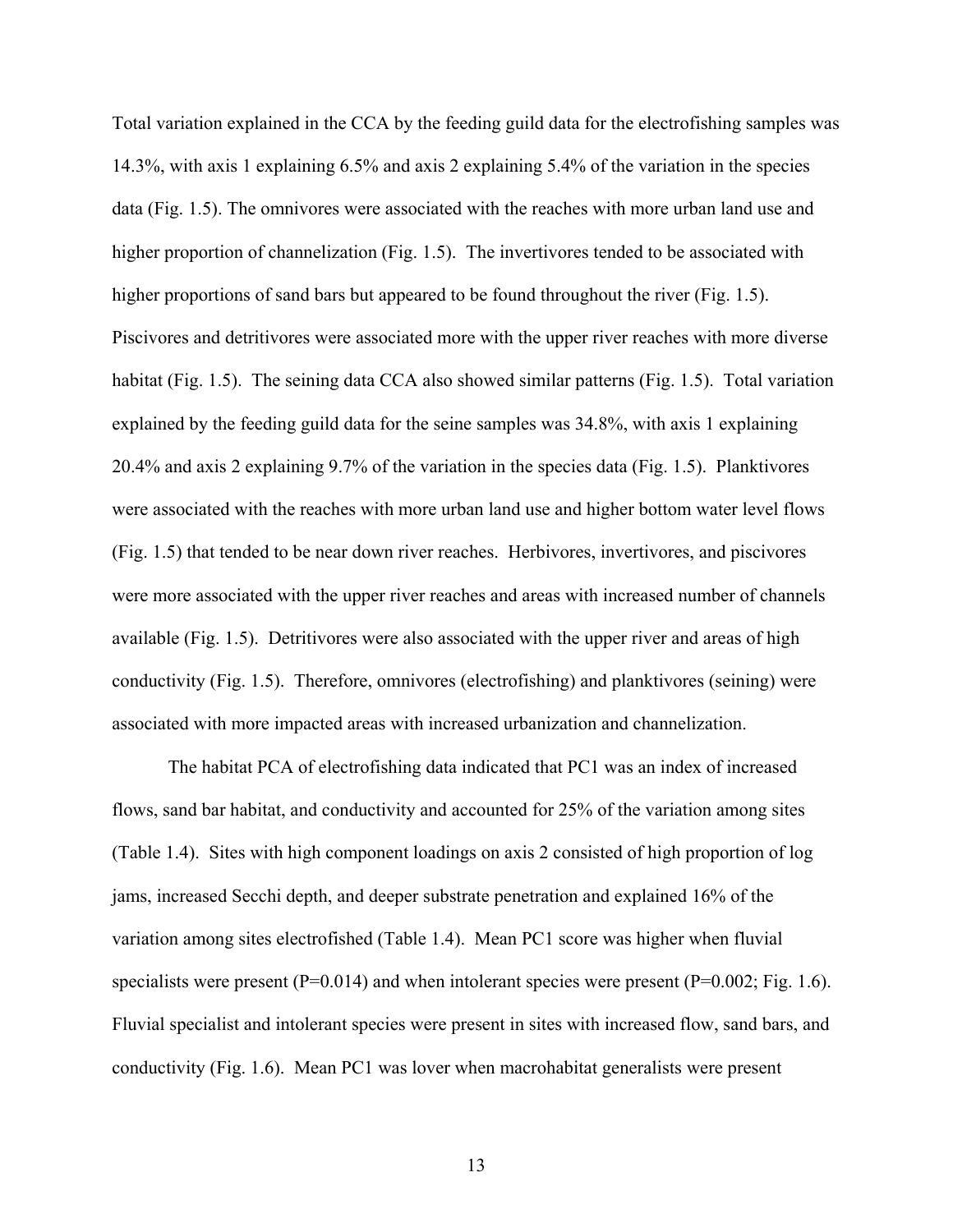Total variation explained in the CCA by the feeding guild data for the electrofishing samples was 14.3%, with axis 1 explaining 6.5% and axis 2 explaining 5.4% of the variation in the species data (Fig. 1.5). The omnivores were associated with the reaches with more urban land use and higher proportion of channelization (Fig. 1.5). The invertivores tended to be associated with higher proportions of sand bars but appeared to be found throughout the river (Fig. 1.5). Piscivores and detritivores were associated more with the upper river reaches with more diverse habitat (Fig. 1.5). The seining data CCA also showed similar patterns (Fig. 1.5). Total variation explained by the feeding guild data for the seine samples was 34.8%, with axis 1 explaining 20.4% and axis 2 explaining 9.7% of the variation in the species data (Fig. 1.5). Planktivores were associated with the reaches with more urban land use and higher bottom water level flows (Fig. 1.5) that tended to be near down river reaches. Herbivores, invertivores, and piscivores were more associated with the upper river reaches and areas with increased number of channels available (Fig. 1.5). Detritivores were also associated with the upper river and areas of high conductivity (Fig. 1.5). Therefore, omnivores (electrofishing) and planktivores (seining) were associated with more impacted areas with increased urbanization and channelization.

The habitat PCA of electrofishing data indicated that PC1 was an index of increased flows, sand bar habitat, and conductivity and accounted for 25% of the variation among sites (Table 1.4). Sites with high component loadings on axis 2 consisted of high proportion of log jams, increased Secchi depth, and deeper substrate penetration and explained 16% of the variation among sites electrofished (Table 1.4). Mean PC1 score was higher when fluvial specialists were present ($P=0.014$) and when intolerant species were present ($P=0.002$; Fig. 1.6). Fluvial specialist and intolerant species were present in sites with increased flow, sand bars, and conductivity (Fig. 1.6). Mean PC1 was lover when macrohabitat generalists were present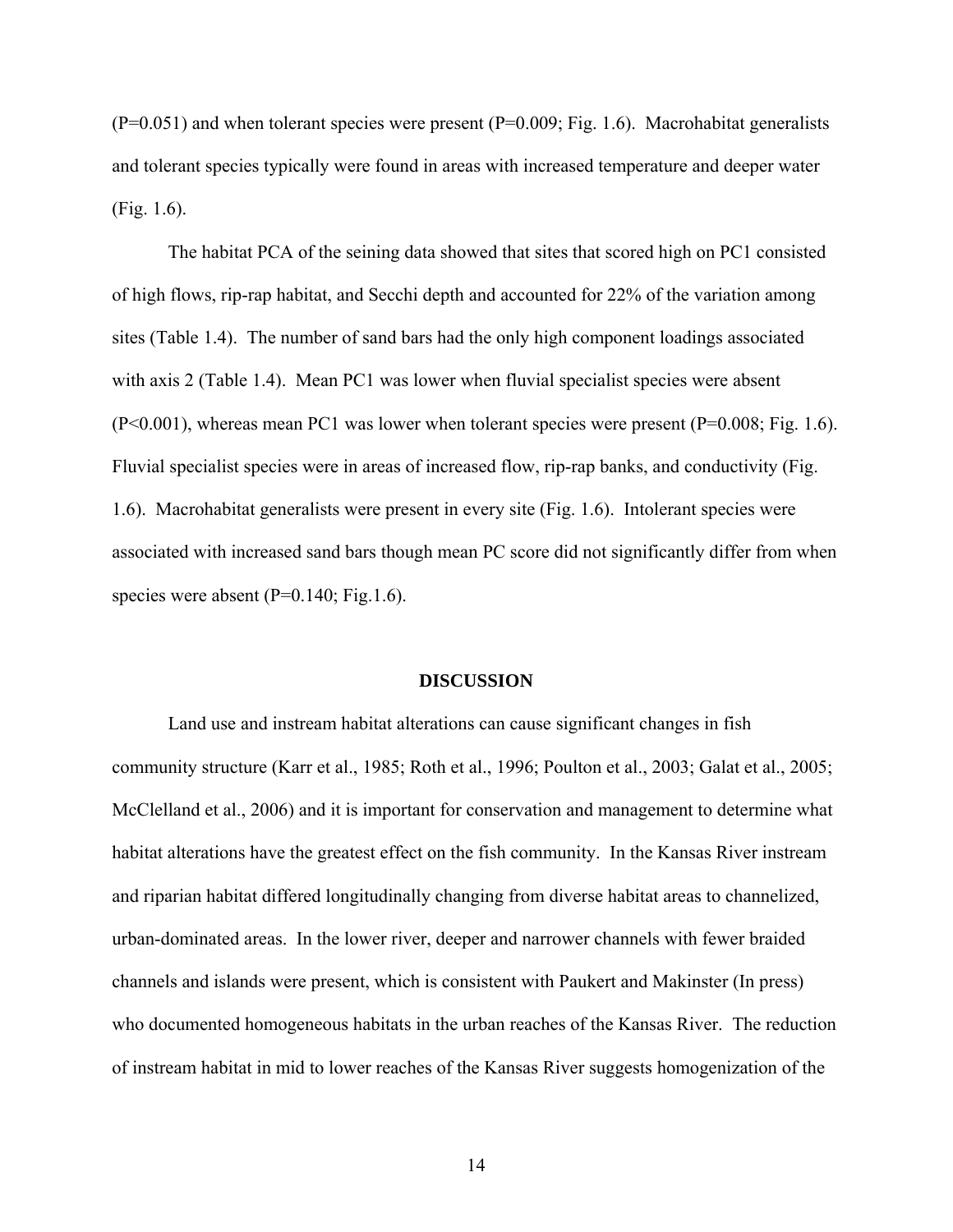($P=0.051$) and when tolerant species were present ($P=0.009$; Fig. 1.6). Macrohabitat generalists and tolerant species typically were found in areas with increased temperature and deeper water (Fig. 1.6).

The habitat PCA of the seining data showed that sites that scored high on PC1 consisted of high flows, rip-rap habitat, and Secchi depth and accounted for 22% of the variation among sites (Table 1.4). The number of sand bars had the only high component loadings associated with axis 2 (Table 1.4). Mean PC1 was lower when fluvial specialist species were absent ($P<0.001$), whereas mean PC1 was lower when tolerant species were present ($P=0.008$; Fig. 1.6). Fluvial specialist species were in areas of increased flow, rip-rap banks, and conductivity (Fig. 1.6). Macrohabitat generalists were present in every site (Fig. 1.6). Intolerant species were associated with increased sand bars though mean PC score did not significantly differ from when species were absent ($P=0.140$; Fig.1.6).

## DISCUSSION

Land use and instream habitat alterations can cause significant changes in fish community structure (Karr et al., 1985; Roth et al., 1996; Poulton et al., 2003; Galat et al., 2005; McClelland et al., 2006) and it is important for conservation and management to determine what habitat alterations have the greatest effect on the fish community. In the Kansas River instream and riparian habitat differed longitudinally changing from diverse habitat areas to channelized, urban-dominated areas. In the lower river, deeper and narrower channels with fewer braided channels and islands were present, which is consistent with Paukert and Makinster (In press) who documented homogeneous habitats in the urban reaches of the Kansas River. The reduction of instream habitat in mid to lower reaches of the Kansas River suggests homogenization of the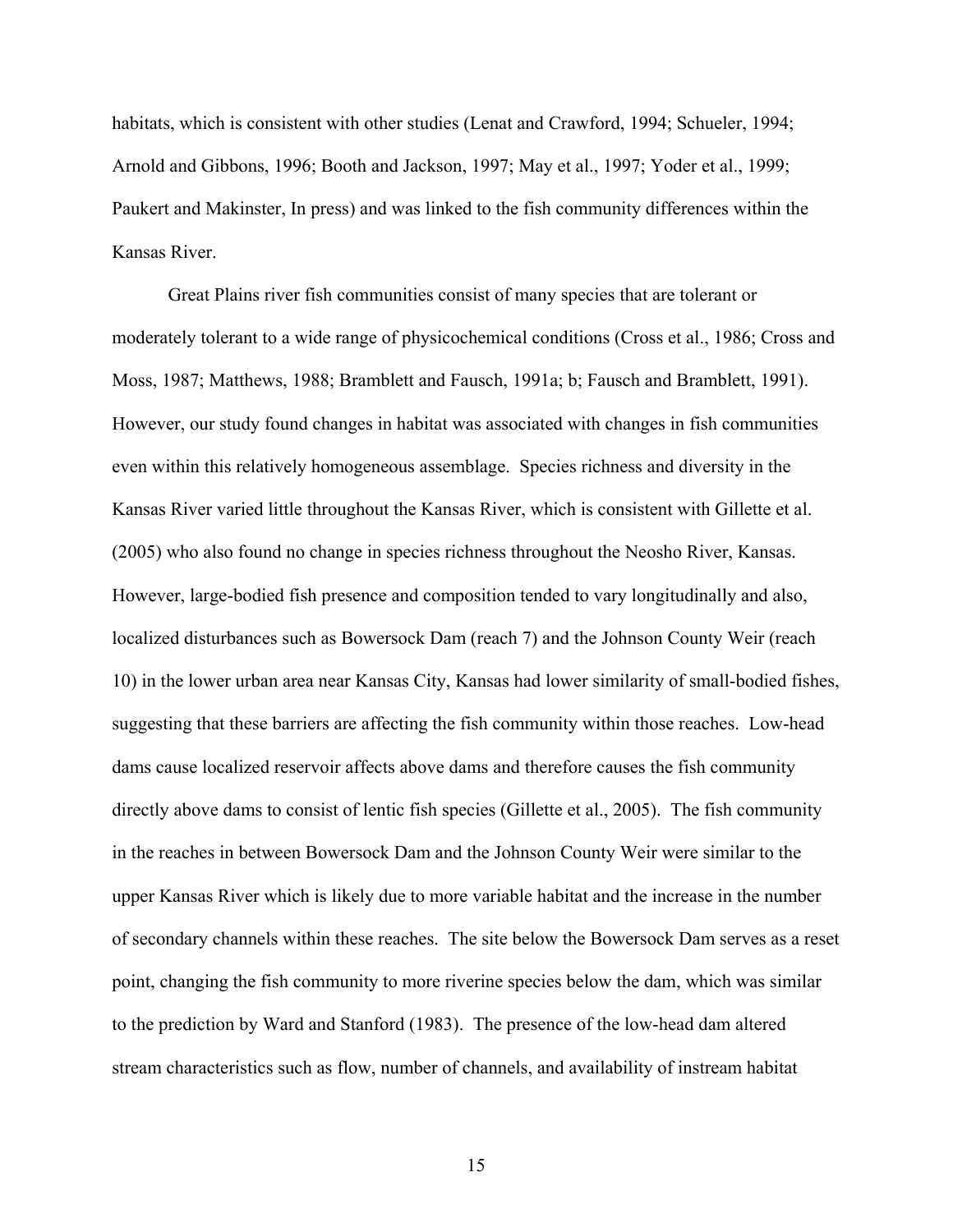habitats, which is consistent with other studies (Lenat and Crawford, 1994; Schueler, 1994; Arnold and Gibbons, 1996; Booth and Jackson, 1997; May et al., 1997; Yoder et al., 1999; Paukert and Makinster, In press) and was linked to the fish community differences within the Kansas River.

Great Plains river fish communities consist of many species that are tolerant or moderately tolerant to a wide range of physicochemical conditions (Cross et al., 1986; Cross and Moss, 1987; Matthews, 1988; Bramblett and Fausch, 1991a; b; Fausch and Bramblett, 1991). However, our study found changes in habitat was associated with changes in fish communities even within this relatively homogeneous assemblage. Species richness and diversity in the Kansas River varied little throughout the Kansas River, which is consistent with Gillette et al. (2005) who also found no change in species richness throughout the Neosho River, Kansas. However, large-bodied fish presence and composition tended to vary longitudinally and also, localized disturbances such as Bowersock Dam (reach 7) and the Johnson County Weir (reach 10) in the lower urban area near Kansas City, Kansas had lower similarity of small-bodied fishes, suggesting that these barriers are affecting the fish community within those reaches. Low-head dams cause localized reservoir affects above dams and therefore causes the fish community directly above dams to consist of lentic fish species (Gillette et al., 2005). The fish community in the reaches in between Bowersock Dam and the Johnson County Weir were similar to the upper Kansas River which is likely due to more variable habitat and the increase in the number of secondary channels within these reaches. The site below the Bowersock Dam serves as a reset point, changing the fish community to more riverine species below the dam, which was similar to the prediction by Ward and Stanford (1983). The presence of the low-head dam altered stream characteristics such as flow, number of channels, and availability of instream habitat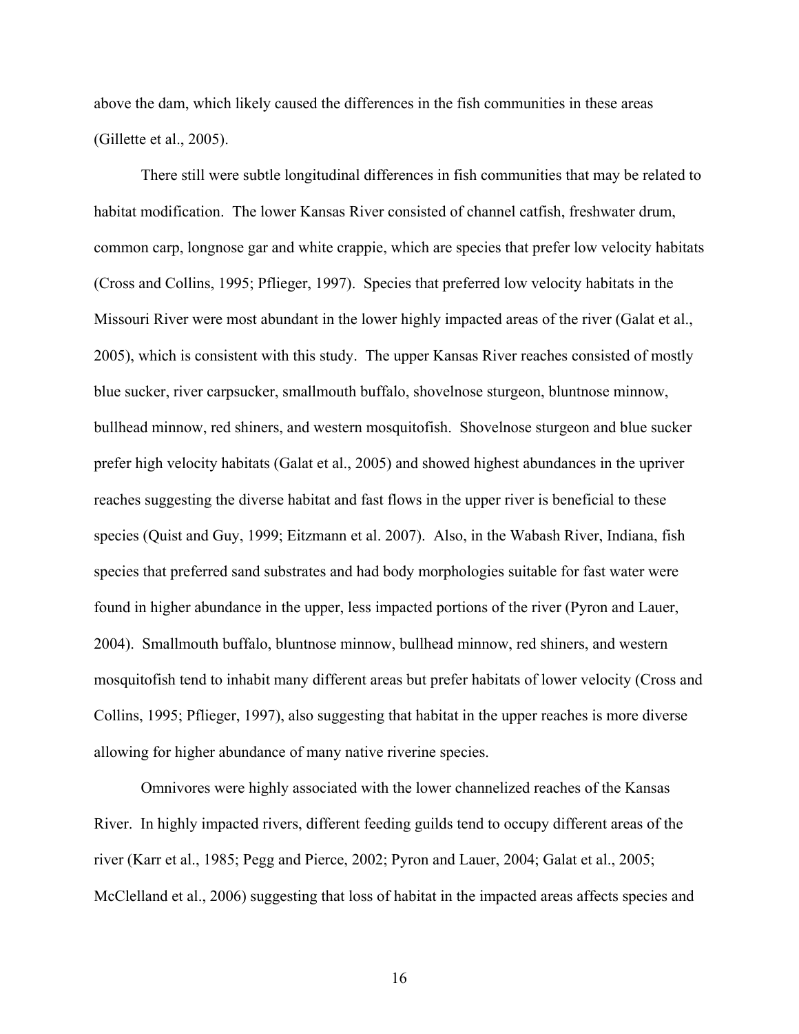above the dam, which likely caused the differences in the fish communities in these areas (Gillette et al., 2005).

There still were subtle longitudinal differences in fish communities that may be related to habitat modification. The lower Kansas River consisted of channel catfish, freshwater drum, common carp, longnose gar and white crappie, which are species that prefer low velocity habitats (Cross and Collins, 1995; Pflieger, 1997). Species that preferred low velocity habitats in the Missouri River were most abundant in the lower highly impacted areas of the river (Galat et al., 2005), which is consistent with this study. The upper Kansas River reaches consisted of mostly blue sucker, river carpsucker, smallmouth buffalo, shovelnose sturgeon, bluntnose minnow, bullhead minnow, red shiners, and western mosquitofish. Shovelnose sturgeon and blue sucker prefer high velocity habitats (Galat et al., 2005) and showed highest abundances in the upriver reaches suggesting the diverse habitat and fast flows in the upper river is beneficial to these species (Quist and Guy, 1999; Eitzmann et al. 2007). Also, in the Wabash River, Indiana, fish species that preferred sand substrates and had body morphologies suitable for fast water were found in higher abundance in the upper, less impacted portions of the river (Pyron and Lauer, 2004). Smallmouth buffalo, bluntnose minnow, bullhead minnow, red shiners, and western mosquitofish tend to inhabit many different areas but prefer habitats of lower velocity (Cross and Collins, 1995; Pflieger, 1997), also suggesting that habitat in the upper reaches is more diverse allowing for higher abundance of many native riverine species.

Omnivores were highly associated with the lower channelized reaches of the Kansas River. In highly impacted rivers, different feeding guilds tend to occupy different areas of the river (Karr et al., 1985; Pegg and Pierce, 2002; Pyron and Lauer, 2004; Galat et al., 2005; McClelland et al., 2006) suggesting that loss of habitat in the impacted areas affects species and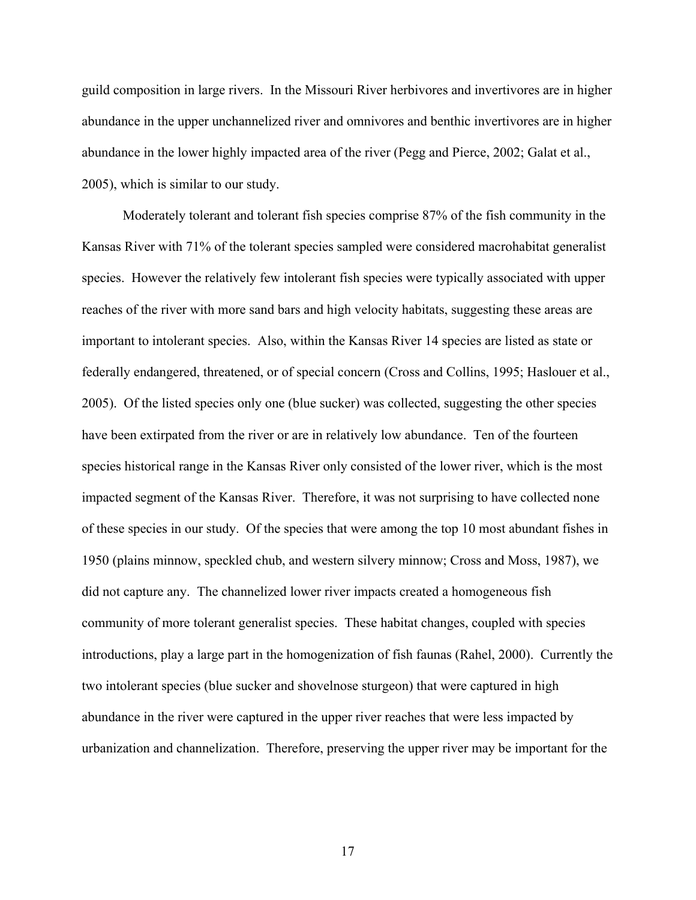guild composition in large rivers. In the Missouri River herbivores and invertivores are in higher abundance in the upper unchannelized river and omnivores and benthic invertivores are in higher abundance in the lower highly impacted area of the river (Pegg and Pierce, 2002; Galat et al., 2005), which is similar to our study.

Moderately tolerant and tolerant fish species comprise 87% of the fish community in the Kansas River with 71% of the tolerant species sampled were considered macrohabitat generalist species. However the relatively few intolerant fish species were typically associated with upper reaches of the river with more sand bars and high velocity habitats, suggesting these areas are important to intolerant species. Also, within the Kansas River 14 species are listed as state or federally endangered, threatened, or of special concern (Cross and Collins, 1995; Haslouer et al., 2005). Of the listed species only one (blue sucker) was collected, suggesting the other species have been extirpated from the river or are in relatively low abundance. Ten of the fourteen species historical range in the Kansas River only consisted of the lower river, which is the most impacted segment of the Kansas River. Therefore, it was not surprising to have collected none of these species in our study. Of the species that were among the top 10 most abundant fishes in 1950 (plains minnow, speckled chub, and western silvery minnow; Cross and Moss, 1987), we did not capture any. The channelized lower river impacts created a homogeneous fish community of more tolerant generalist species. These habitat changes, coupled with species introductions, play a large part in the homogenization of fish faunas (Rahel, 2000). Currently the two intolerant species (blue sucker and shovelnose sturgeon) that were captured in high abundance in the river were captured in the upper river reaches that were less impacted by urbanization and channelization. Therefore, preserving the upper river may be important for the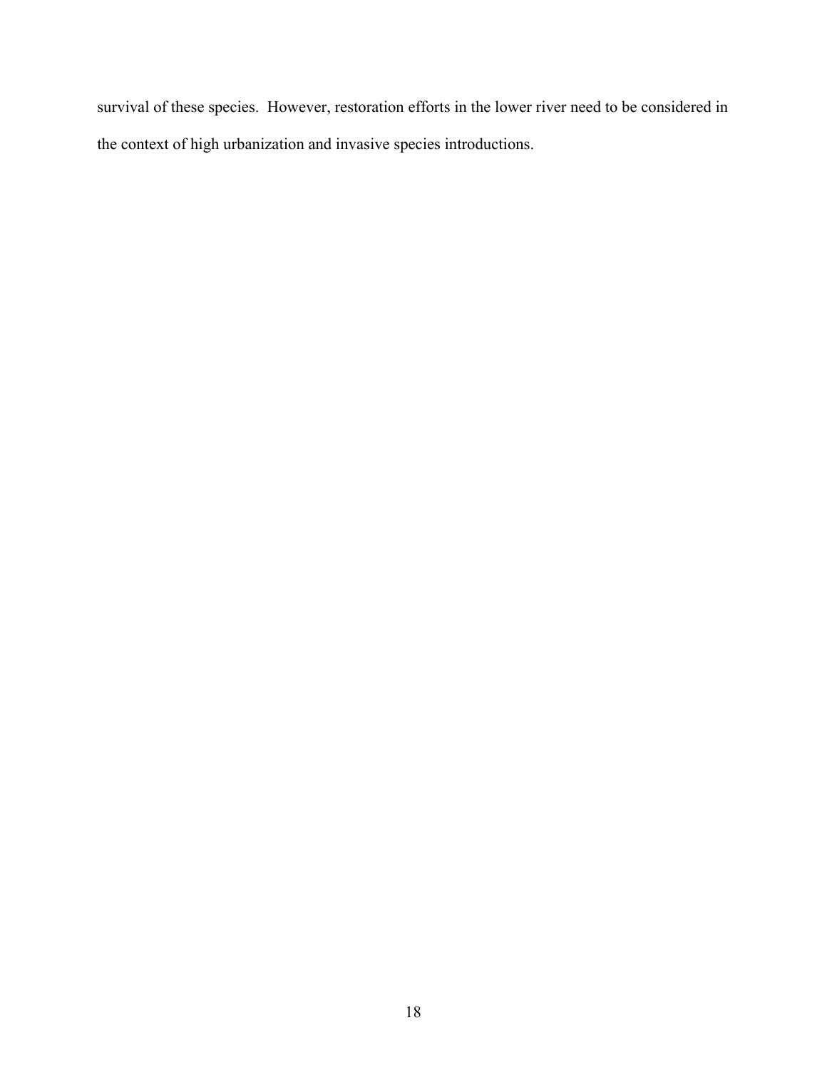survival of these species. However, restoration efforts in the lower river need to be considered in the context of high urbanization and invasive species introductions.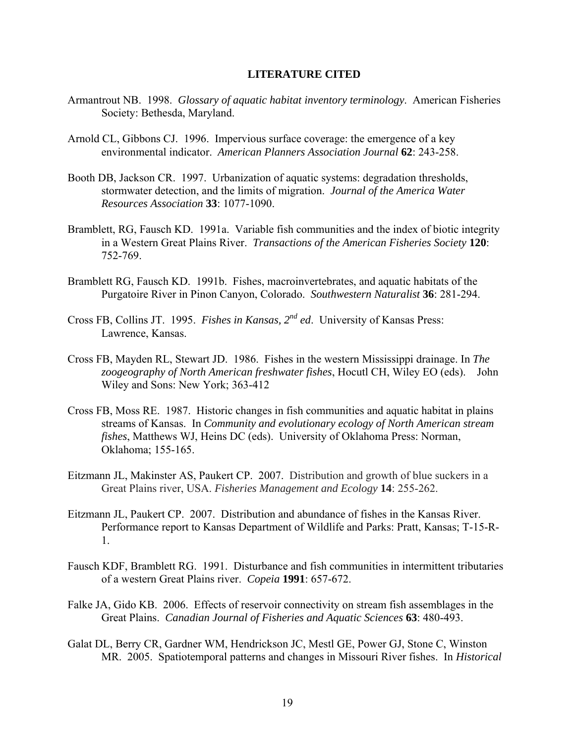## LITERATURE CITED

Armantrout NB. 1998. *Glossary of aquatic habitat inventory terminology*. American Fisheries Society: Bethesda, Maryland.

Arnold CL, Gibbons CJ. 1996. Impervious surface coverage: the emergence of a key environmental indicator. *American Planners Association Journal* **62**: 243-258.

Booth DB, Jackson CR. 1997. Urbanization of aquatic systems: degradation thresholds, stormwater detection, and the limits of migration. *Journal of the America Water Resources Association* **33**: 1077-1090.

Bramblett, RG, Fausch KD. 1991a. Variable fish communities and the index of biotic integrity in a Western Great Plains River. *Transactions of the American Fisheries Society* **120**: 752-769.

Bramblett RG, Fausch KD. 1991b. Fishes, macroinvertebrates, and aquatic habitats of the Purgatoire River in Pinon Canyon, Colorado. *Southwestern Naturalist* **36**: 281-294.

Cross FB, Collins JT. 1995. *Fishes in Kansas, 2nd ed*. University of Kansas Press: Lawrence, Kansas.

Cross FB, Mayden RL, Stewart JD. 1986. Fishes in the western Mississippi drainage. In *The zoogeography of North American freshwater fishes*, Hocutl CH, Wiley EO (eds). John Wiley and Sons: New York; 363-412

Cross FB, Moss RE. 1987. Historic changes in fish communities and aquatic habitat in plains streams of Kansas. In *Community and evolutionary ecology of North American stream fishes*, Matthews WJ, Heins DC (eds). University of Oklahoma Press: Norman, Oklahoma; 155-165.

Eitzmann JL, Makinster AS, Paukert CP. 2007. Distribution and growth of blue suckers in a Great Plains river, USA. *Fisheries Management and Ecology* **14**: 255-262.

Eitzmann JL, Paukert CP. 2007. Distribution and abundance of fishes in the Kansas River. Performance report to Kansas Department of Wildlife and Parks: Pratt, Kansas; T-15-R-1.

Fausch KDF, Bramblett RG. 1991. Disturbance and fish communities in intermittent tributaries of a western Great Plains river. *Copeia* **1991**: 657-672.

Falke JA, Gido KB. 2006. Effects of reservoir connectivity on stream fish assemblages in the Great Plains. *Canadian Journal of Fisheries and Aquatic Sciences* **63**: 480-493.

Galat DL, Berry CR, Gardner WM, Hendrickson JC, Mestl GE, Power GJ, Stone C, Winston MR. 2005. Spatiotemporal patterns and changes in Missouri River fishes. In *Historical*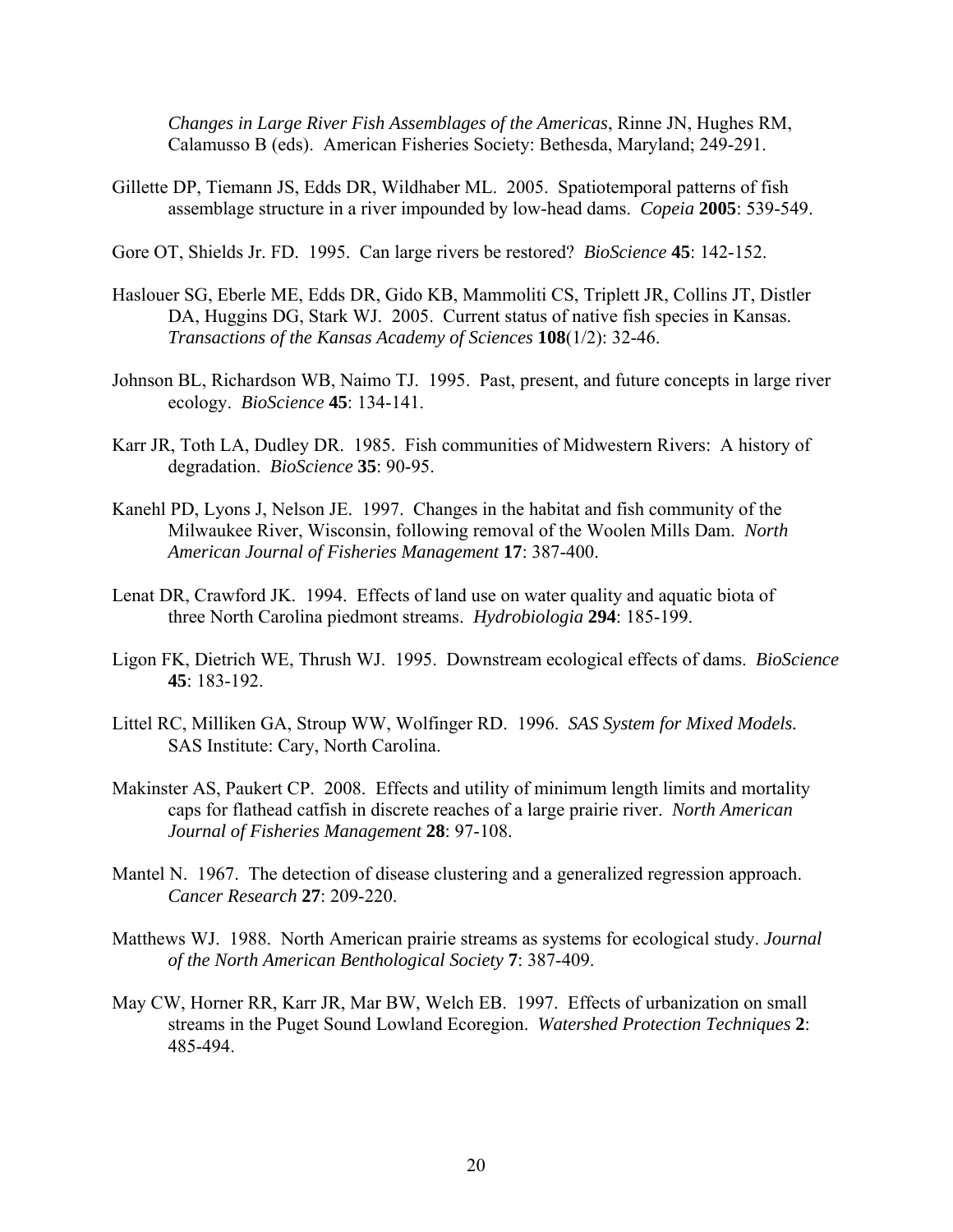*Changes in Large River Fish Assemblages of the Americas*, Rinne JN, Hughes RM, Calamusso B (eds). American Fisheries Society: Bethesda, Maryland; 249-291.

Gillette DP, Tiemann JS, Edds DR, Wildhaber ML. 2005. Spatiotemporal patterns of fish assemblage structure in a river impounded by low-head dams. *Copeia* **2005**: 539-549.

Gore OT, Shields Jr. FD. 1995. Can large rivers be restored? *BioScience* **45**: 142-152.

Haslouer SG, Eberle ME, Edds DR, Gido KB, Mammoliti CS, Triplett JR, Collins JT, Distler DA, Huggins DG, Stark WJ. 2005. Current status of native fish species in Kansas. *Transactions of the Kansas Academy of Sciences* **108**(1/2): 32-46.

Johnson BL, Richardson WB, Naimo TJ. 1995. Past, present, and future concepts in large river ecology. *BioScience* **45**: 134-141.

Karr JR, Toth LA, Dudley DR. 1985. Fish communities of Midwestern Rivers: A history of degradation. *BioScience* **35**: 90-95.

Kanehl PD, Lyons J, Nelson JE. 1997. Changes in the habitat and fish community of the Milwaukee River, Wisconsin, following removal of the Woolen Mills Dam. *North American Journal of Fisheries Management* **17**: 387-400.

Lenat DR, Crawford JK. 1994. Effects of land use on water quality and aquatic biota of three North Carolina piedmont streams. *Hydrobiologia* **294**: 185-199.

Ligon FK, Dietrich WE, Thrush WJ. 1995. Downstream ecological effects of dams. *BioScience* **45**: 183-192.

Littel RC, Milliken GA, Stroup WW, Wolfinger RD. 1996. *SAS System for Mixed Models.* SAS Institute: Cary, North Carolina.

Makinster AS, Paukert CP. 2008. Effects and utility of minimum length limits and mortality caps for flathead catfish in discrete reaches of a large prairie river. *North American Journal of Fisheries Management* **28**: 97-108.

Mantel N. 1967. The detection of disease clustering and a generalized regression approach. *Cancer Research* **27**: 209-220.

Matthews WJ. 1988. North American prairie streams as systems for ecological study. *Journal of the North American Benthological Society* **7**: 387-409.

May CW, Horner RR, Karr JR, Mar BW, Welch EB. 1997. Effects of urbanization on small streams in the Puget Sound Lowland Ecoregion. *Watershed Protection Techniques* **2**: 485-494.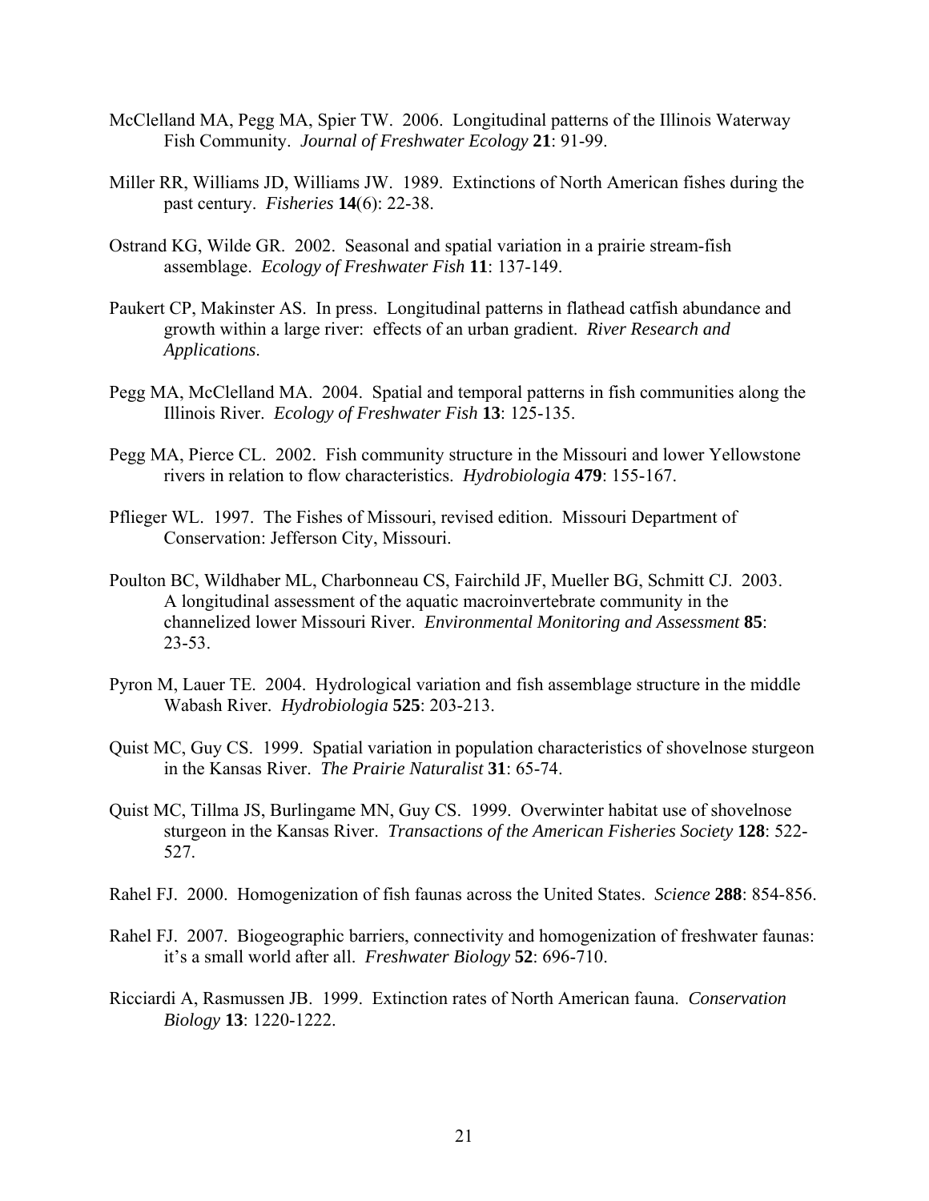McClelland MA, Pegg MA, Spier TW. 2006. Longitudinal patterns of the Illinois Waterway Fish Community. *Journal of Freshwater Ecology* **21**: 91-99.

Miller RR, Williams JD, Williams JW. 1989. Extinctions of North American fishes during the past century. *Fisheries* **14**(6): 22-38.

Ostrand KG, Wilde GR. 2002. Seasonal and spatial variation in a prairie stream-fish assemblage. *Ecology of Freshwater Fish* **11**: 137-149.

Paukert CP, Makinster AS. In press. Longitudinal patterns in flathead catfish abundance and growth within a large river: effects of an urban gradient. *River Research and Applications*.

Pegg MA, McClelland MA. 2004. Spatial and temporal patterns in fish communities along the Illinois River. *Ecology of Freshwater Fish* **13**: 125-135.

Pegg MA, Pierce CL. 2002. Fish community structure in the Missouri and lower Yellowstone rivers in relation to flow characteristics. *Hydrobiologia* **479**: 155-167.

Pflieger WL. 1997. The Fishes of Missouri, revised edition. Missouri Department of Conservation: Jefferson City, Missouri.

Poulton BC, Wildhaber ML, Charbonneau CS, Fairchild JF, Mueller BG, Schmitt CJ. 2003. A longitudinal assessment of the aquatic macroinvertebrate community in the channelized lower Missouri River. *Environmental Monitoring and Assessment* **85**: 23-53.

Pyron M, Lauer TE. 2004. Hydrological variation and fish assemblage structure in the middle Wabash River. *Hydrobiologia* **525**: 203-213.

Quist MC, Guy CS. 1999. Spatial variation in population characteristics of shovelnose sturgeon in the Kansas River. *The Prairie Naturalist* **31**: 65-74.

Quist MC, Tillma JS, Burlingame MN, Guy CS. 1999. Overwinter habitat use of shovelnose sturgeon in the Kansas River. *Transactions of the American Fisheries Society* **128**: 522-527.

Rahel FJ. 2000. Homogenization of fish faunas across the United States. *Science* **288**: 854-856.

Rahel FJ. 2007. Biogeographic barriers, connectivity and homogenization of freshwater faunas: it's a small world after all. *Freshwater Biology* **52**: 696-710.

Ricciardi A, Rasmussen JB. 1999. Extinction rates of North American fauna. *Conservation Biology* **13**: 1220-1222.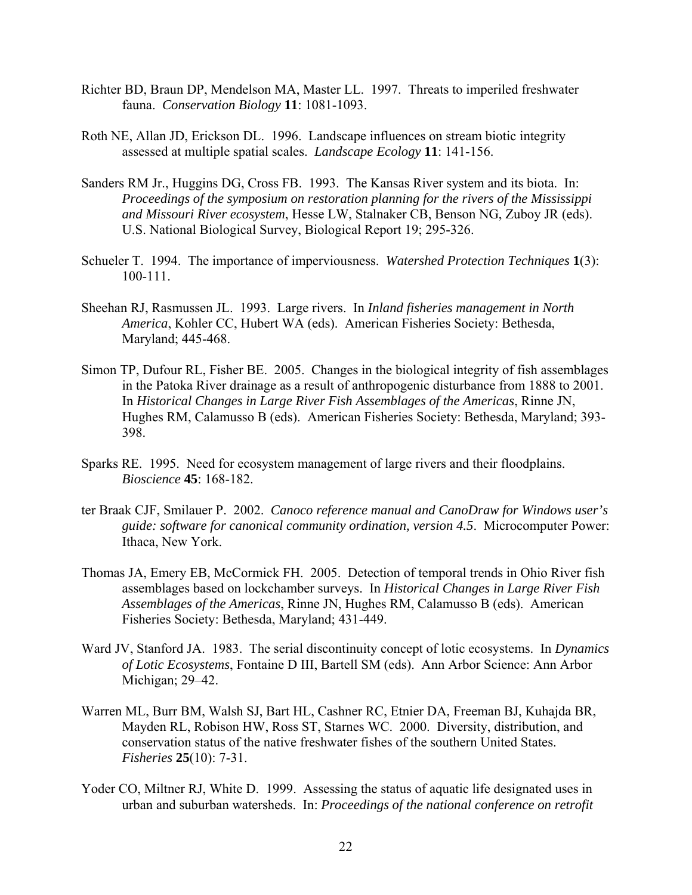Richter BD, Braun DP, Mendelson MA, Master LL. 1997. Threats to imperiled freshwater fauna. *Conservation Biology* **11**: 1081-1093.

Roth NE, Allan JD, Erickson DL. 1996. Landscape influences on stream biotic integrity assessed at multiple spatial scales. *Landscape Ecology* **11**: 141-156.

Sanders RM Jr., Huggins DG, Cross FB. 1993. The Kansas River system and its biota. In: *Proceedings of the symposium on restoration planning for the rivers of the Mississippi and Missouri River ecosystem*, Hesse LW, Stalnaker CB, Benson NG, Zuboy JR (eds). U.S. National Biological Survey, Biological Report 19; 295-326.

Schueler T. 1994. The importance of imperviousness. *Watershed Protection Techniques* **1**(3): 100-111.

Sheehan RJ, Rasmussen JL. 1993. Large rivers. In *Inland fisheries management in North America*, Kohler CC, Hubert WA (eds). American Fisheries Society: Bethesda, Maryland; 445-468.

Simon TP, Dufour RL, Fisher BE. 2005. Changes in the biological integrity of fish assemblages in the Patoka River drainage as a result of anthropogenic disturbance from 1888 to 2001. In *Historical Changes in Large River Fish Assemblages of the Americas*, Rinne JN, Hughes RM, Calamusso B (eds). American Fisheries Society: Bethesda, Maryland; 393-398.

Sparks RE. 1995. Need for ecosystem management of large rivers and their floodplains. *Bioscience* **45**: 168-182.

ter Braak CJF, Smilauer P. 2002. *Canoco reference manual and CanoDraw for Windows user's guide: software for canonical community ordination, version 4.5*. Microcomputer Power: Ithaca, New York.

Thomas JA, Emery EB, McCormick FH. 2005. Detection of temporal trends in Ohio River fish assemblages based on lockchamber surveys. In *Historical Changes in Large River Fish Assemblages of the Americas*, Rinne JN, Hughes RM, Calamusso B (eds). American Fisheries Society: Bethesda, Maryland; 431-449.

Ward JV, Stanford JA. 1983. The serial discontinuity concept of lotic ecosystems. In *Dynamics of Lotic Ecosystems*, Fontaine D III, Bartell SM (eds). Ann Arbor Science: Ann Arbor Michigan; 29–42.

Warren ML, Burr BM, Walsh SJ, Bart HL, Cashner RC, Etnier DA, Freeman BJ, Kuhajda BR, Mayden RL, Robison HW, Ross ST, Starnes WC. 2000. Diversity, distribution, and conservation status of the native freshwater fishes of the southern United States. *Fisheries* **25**(10): 7-31.

Yoder CO, Miltner RJ, White D. 1999. Assessing the status of aquatic life designated uses in urban and suburban watersheds. In: *Proceedings of the national conference on retrofit*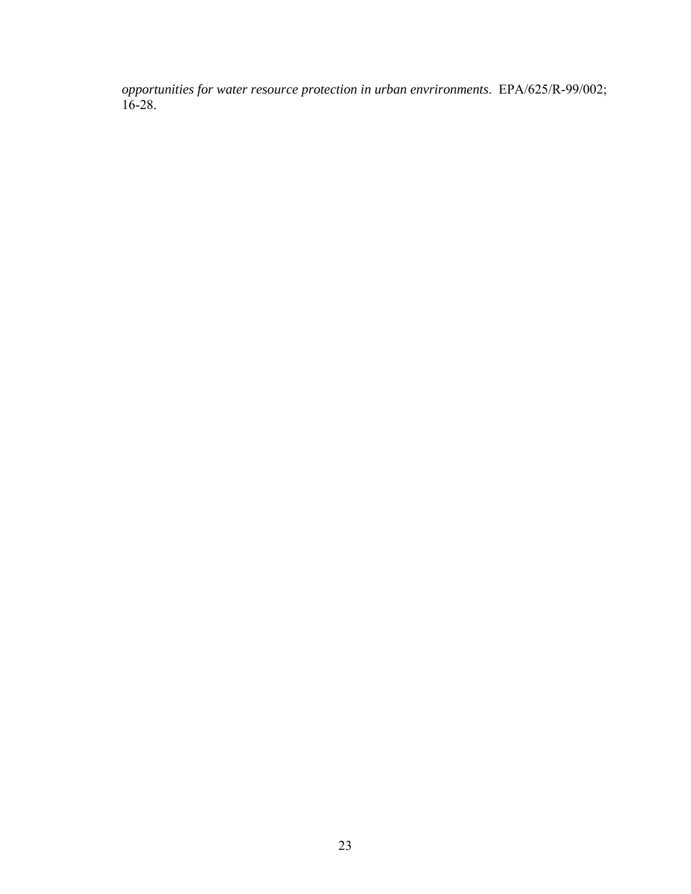*opportunities for water resource protection in urban envrironments*. EPA/625/R-99/002; 16-28.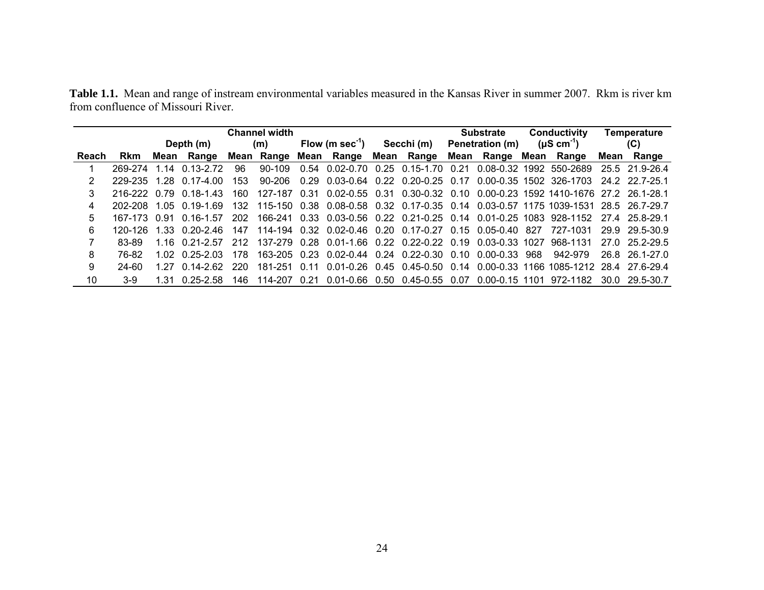**Table 1.1.** Mean and range of instream environmental variables measured in the Kansas River in summer 2007. Rkm is river km from confluence of Missouri River.

| | | Depth (m) | | Channel width (m) | | Flow (m $sec^{-1}$) | | Secchi (m) | | Substrate Penetration (m) | | Conductivity (μS $cm^{-1}$) | | Temperature (C) | |
|---|---|---|---|---|---|---|---|---|---|---|---|---|---|---|---|
| Reach | Rkm | Mean | Range | Mean | Range | Mean | Range | Mean | Range | Mean | Range | Mean | Range | Mean | Range |
| 1 | 269-274 | 1.14 | 0.13-2.72 | 96 | 90-109 | 0.54 | 0.02-0.70 | 0.25 | 0.15-1.70 | 0.21 | 0.08-0.32 | 1992 | 550-2689 | 25.5 | 21.9-26.4 |
| 2 | 229-235 | 1.28 | 0.17-4.00 | 153 | 90-206 | 0.29 | 0.03-0.64 | 0.22 | 0.20-0.25 | 0.17 | 0.00-0.35 | 1502 | 326-1703 | 24.2 | 22.7-25.1 |
| 3 | 216-222 | 0.79 | 0.18-1.43 | 160 | 127-187 | 0.31 | 0.02-0.55 | 0.31 | 0.30-0.32 | 0.10 | 0.00-0.23 | 1592 | 1410-1676 | 27.2 | 26.1-28.1 |
| 4 | 202-208 | 1.05 | 0.19-1.69 | 132 | 115-150 | 0.38 | 0.08-0.58 | 0.32 | 0.17-0.35 | 0.14 | 0.03-0.57 | 1175 | 1039-1531 | 28.5 | 26.7-29.7 |
| 5 | 167-173 | 0.91 | 0.16-1.57 | 202 | 166-241 | 0.33 | 0.03-0.56 | 0.22 | 0.21-0.25 | 0.14 | 0.01-0.25 | 1083 | 928-1152 | 27.4 | 25.8-29.1 |
| 6 | 120-126 | 1.33 | 0.20-2.46 | 147 | 114-194 | 0.32 | 0.02-0.46 | 0.20 | 0.17-0.27 | 0.15 | 0.05-0.40 | 827 | 727-1031 | 29.9 | 29.5-30.9 |
| 7 | 83-89 | 1.16 | 0.21-2.57 | 212 | 137-279 | 0.28 | 0.01-1.66 | 0.22 | 0.22-0.22 | 0.19 | 0.03-0.33 | 1027 | 968-1131 | 27.0 | 25.2-29.5 |
| 8 | 76-82 | 1.02 | 0.25-2.03 | 178 | 163-205 | 0.23 | 0.02-0.44 | 0.24 | 0.22-0.30 | 0.10 | 0.00-0.33 | 968 | 942-979 | 26.8 | 26.1-27.0 |
| 9 | 24-60 | 1.27 | 0.14-2.62 | 220 | 181-251 | 0.11 | 0.01-0.26 | 0.45 | 0.45-0.50 | 0.14 | 0.00-0.33 | 1166 | 1085-1212 | 28.4 | 27.6-29.4 |
| 10 | 3-9 | 1.31 | 0.25-2.58 | 146 | 114-207 | 0.21 | 0.01-0.66 | 0.50 | 0.45-0.55 | 0.07 | 0.00-0.15 | 1101 | 972-1182 | 30.0 | 29.5-30.7 |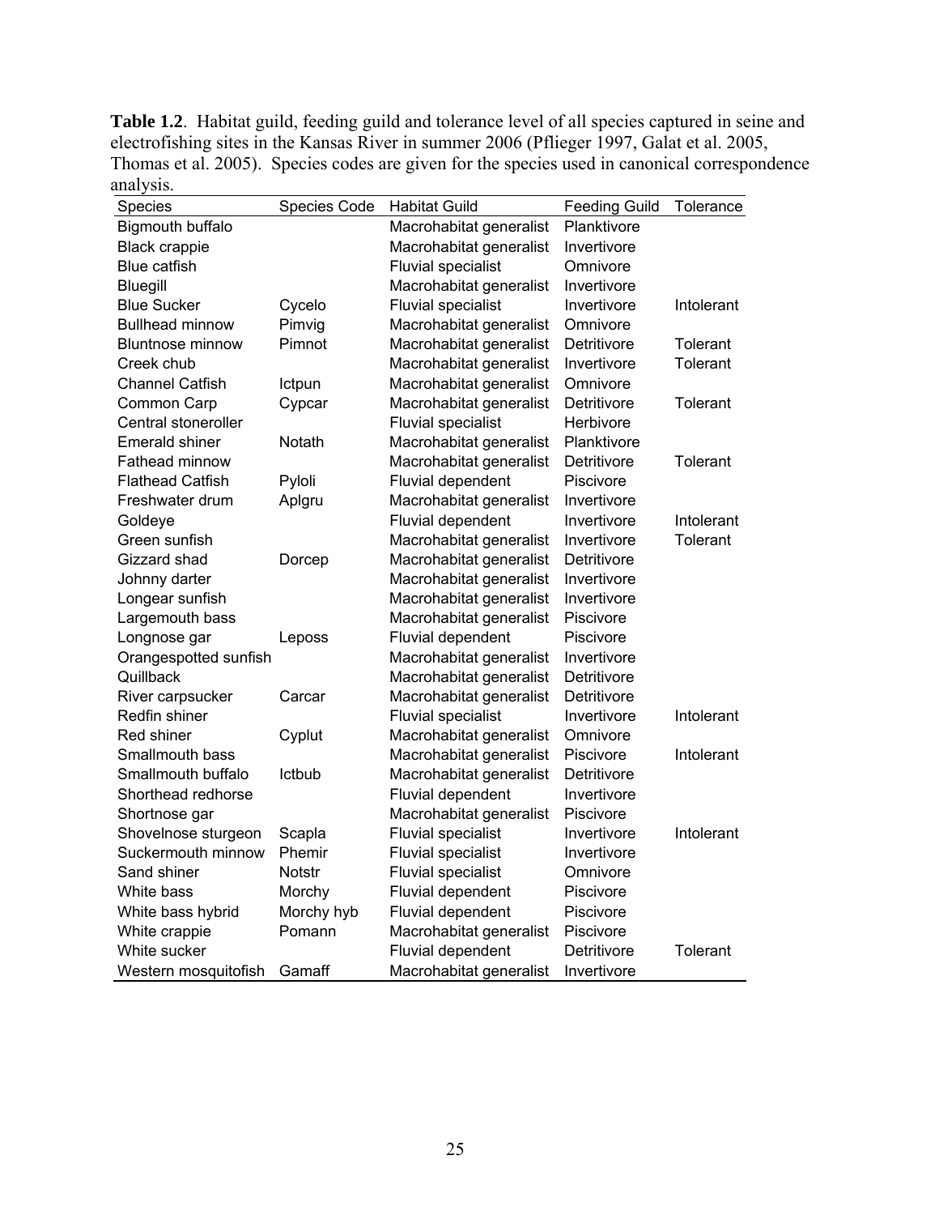**Table 1.2**. Habitat guild, feeding guild and tolerance level of all species captured in seine and electrofishing sites in the Kansas River in summer 2006 (Pflieger 1997, Galat et al. 2005, Thomas et al. 2005). Species codes are given for the species used in canonical correspondence analysis.

| Species | Species Code | Habitat Guild | Feeding Guild | Tolerance |
|---|---|---|---|---|
| Bigmouth buffalo | | Macrohabitat generalist | Planktivore | |
| Black crappie | | Macrohabitat generalist | Invertivore | |
| Blue catfish | | Fluvial specialist | Omnivore | |
| Bluegill | | Macrohabitat generalist | Invertivore | |
| Blue Sucker | Cycelo | Fluvial specialist | Invertivore | Intolerant |
| Bullhead minnow | Pimvig | Macrohabitat generalist | Omnivore | |
| Bluntnose minnow | Pimnot | Macrohabitat generalist | Detritivore | Tolerant |
| Creek chub | | Macrohabitat generalist | Invertivore | Tolerant |
| Channel Catfish | Ictpun | Macrohabitat generalist | Omnivore | |
| Common Carp | Cypcar | Macrohabitat generalist | Detritivore | Tolerant |
| Central stoneroller | | Fluvial specialist | Herbivore | |
| Emerald shiner | Notath | Macrohabitat generalist | Planktivore | |
| Fathead minnow | | Macrohabitat generalist | Detritivore | Tolerant |
| Flathead Catfish | Pyloli | Fluvial dependent | Piscivore | |
| Freshwater drum | Aplgru | Macrohabitat generalist | Invertivore | |
| Goldeye | | Fluvial dependent | Invertivore | Intolerant |
| Green sunfish | | Macrohabitat generalist | Invertivore | Tolerant |
| Gizzard shad | Dorcep | Macrohabitat generalist | Detritivore | |
| Johnny darter | | Macrohabitat generalist | Invertivore | |
| Longear sunfish | | Macrohabitat generalist | Invertivore | |
| Largemouth bass | | Macrohabitat generalist | Piscivore | |
| Longnose gar | Leposs | Fluvial dependent | Piscivore | |
| Orangespotted sunfish | | Macrohabitat generalist | Invertivore | |
| Quillback | | Macrohabitat generalist | Detritivore | |
| River carpsucker | Carcar | Macrohabitat generalist | Detritivore | |
| Redfin shiner | | Fluvial specialist | Invertivore | Intolerant |
| Red shiner | Cyplut | Macrohabitat generalist | Omnivore | |
| Smallmouth bass | | Macrohabitat generalist | Piscivore | Intolerant |
| Smallmouth buffalo | Ictbub | Macrohabitat generalist | Detritivore | |
| Shorthead redhorse | | Fluvial dependent | Invertivore | |
| Shortnose gar | | Macrohabitat generalist | Piscivore | |
| Shovelnose sturgeon | Scapla | Fluvial specialist | Invertivore | Intolerant |
| Suckermouth minnow | Phemir | Fluvial specialist | Invertivore | |
| Sand shiner | Notstr | Fluvial specialist | Omnivore | |
| White bass | Morchy | Fluvial dependent | Piscivore | |
| White bass hybrid | Morchy hyb | Fluvial dependent | Piscivore | |
| White crappie | Pomann | Macrohabitat generalist | Piscivore | |
| White sucker | | Fluvial dependent | Detritivore | Tolerant |
| Western mosquitofish | Gamaff | Macrohabitat generalist | Invertivore | |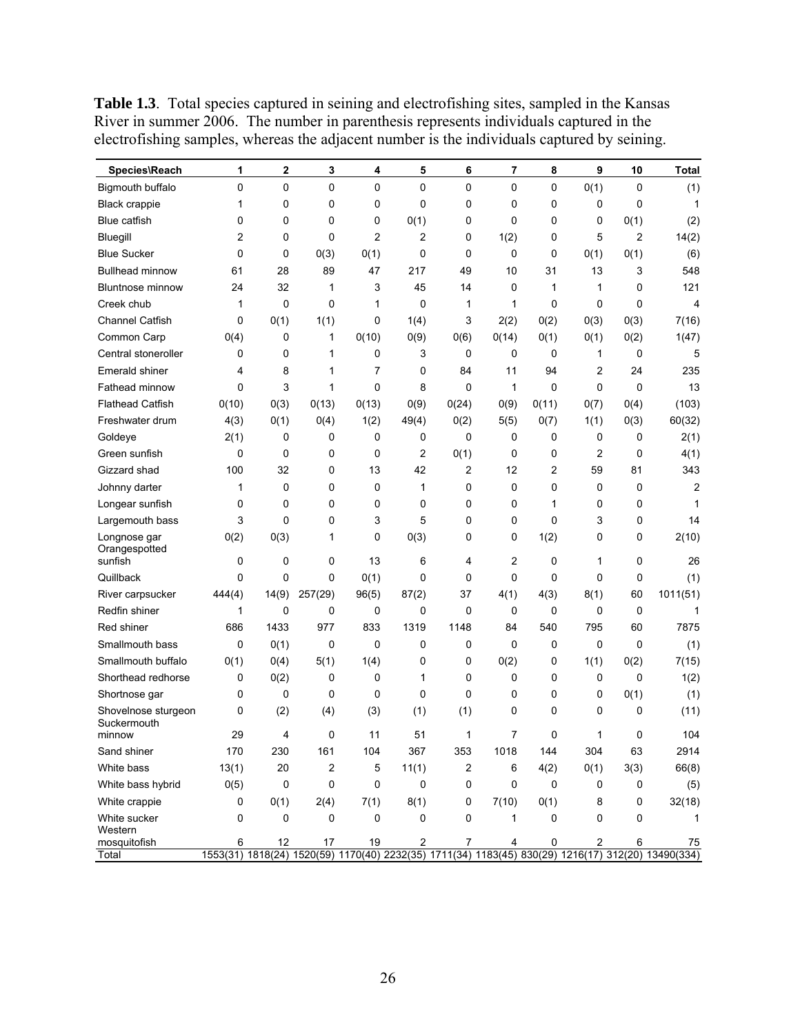**Table 1.3**. Total species captured in seining and electrofishing sites, sampled in the Kansas River in summer 2006. The number in parenthesis represents individuals captured in the electrofishing samples, whereas the adjacent number is the individuals captured by seining.

| Species\Reach | 1 | 2 | 3 | 4 | 5 | 6 | 7 | 8 | 9 | 10 | Total |
|---|---|---|---|---|---|---|---|---|---|---|---|
| Bigmouth buffalo | 0 | 0 | 0 | 0 | 0 | 0 | 0 | 0 | 0(1) | 0 | (1) |
| Black crappie | 1 | 0 | 0 | 0 | 0 | 0 | 0 | 0 | 0 | 0 | 1 |
| Blue catfish | 0 | 0 | 0 | 0 | 0(1) | 0 | 0 | 0 | 0 | 0(1) | (2) |
| Bluegill | 2 | 0 | 0 | 2 | 2 | 0 | 1(2) | 0 | 5 | 2 | 14(2) |
| Blue Sucker | 0 | 0 | 0(3) | 0(1) | 0 | 0 | 0 | 0 | 0(1) | 0(1) | (6) |
| Bullhead minnow | 61 | 28 | 89 | 47 | 217 | 49 | 10 | 31 | 13 | 3 | 548 |
| Bluntnose minnow | 24 | 32 | 1 | 3 | 45 | 14 | 0 | 1 | 1 | 0 | 121 |
| Creek chub | 1 | 0 | 0 | 1 | 0 | 1 | 1 | 0 | 0 | 0 | 4 |
| Channel Catfish | 0 | 0(1) | 1(1) | 0 | 1(4) | 3 | 2(2) | 0(2) | 0(3) | 0(3) | 7(16) |
| Common Carp | 0(4) | 0 | 1 | 0(10) | 0(9) | 0(6) | 0(14) | 0(1) | 0(1) | 0(2) | 1(47) |
| Central stoneroller | 0 | 0 | 1 | 0 | 3 | 0 | 0 | 0 | 1 | 0 | 5 |
| Emerald shiner | 4 | 8 | 1 | 7 | 0 | 84 | 11 | 94 | 2 | 24 | 235 |
| Fathead minnow | 0 | 3 | 1 | 0 | 8 | 0 | 1 | 0 | 0 | 0 | 13 |
| Flathead Catfish | 0(10) | 0(3) | 0(13) | 0(13) | 0(9) | 0(24) | 0(9) | 0(11) | 0(7) | 0(4) | (103) |
| Freshwater drum | 4(3) | 0(1) | 0(4) | 1(2) | 49(4) | 0(2) | 5(5) | 0(7) | 1(1) | 0(3) | 60(32) |
| Goldeye | 2(1) | 0 | 0 | 0 | 0 | 0 | 0 | 0 | 0 | 0 | 2(1) |
| Green sunfish | 0 | 0 | 0 | 0 | 2 | 0(1) | 0 | 0 | 2 | 0 | 4(1) |
| Gizzard shad | 100 | 32 | 0 | 13 | 42 | 2 | 12 | 2 | 59 | 81 | 343 |
| Johnny darter | 1 | 0 | 0 | 0 | 1 | 0 | 0 | 0 | 0 | 0 | 2 |
| Longear sunfish | 0 | 0 | 0 | 0 | 0 | 0 | 0 | 1 | 0 | 0 | 1 |
| Largemouth bass | 3 | 0 | 0 | 3 | 5 | 0 | 0 | 0 | 3 | 0 | 14 |
| Longnose gar | 0(2) | 0(3) | 1 | 0 | 0(3) | 0 | 0 | 1(2) | 0 | 0 | 2(10) |
| Orangespotted sunfish | 0 | 0 | 0 | 13 | 6 | 4 | 2 | 0 | 1 | 0 | 26 |
| Quillback | 0 | 0 | 0 | 0(1) | 0 | 0 | 0 | 0 | 0 | 0 | (1) |
| River carpsucker | 444(4) | 14(9) | 257(29) | 96(5) | 87(2) | 37 | 4(1) | 4(3) | 8(1) | 60 | 1011(51) |
| Redfin shiner | 1 | 0 | 0 | 0 | 0 | 0 | 0 | 0 | 0 | 0 | 1 |
| Red shiner | 686 | 1433 | 977 | 833 | 1319 | 1148 | 84 | 540 | 795 | 60 | 7875 |
| Smallmouth bass | 0 | 0(1) | 0 | 0 | 0 | 0 | 0 | 0 | 0 | 0 | (1) |
| Smallmouth buffalo | 0(1) | 0(4) | 5(1) | 1(4) | 0 | 0 | 0(2) | 0 | 1(1) | 0(2) | 7(15) |
| Shorthead redhorse | 0 | 0(2) | 0 | 0 | 1 | 0 | 0 | 0 | 0 | 0 | 1(2) |
| Shortnose gar | 0 | 0 | 0 | 0 | 0 | 0 | 0 | 0 | 0 | 0(1) | (1) |
| Shovelnose sturgeon | 0 | (2) | (4) | (3) | (1) | (1) | 0 | 0 | 0 | 0 | (11) |
| Suckermouth minnow | 29 | 4 | 0 | 11 | 51 | 1 | 7 | 0 | 1 | 0 | 104 |
| Sand shiner | 170 | 230 | 161 | 104 | 367 | 353 | 1018 | 144 | 304 | 63 | 2914 |
| White bass | 13(1) | 20 | 2 | 5 | 11(1) | 2 | 6 | 4(2) | 0(1) | 3(3) | 66(8) |
| White bass hybrid | 0(5) | 0 | 0 | 0 | 0 | 0 | 0 | 0 | 0 | 0 | (5) |
| White crappie | 0 | 0(1) | 2(4) | 7(1) | 8(1) | 0 | 7(10) | 0(1) | 8 | 0 | 32(18) |
| White sucker | 0 | 0 | 0 | 0 | 0 | 0 | 1 | 0 | 0 | 0 | 1 |
| Western mosquitofish | 6 | 12 | 17 | 19 | 2 | 7 | 4 | 0 | 2 | 6 | 75 |
| Total | 1553(31) | 1818(24) | 1520(59) | 1170(40) | 2232(35) | 1711(34) | 1183(45) | 830(29) | 1216(17) | 312(20) | 13490(334) |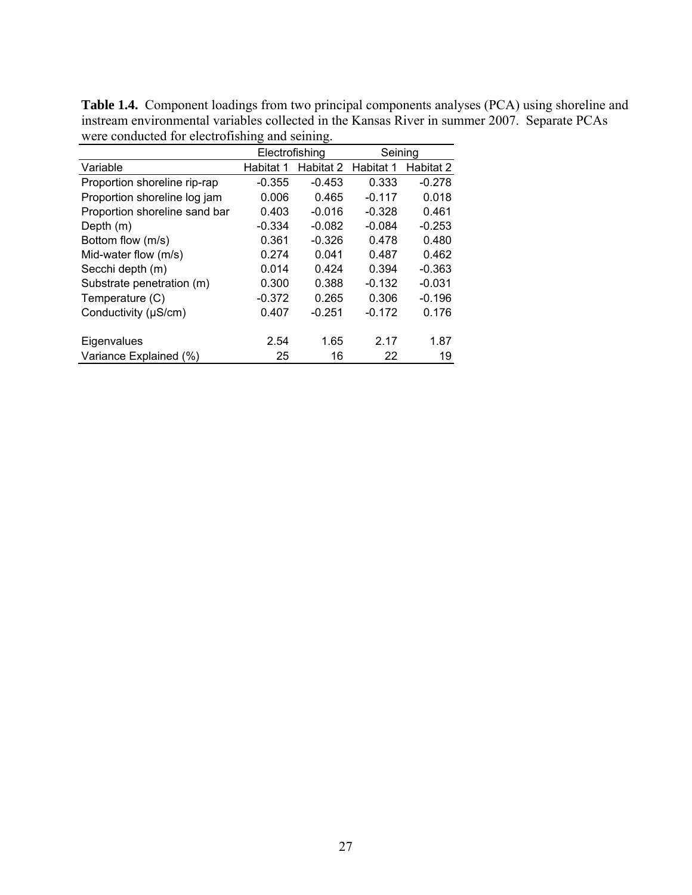**Table 1.4.** Component loadings from two principal components analyses (PCA) using shoreline and instream environmental variables collected in the Kansas River in summer 2007. Separate PCAs were conducted for electrofishing and seining.

| | Electrofishing | | Seining | |
|---|---|---|---|---|
| Variable | Habitat 1 | Habitat 2 | Habitat 1 | Habitat 2 |
| Proportion shoreline rip-rap | -0.355 | -0.453 | 0.333 | -0.278 |
| Proportion shoreline log jam | 0.006 | 0.465 | -0.117 | 0.018 |
| Proportion shoreline sand bar | 0.403 | -0.016 | -0.328 | 0.461 |
| Depth (m) | -0.334 | -0.082 | -0.084 | -0.253 |
| Bottom flow (m/s) | 0.361 | -0.326 | 0.478 | 0.480 |
| Mid-water flow (m/s) | 0.274 | 0.041 | 0.487 | 0.462 |
| Secchi depth (m) | 0.014 | 0.424 | 0.394 | -0.363 |
| Substrate penetration (m) | 0.300 | 0.388 | -0.132 | -0.031 |
| Temperature (C) | -0.372 | 0.265 | 0.306 | -0.196 |
| Conductivity (µS/cm) | 0.407 | -0.251 | -0.172 | 0.176 |
| | | | | |
| Eigenvalues | 2.54 | 1.65 | 2.17 | 1.87 |
| Variance Explained (%) | 25 | 16 | 22 | 19 |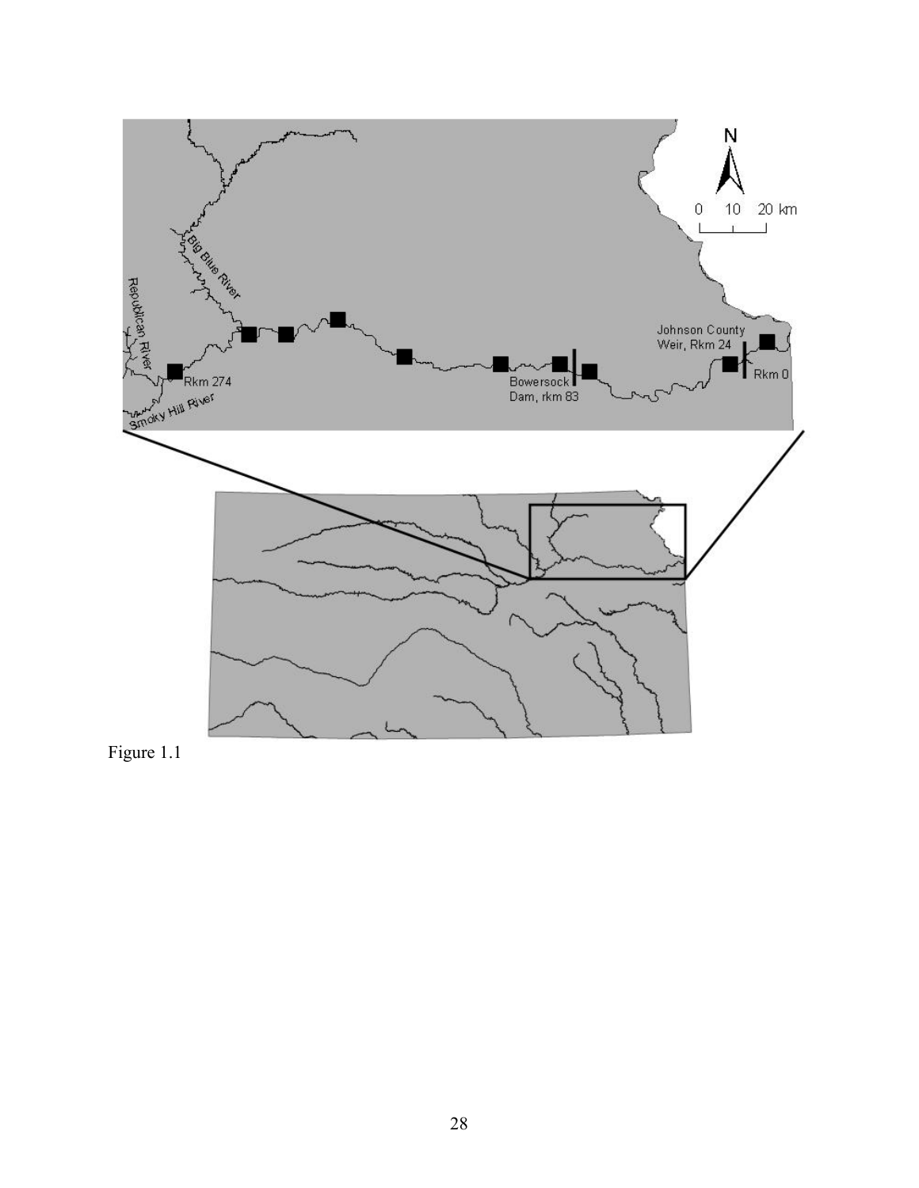Figure 1.1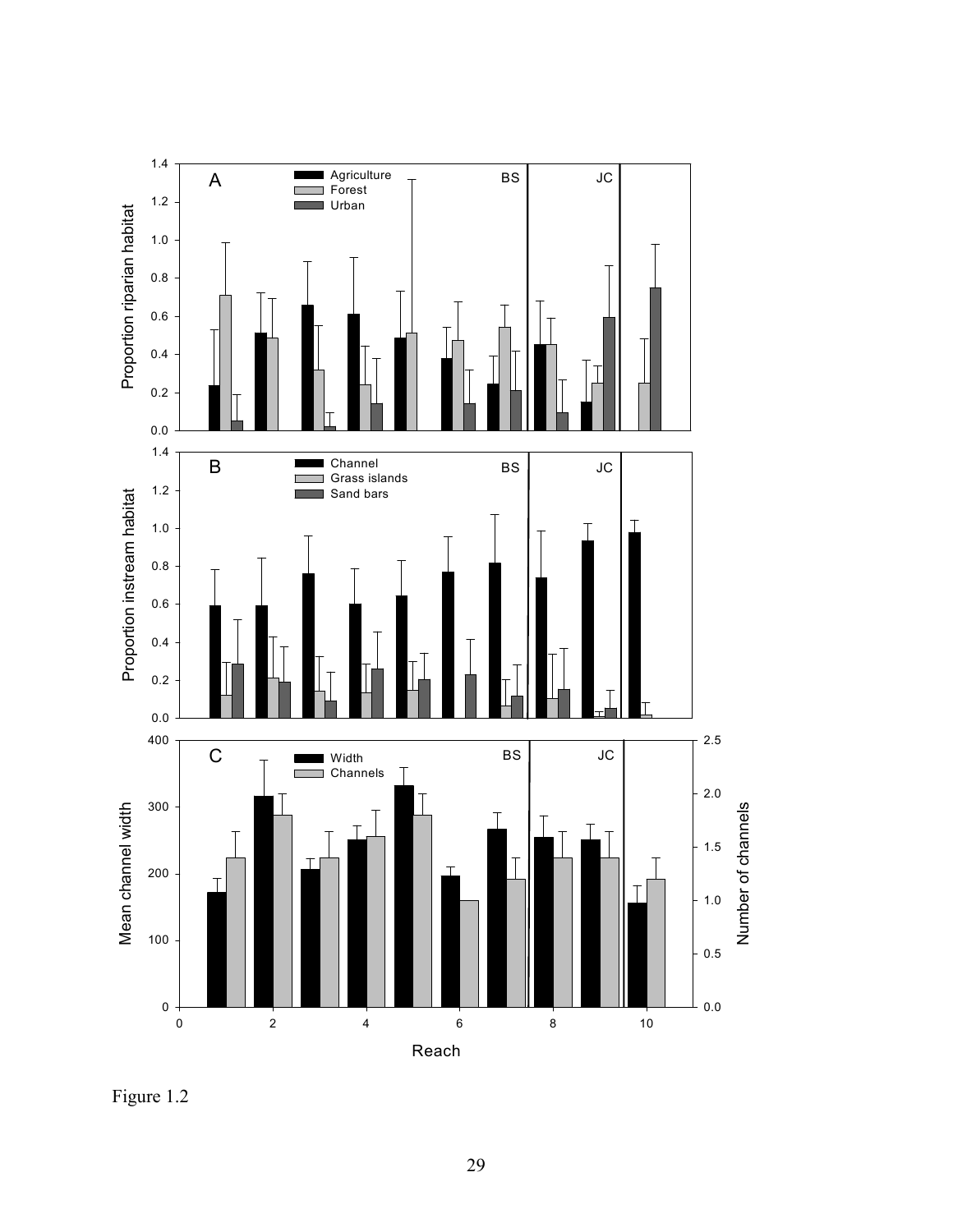Figure 1.2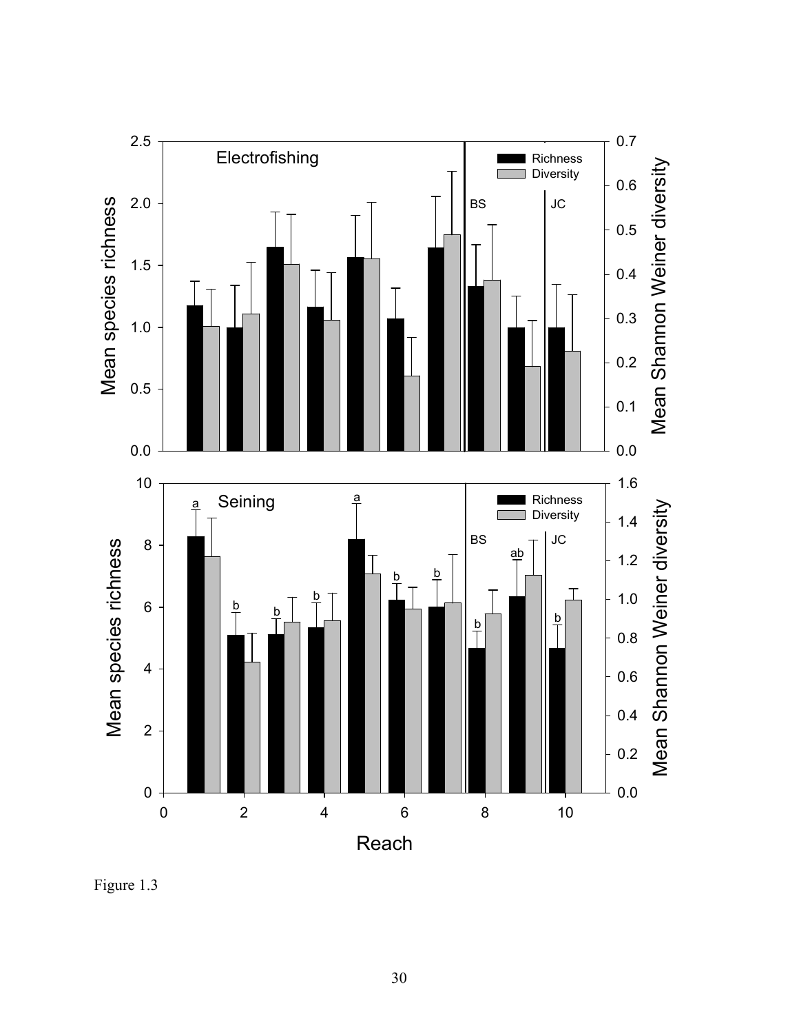Figure 1.3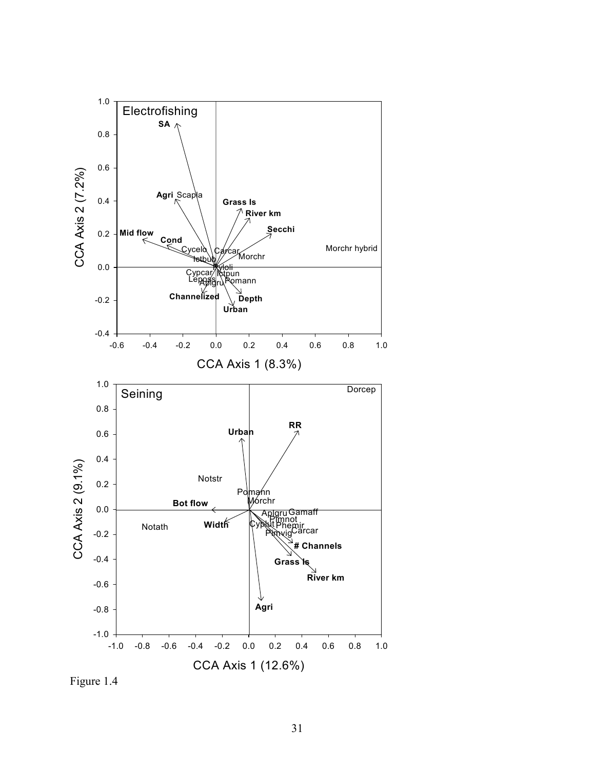Figure 1.4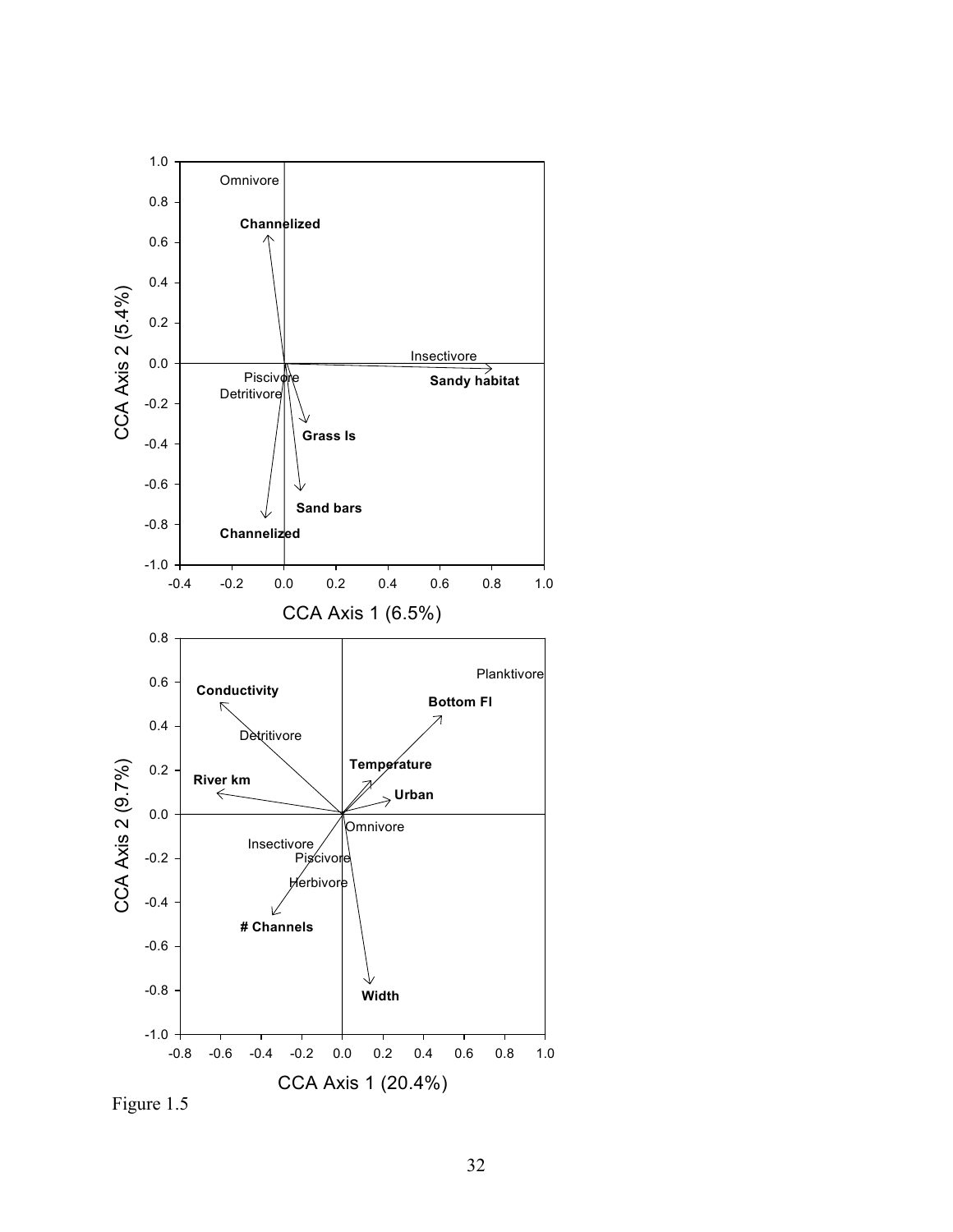Figure 1.5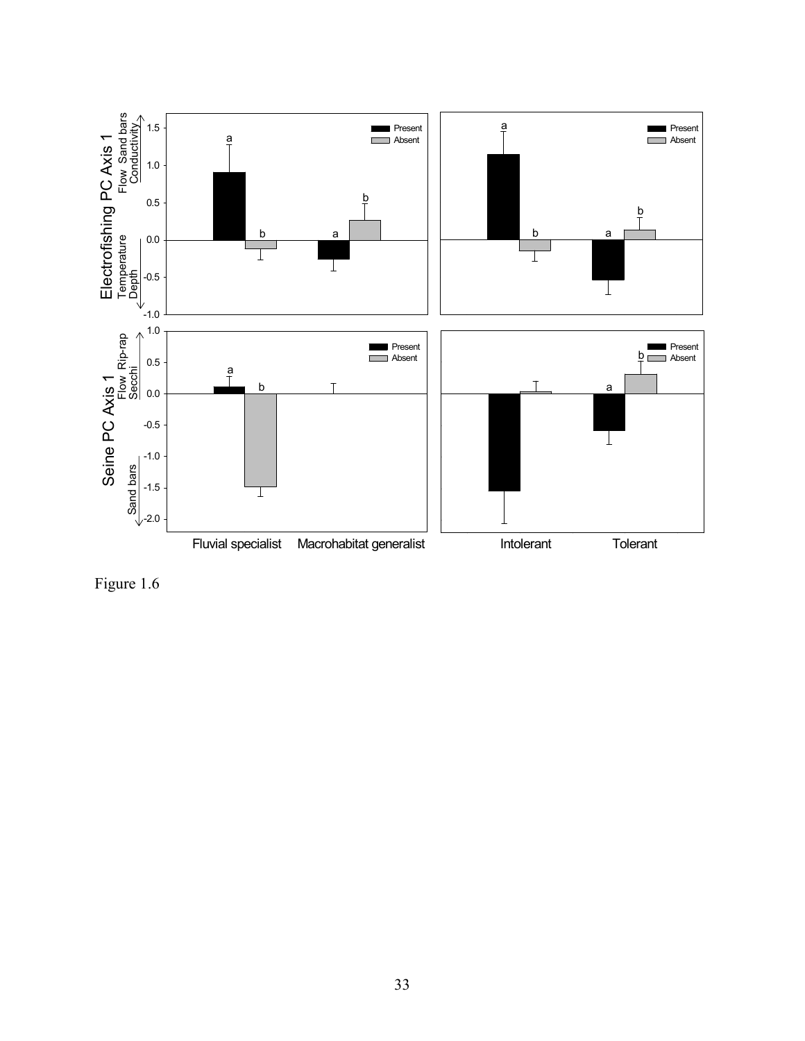Figure 1.6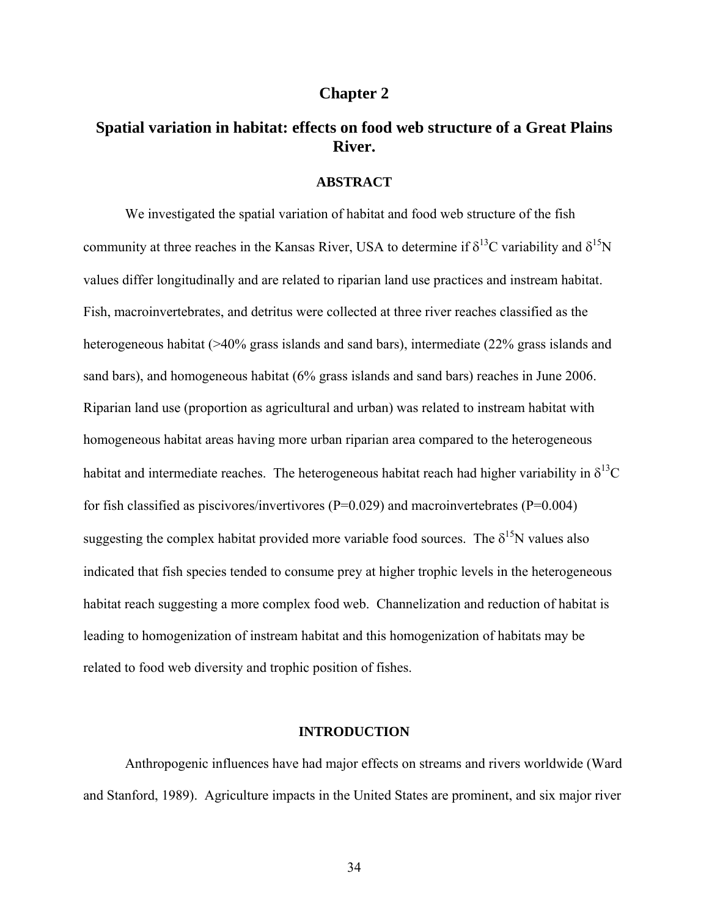# Chapter 2

## Spatial variation in habitat: effects on food web structure of a Great Plains River.

### ABSTRACT

We investigated the spatial variation of habitat and food web structure of the fish community at three reaches in the Kansas River, USA to determine if $\delta^{13}C$ variability and $\delta^{15}N$ values differ longitudinally and are related to riparian land use practices and instream habitat. Fish, macroinvertebrates, and detritus were collected at three river reaches classified as the heterogeneous habitat (>40% grass islands and sand bars), intermediate (22% grass islands and sand bars), and homogeneous habitat (6% grass islands and sand bars) reaches in June 2006. Riparian land use (proportion as agricultural and urban) was related to instream habitat with homogeneous habitat areas having more urban riparian area compared to the heterogeneous habitat and intermediate reaches. The heterogeneous habitat reach had higher variability in $\delta^{13}C$ for fish classified as piscivores/invertivores ($P=0.029$) and macroinvertebrates ($P=0.004$) suggesting the complex habitat provided more variable food sources. The $\delta^{15}N$ values also indicated that fish species tended to consume prey at higher trophic levels in the heterogeneous habitat reach suggesting a more complex food web. Channelization and reduction of habitat is leading to homogenization of instream habitat and this homogenization of habitats may be related to food web diversity and trophic position of fishes.

### INTRODUCTION

Anthropogenic influences have had major effects on streams and rivers worldwide (Ward and Stanford, 1989). Agriculture impacts in the United States are prominent, and six major river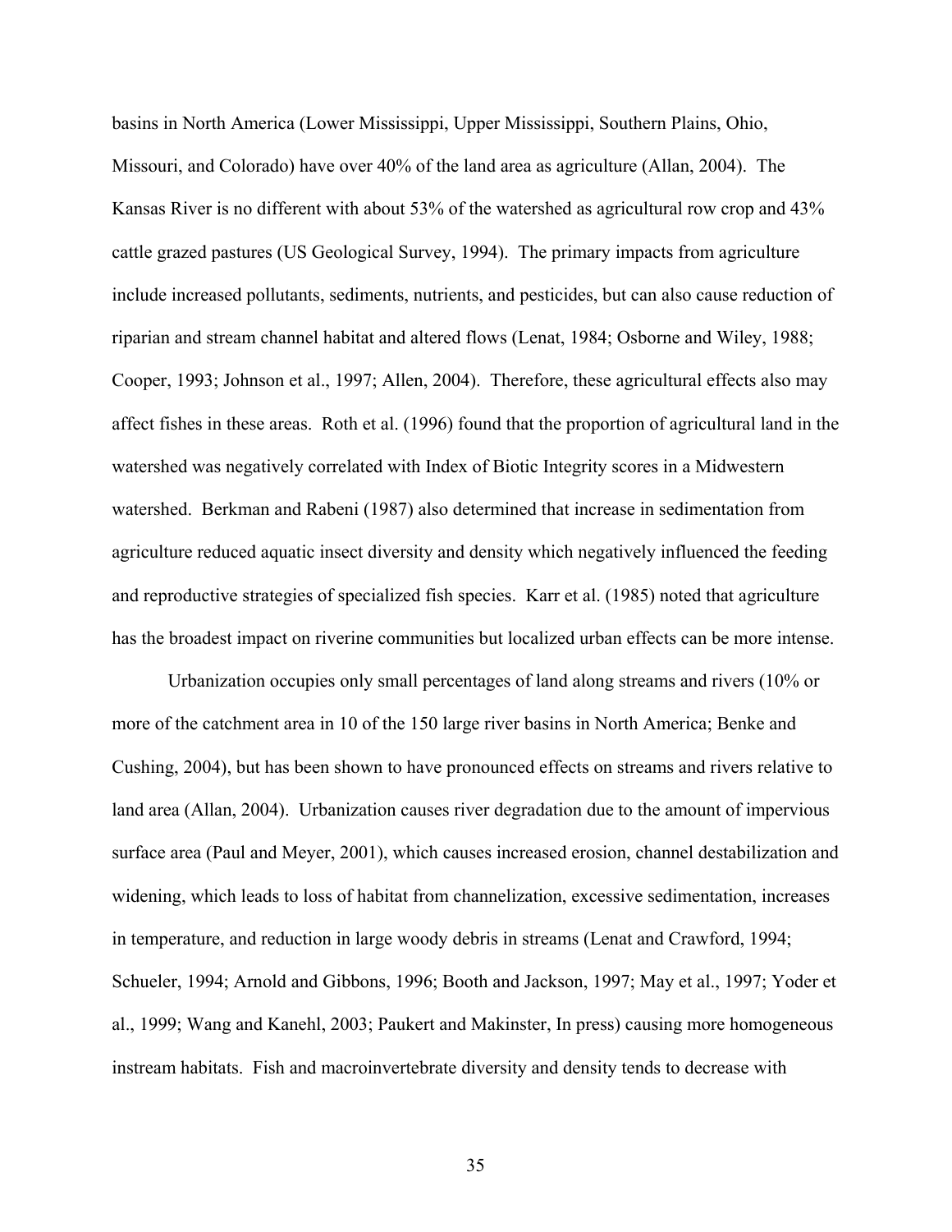basins in North America (Lower Mississippi, Upper Mississippi, Southern Plains, Ohio, Missouri, and Colorado) have over 40% of the land area as agriculture (Allan, 2004). The Kansas River is no different with about 53% of the watershed as agricultural row crop and 43% cattle grazed pastures (US Geological Survey, 1994). The primary impacts from agriculture include increased pollutants, sediments, nutrients, and pesticides, but can also cause reduction of riparian and stream channel habitat and altered flows (Lenat, 1984; Osborne and Wiley, 1988; Cooper, 1993; Johnson et al., 1997; Allen, 2004). Therefore, these agricultural effects also may affect fishes in these areas. Roth et al. (1996) found that the proportion of agricultural land in the watershed was negatively correlated with Index of Biotic Integrity scores in a Midwestern watershed. Berkman and Rabeni (1987) also determined that increase in sedimentation from agriculture reduced aquatic insect diversity and density which negatively influenced the feeding and reproductive strategies of specialized fish species. Karr et al. (1985) noted that agriculture has the broadest impact on riverine communities but localized urban effects can be more intense.

Urbanization occupies only small percentages of land along streams and rivers (10% or more of the catchment area in 10 of the 150 large river basins in North America; Benke and Cushing, 2004), but has been shown to have pronounced effects on streams and rivers relative to land area (Allan, 2004). Urbanization causes river degradation due to the amount of impervious surface area (Paul and Meyer, 2001), which causes increased erosion, channel destabilization and widening, which leads to loss of habitat from channelization, excessive sedimentation, increases in temperature, and reduction in large woody debris in streams (Lenat and Crawford, 1994; Schueler, 1994; Arnold and Gibbons, 1996; Booth and Jackson, 1997; May et al., 1997; Yoder et al., 1999; Wang and Kanehl, 2003; Paukert and Makinster, In press) causing more homogeneous instream habitats. Fish and macroinvertebrate diversity and density tends to decrease with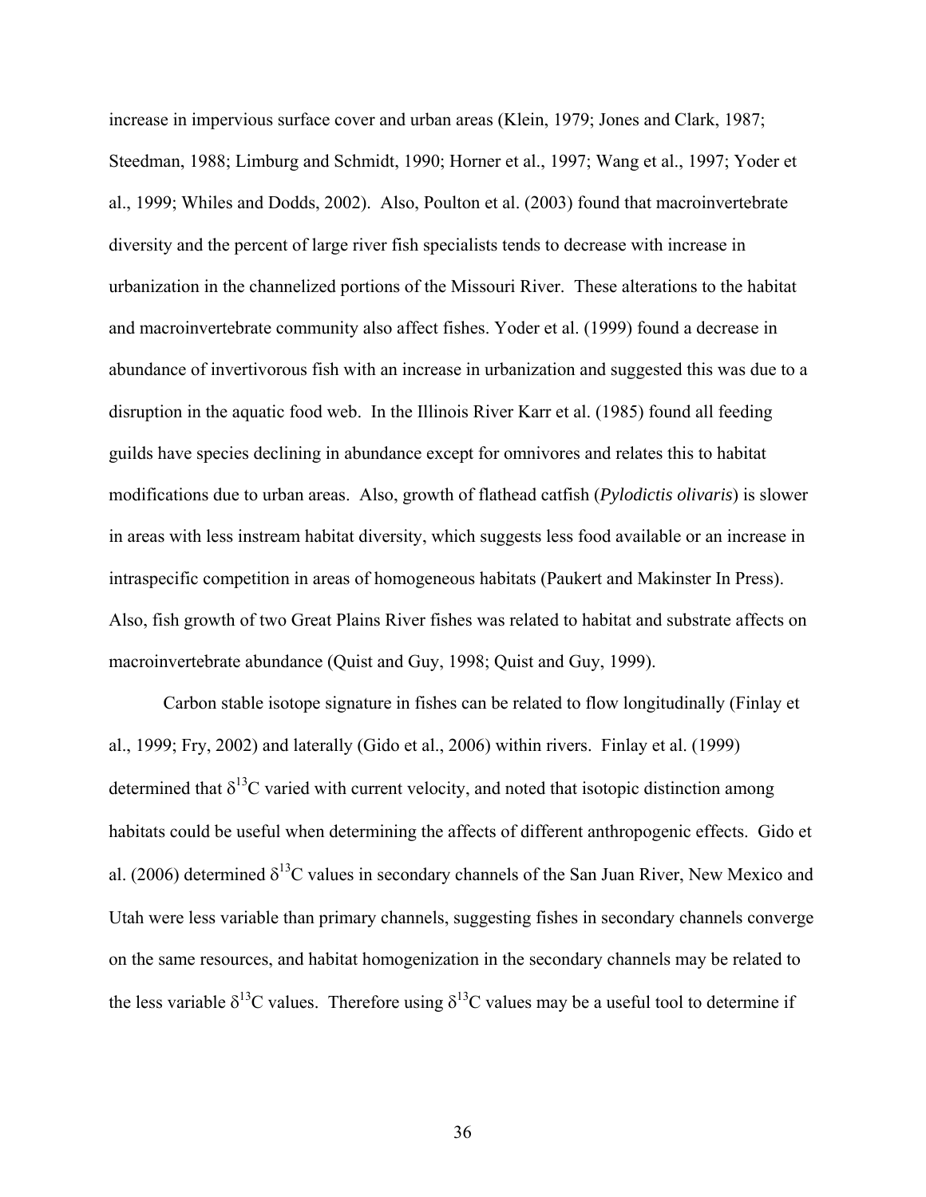increase in impervious surface cover and urban areas (Klein, 1979; Jones and Clark, 1987; Steedman, 1988; Limburg and Schmidt, 1990; Horner et al., 1997; Wang et al., 1997; Yoder et al., 1999; Whiles and Dodds, 2002). Also, Poulton et al. (2003) found that macroinvertebrate diversity and the percent of large river fish specialists tends to decrease with increase in urbanization in the channelized portions of the Missouri River. These alterations to the habitat and macroinvertebrate community also affect fishes. Yoder et al. (1999) found a decrease in abundance of invertivorous fish with an increase in urbanization and suggested this was due to a disruption in the aquatic food web. In the Illinois River Karr et al. (1985) found all feeding guilds have species declining in abundance except for omnivores and relates this to habitat modifications due to urban areas. Also, growth of flathead catfish (*Pylodictis olivaris*) is slower in areas with less instream habitat diversity, which suggests less food available or an increase in intraspecific competition in areas of homogeneous habitats (Paukert and Makinster In Press). Also, fish growth of two Great Plains River fishes was related to habitat and substrate affects on macroinvertebrate abundance (Quist and Guy, 1998; Quist and Guy, 1999).

Carbon stable isotope signature in fishes can be related to flow longitudinally (Finlay et al., 1999; Fry, 2002) and laterally (Gido et al., 2006) within rivers. Finlay et al. (1999) determined that $\delta^{13}C$ varied with current velocity, and noted that isotopic distinction among habitats could be useful when determining the affects of different anthropogenic effects. Gido et al. (2006) determined $\delta^{13}C$ values in secondary channels of the San Juan River, New Mexico and Utah were less variable than primary channels, suggesting fishes in secondary channels converge on the same resources, and habitat homogenization in the secondary channels may be related to the less variable $\delta^{13}C$ values. Therefore using $\delta^{13}C$ values may be a useful tool to determine if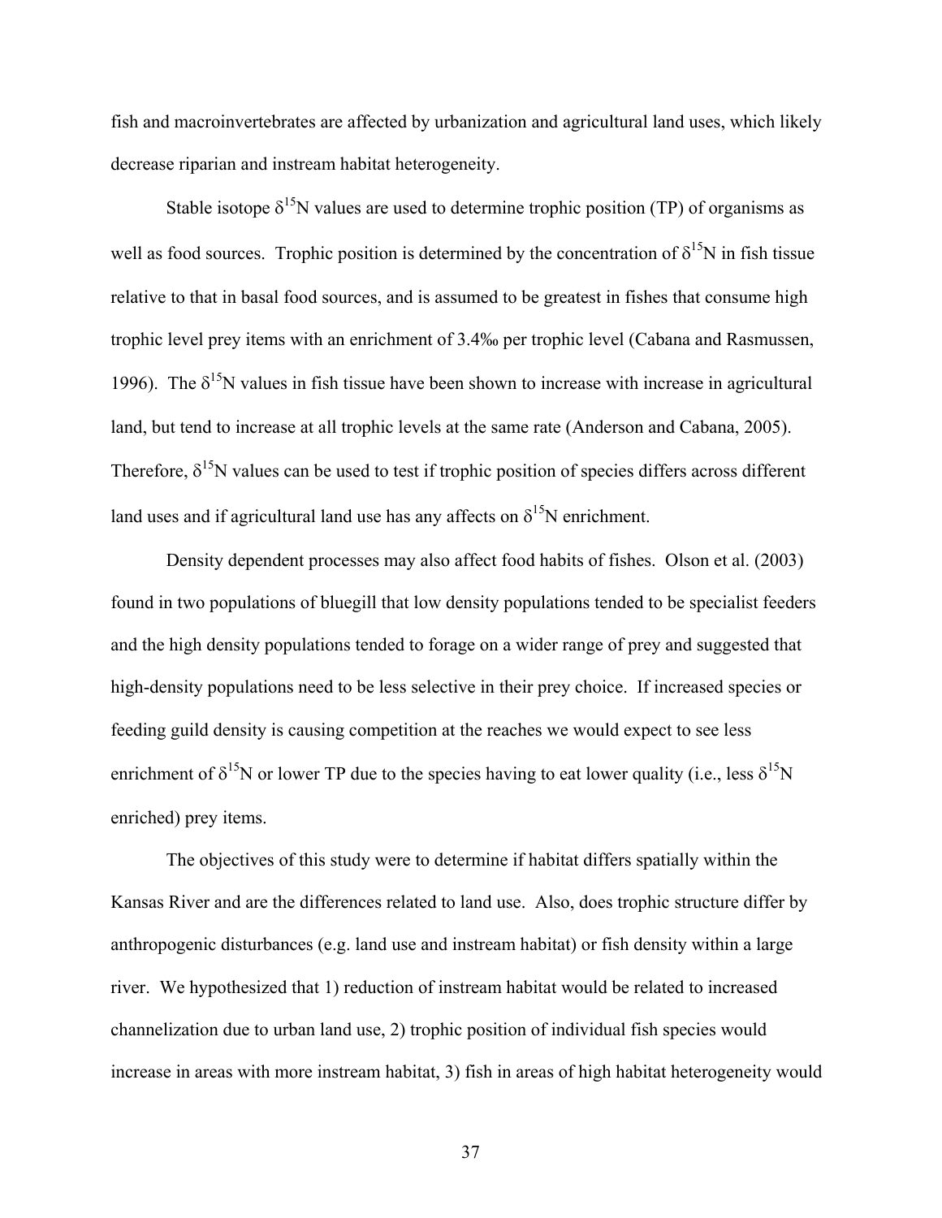fish and macroinvertebrates are affected by urbanization and agricultural land uses, which likely decrease riparian and instream habitat heterogeneity.

Stable isotope $\delta^{15}N$ values are used to determine trophic position (TP) of organisms as well as food sources. Trophic position is determined by the concentration of $\delta^{15}N$ in fish tissue relative to that in basal food sources, and is assumed to be greatest in fishes that consume high trophic level prey items with an enrichment of 3.4‰ per trophic level (Cabana and Rasmussen, 1996). The $\delta^{15}N$ values in fish tissue have been shown to increase with increase in agricultural land, but tend to increase at all trophic levels at the same rate (Anderson and Cabana, 2005). Therefore, $\delta^{15}N$ values can be used to test if trophic position of species differs across different land uses and if agricultural land use has any affects on $\delta^{15}N$ enrichment.

Density dependent processes may also affect food habits of fishes. Olson et al. (2003) found in two populations of bluegill that low density populations tended to be specialist feeders and the high density populations tended to forage on a wider range of prey and suggested that high-density populations need to be less selective in their prey choice. If increased species or feeding guild density is causing competition at the reaches we would expect to see less enrichment of $\delta^{15}N$ or lower TP due to the species having to eat lower quality (i.e., less $\delta^{15}N$ enriched) prey items.

The objectives of this study were to determine if habitat differs spatially within the Kansas River and are the differences related to land use. Also, does trophic structure differ by anthropogenic disturbances (e.g. land use and instream habitat) or fish density within a large river. We hypothesized that 1) reduction of instream habitat would be related to increased channelization due to urban land use, 2) trophic position of individual fish species would increase in areas with more instream habitat, 3) fish in areas of high habitat heterogeneity would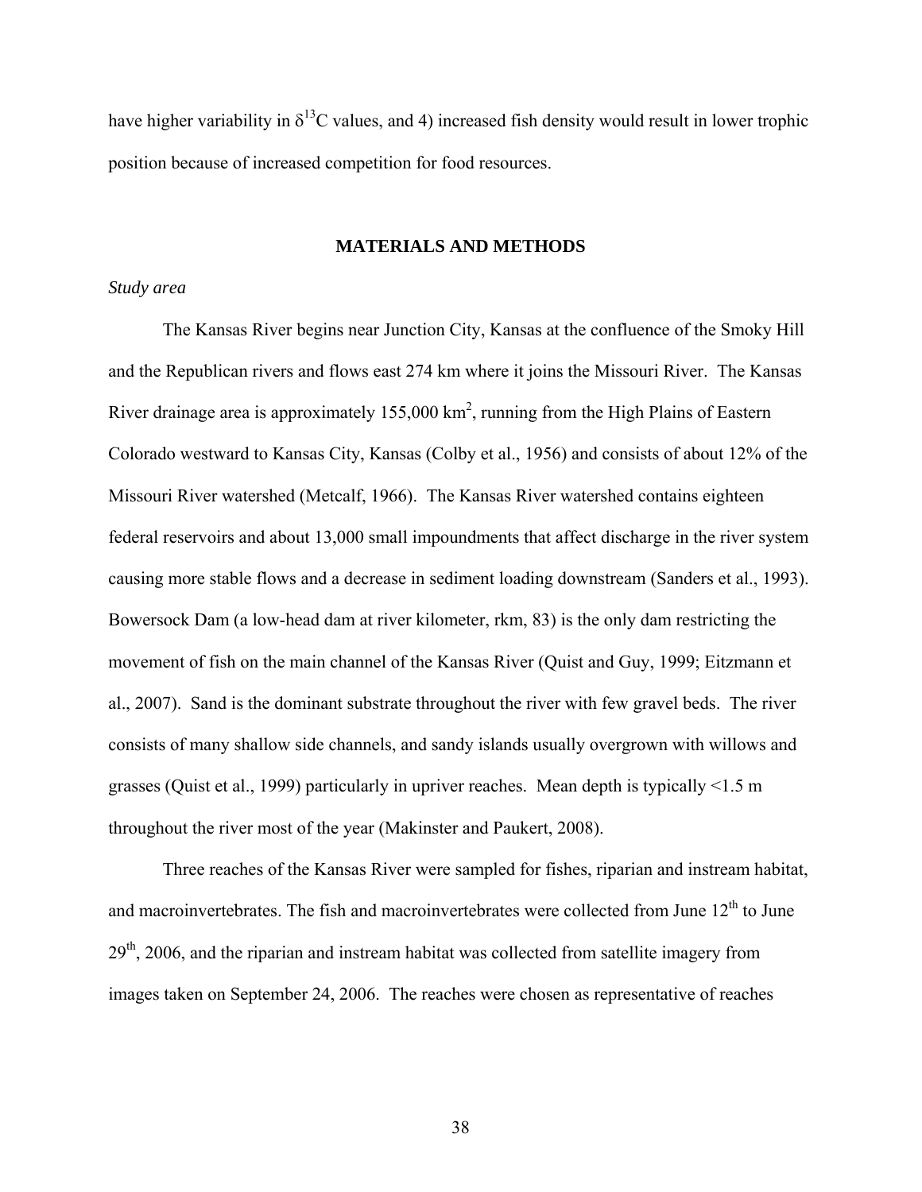have higher variability in $\delta^{13}C$ values, and 4) increased fish density would result in lower trophic position because of increased competition for food resources.

## MATERIALS AND METHODS

### *Study area*

The Kansas River begins near Junction City, Kansas at the confluence of the Smoky Hill and the Republican rivers and flows east 274 km where it joins the Missouri River. The Kansas River drainage area is approximately 155,000 km$^2$, running from the High Plains of Eastern Colorado westward to Kansas City, Kansas (Colby et al., 1956) and consists of about 12% of the Missouri River watershed (Metcalf, 1966). The Kansas River watershed contains eighteen federal reservoirs and about 13,000 small impoundments that affect discharge in the river system causing more stable flows and a decrease in sediment loading downstream (Sanders et al., 1993). Bowersock Dam (a low-head dam at river kilometer, rkm, 83) is the only dam restricting the movement of fish on the main channel of the Kansas River (Quist and Guy, 1999; Eitzmann et al., 2007). Sand is the dominant substrate throughout the river with few gravel beds. The river consists of many shallow side channels, and sandy islands usually overgrown with willows and grasses (Quist et al., 1999) particularly in upriver reaches. Mean depth is typically <1.5 m throughout the river most of the year (Makinster and Paukert, 2008).

Three reaches of the Kansas River were sampled for fishes, riparian and instream habitat, and macroinvertebrates. The fish and macroinvertebrates were collected from June 12$^{th}$ to June 29$^{th}$, 2006, and the riparian and instream habitat was collected from satellite imagery from images taken on September 24, 2006. The reaches were chosen as representative of reaches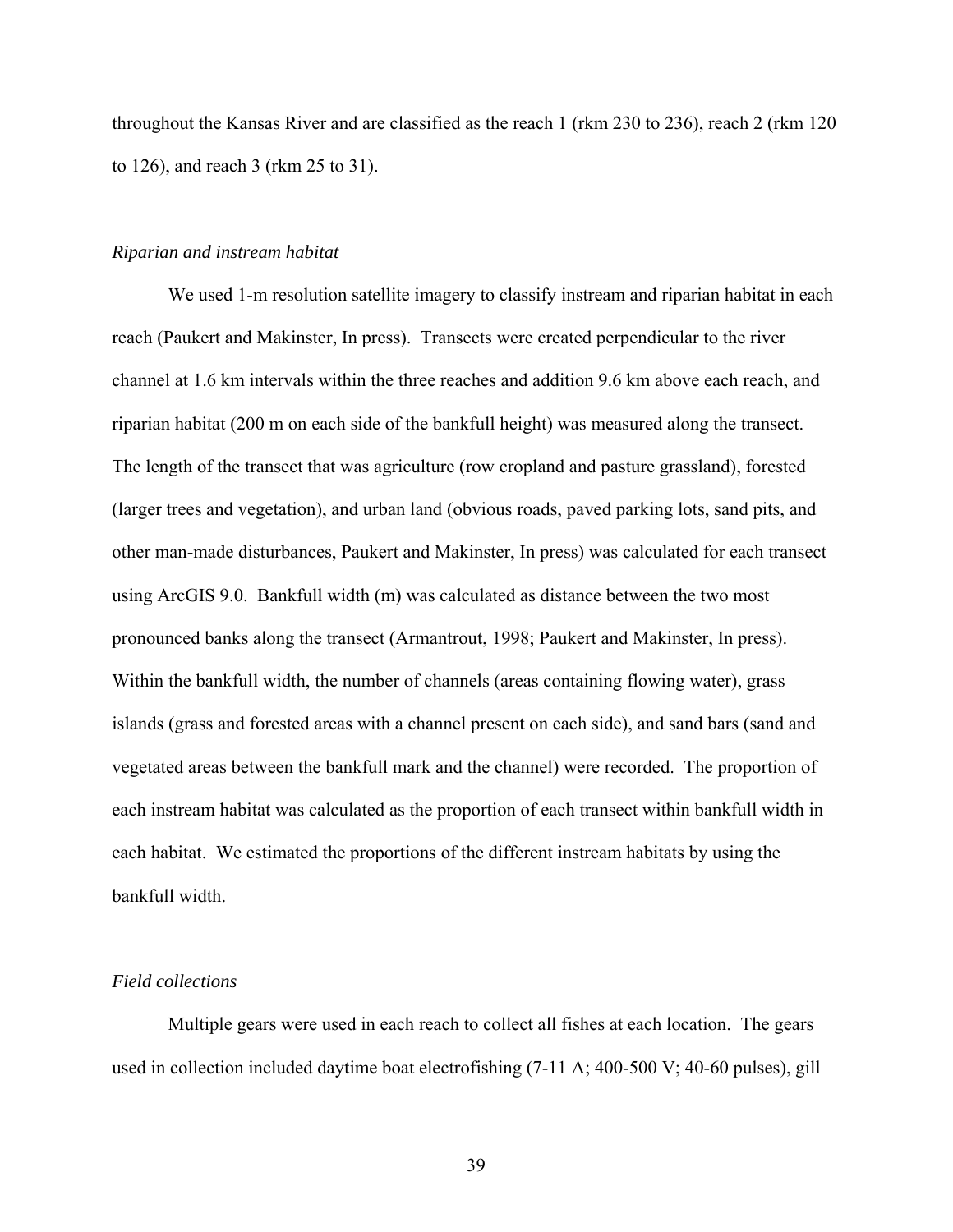throughout the Kansas River and are classified as the reach 1 (rkm 230 to 236), reach 2 (rkm 120 to 126), and reach 3 (rkm 25 to 31).

### *Riparian and instream habitat*

We used 1-m resolution satellite imagery to classify instream and riparian habitat in each reach (Paukert and Makinster, In press). Transects were created perpendicular to the river channel at 1.6 km intervals within the three reaches and addition 9.6 km above each reach, and riparian habitat (200 m on each side of the bankfull height) was measured along the transect. The length of the transect that was agriculture (row cropland and pasture grassland), forested (larger trees and vegetation), and urban land (obvious roads, paved parking lots, sand pits, and other man-made disturbances, Paukert and Makinster, In press) was calculated for each transect using ArcGIS 9.0. Bankfull width (m) was calculated as distance between the two most pronounced banks along the transect (Armantrout, 1998; Paukert and Makinster, In press). Within the bankfull width, the number of channels (areas containing flowing water), grass islands (grass and forested areas with a channel present on each side), and sand bars (sand and vegetated areas between the bankfull mark and the channel) were recorded. The proportion of each instream habitat was calculated as the proportion of each transect within bankfull width in each habitat. We estimated the proportions of the different instream habitats by using the bankfull width.

### *Field collections*

Multiple gears were used in each reach to collect all fishes at each location. The gears used in collection included daytime boat electrofishing (7-11 A; 400-500 V; 40-60 pulses), gill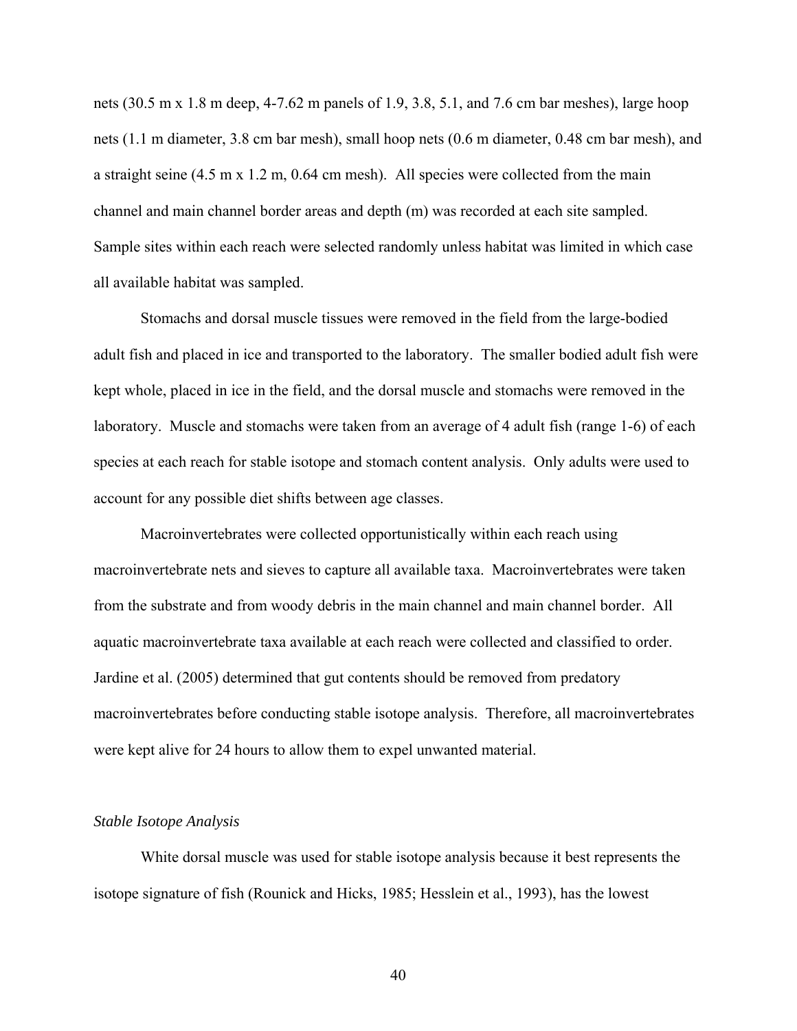nets (30.5 m x 1.8 m deep, 4-7.62 m panels of 1.9, 3.8, 5.1, and 7.6 cm bar meshes), large hoop nets (1.1 m diameter, 3.8 cm bar mesh), small hoop nets (0.6 m diameter, 0.48 cm bar mesh), and a straight seine (4.5 m x 1.2 m, 0.64 cm mesh). All species were collected from the main channel and main channel border areas and depth (m) was recorded at each site sampled. Sample sites within each reach were selected randomly unless habitat was limited in which case all available habitat was sampled.

Stomachs and dorsal muscle tissues were removed in the field from the large-bodied adult fish and placed in ice and transported to the laboratory. The smaller bodied adult fish were kept whole, placed in ice in the field, and the dorsal muscle and stomachs were removed in the laboratory. Muscle and stomachs were taken from an average of 4 adult fish (range 1-6) of each species at each reach for stable isotope and stomach content analysis. Only adults were used to account for any possible diet shifts between age classes.

Macroinvertebrates were collected opportunistically within each reach using macroinvertebrate nets and sieves to capture all available taxa. Macroinvertebrates were taken from the substrate and from woody debris in the main channel and main channel border. All aquatic macroinvertebrate taxa available at each reach were collected and classified to order. Jardine et al. (2005) determined that gut contents should be removed from predatory macroinvertebrates before conducting stable isotope analysis. Therefore, all macroinvertebrates were kept alive for 24 hours to allow them to expel unwanted material.

*Stable Isotope Analysis*

White dorsal muscle was used for stable isotope analysis because it best represents the isotope signature of fish (Rounick and Hicks, 1985; Hesslein et al., 1993), has the lowest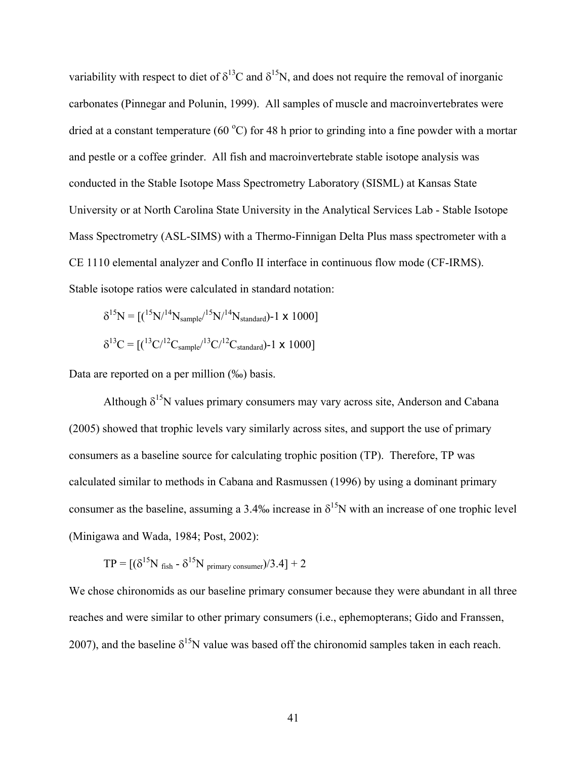variability with respect to diet of $\delta^{13}C$ and $\delta^{15}N$, and does not require the removal of inorganic carbonates (Pinnegar and Polunin, 1999). All samples of muscle and macroinvertebrates were dried at a constant temperature (60 °C) for 48 h prior to grinding into a fine powder with a mortar and pestle or a coffee grinder. All fish and macroinvertebrate stable isotope analysis was conducted in the Stable Isotope Mass Spectrometry Laboratory (SISML) at Kansas State University or at North Carolina State University in the Analytical Services Lab - Stable Isotope Mass Spectrometry (ASL-SIMS) with a Thermo-Finnigan Delta Plus mass spectrometer with a CE 1110 elemental analyzer and Conflo II interface in continuous flow mode (CF-IRMS). Stable isotope ratios were calculated in standard notation:

$$\delta^{15}N = [(^{15}N/^{14}N_{sample}/^{15}N/^{14}N_{standard})\text{-}1 \times 1000]$$

$$\delta^{13}C = [(^{13}C/^{12}C_{sample}/^{13}C/^{12}C_{standard})\text{-}1 \times 1000]$$

Data are reported on a per million (‰) basis.

Although $\delta^{15}N$ values primary consumers may vary across site, Anderson and Cabana (2005) showed that trophic levels vary similarly across sites, and support the use of primary consumers as a baseline source for calculating trophic position (TP). Therefore, TP was calculated similar to methods in Cabana and Rasmussen (1996) by using a dominant primary consumer as the baseline, assuming a 3.4‰ increase in $\delta^{15}N$ with an increase of one trophic level (Minigawa and Wada, 1984; Post, 2002):

$$TP = [(\delta^{15}N_{\ fish} - \delta^{15}N_{\ primary\ consumer})/3.4] + 2$$

We chose chironomids as our baseline primary consumer because they were abundant in all three reaches and were similar to other primary consumers (i.e., ephemopterans; Gido and Franssen, 2007), and the baseline $\delta^{15}N$ value was based off the chironomid samples taken in each reach.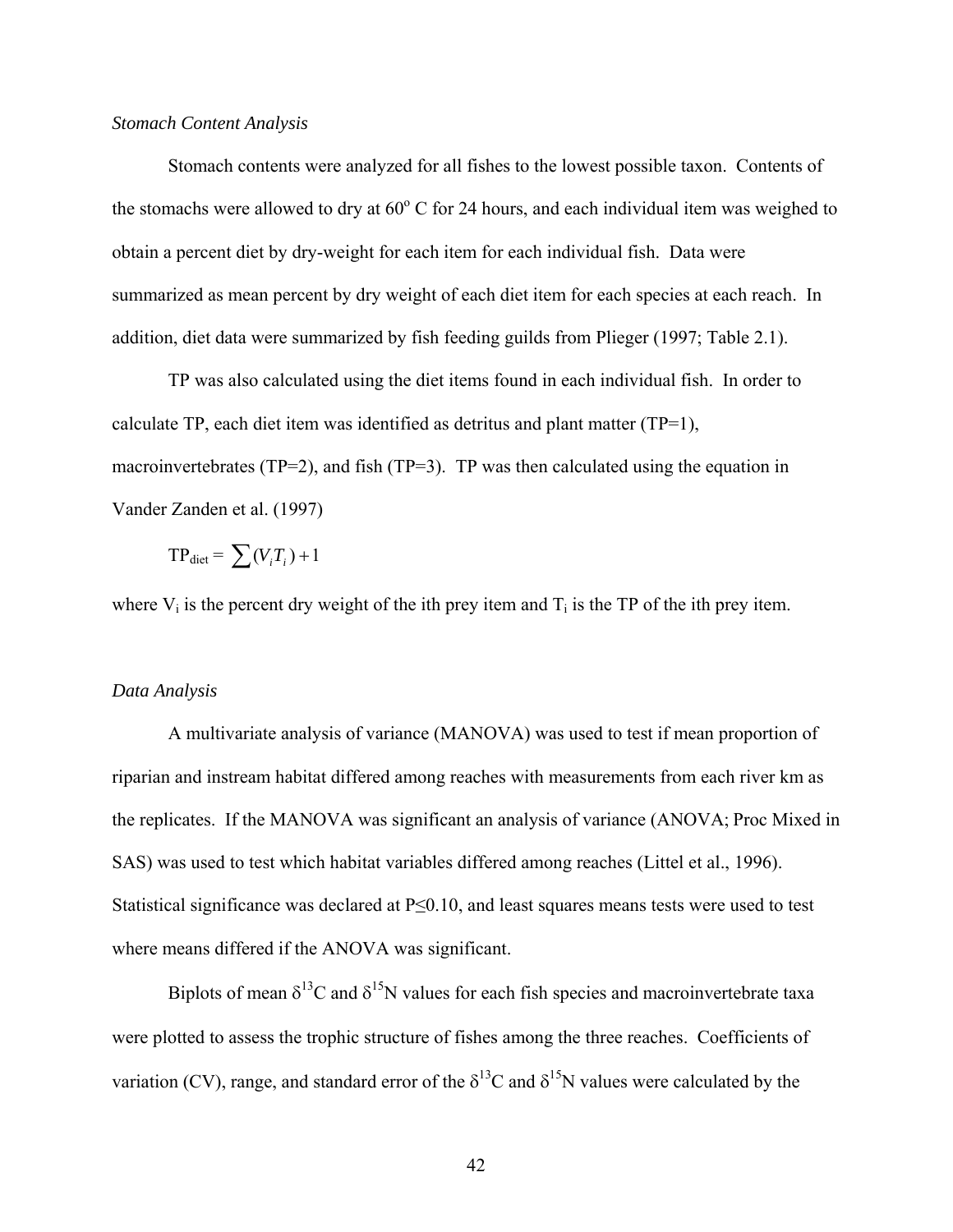*Stomach Content Analysis*

Stomach contents were analyzed for all fishes to the lowest possible taxon. Contents of the stomachs were allowed to dry at 60° C for 24 hours, and each individual item was weighed to obtain a percent diet by dry-weight for each item for each individual fish. Data were summarized as mean percent by dry weight of each diet item for each species at each reach. In addition, diet data were summarized by fish feeding guilds from Plieger (1997; Table 2.1).

TP was also calculated using the diet items found in each individual fish. In order to calculate TP, each diet item was identified as detritus and plant matter (TP=1), macroinvertebrates (TP=2), and fish (TP=3). TP was then calculated using the equation in Vander Zanden et al. (1997)

$$\text{TP}_{\text{diet}} = \sum (V_i T_i) + 1$$

where $V_i$ is the percent dry weight of the ith prey item and $T_i$ is the TP of the ith prey item.

*Data Analysis*

A multivariate analysis of variance (MANOVA) was used to test if mean proportion of riparian and instream habitat differed among reaches with measurements from each river km as the replicates. If the MANOVA was significant an analysis of variance (ANOVA; Proc Mixed in SAS) was used to test which habitat variables differed among reaches (Littel et al., 1996). Statistical significance was declared at $P \leq 0.10$, and least squares means tests were used to test where means differed if the ANOVA was significant.

Biplots of mean $\delta^{13}C$ and $\delta^{15}N$ values for each fish species and macroinvertebrate taxa were plotted to assess the trophic structure of fishes among the three reaches. Coefficients of variation (CV), range, and standard error of the $\delta^{13}C$ and $\delta^{15}N$ values were calculated by the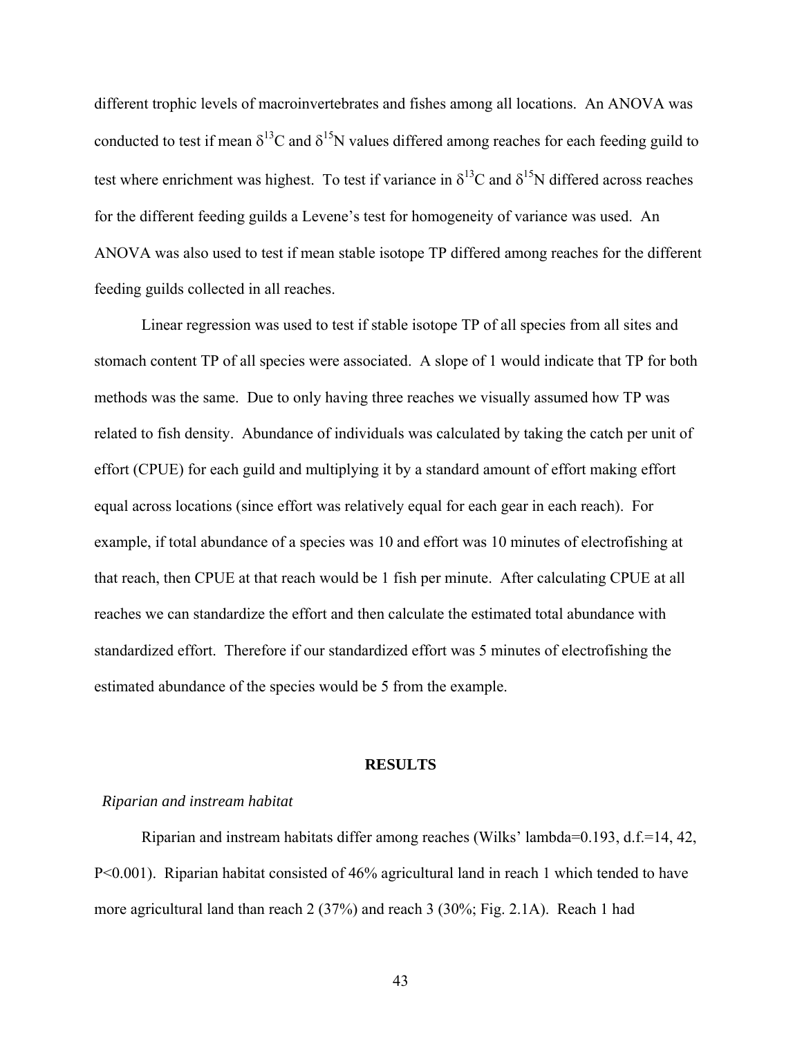different trophic levels of macroinvertebrates and fishes among all locations. An ANOVA was conducted to test if mean $\delta^{13}C$ and $\delta^{15}N$ values differed among reaches for each feeding guild to test where enrichment was highest. To test if variance in $\delta^{13}C$ and $\delta^{15}N$ differed across reaches for the different feeding guilds a Levene's test for homogeneity of variance was used. An ANOVA was also used to test if mean stable isotope TP differed among reaches for the different feeding guilds collected in all reaches.

Linear regression was used to test if stable isotope TP of all species from all sites and stomach content TP of all species were associated. A slope of 1 would indicate that TP for both methods was the same. Due to only having three reaches we visually assumed how TP was related to fish density. Abundance of individuals was calculated by taking the catch per unit of effort (CPUE) for each guild and multiplying it by a standard amount of effort making effort equal across locations (since effort was relatively equal for each gear in each reach). For example, if total abundance of a species was 10 and effort was 10 minutes of electrofishing at that reach, then CPUE at that reach would be 1 fish per minute. After calculating CPUE at all reaches we can standardize the effort and then calculate the estimated total abundance with standardized effort. Therefore if our standardized effort was 5 minutes of electrofishing the estimated abundance of the species would be 5 from the example.

## RESULTS

### *Riparian and instream habitat*

Riparian and instream habitats differ among reaches (Wilks' lambda=0.193, d.f.=14, 42, $P<0.001$). Riparian habitat consisted of 46% agricultural land in reach 1 which tended to have more agricultural land than reach 2 (37%) and reach 3 (30%; Fig. 2.1A). Reach 1 had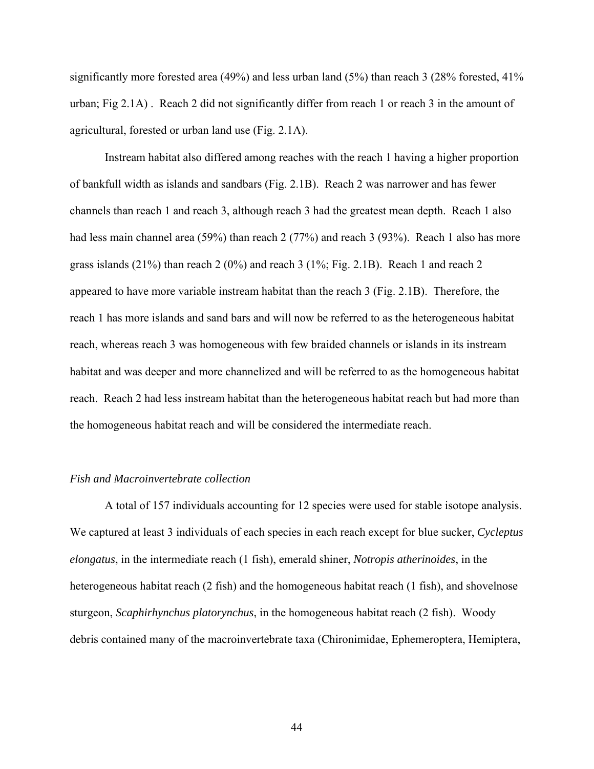significantly more forested area (49%) and less urban land (5%) than reach 3 (28% forested, 41% urban; Fig 2.1A) . Reach 2 did not significantly differ from reach 1 or reach 3 in the amount of agricultural, forested or urban land use (Fig. 2.1A).

Instream habitat also differed among reaches with the reach 1 having a higher proportion of bankfull width as islands and sandbars (Fig. 2.1B). Reach 2 was narrower and has fewer channels than reach 1 and reach 3, although reach 3 had the greatest mean depth. Reach 1 also had less main channel area (59%) than reach 2 (77%) and reach 3 (93%). Reach 1 also has more grass islands (21%) than reach 2 (0%) and reach 3 (1%; Fig. 2.1B). Reach 1 and reach 2 appeared to have more variable instream habitat than the reach 3 (Fig. 2.1B). Therefore, the reach 1 has more islands and sand bars and will now be referred to as the heterogeneous habitat reach, whereas reach 3 was homogeneous with few braided channels or islands in its instream habitat and was deeper and more channelized and will be referred to as the homogeneous habitat reach. Reach 2 had less instream habitat than the heterogeneous habitat reach but had more than the homogeneous habitat reach and will be considered the intermediate reach.

*Fish and Macroinvertebrate collection*

A total of 157 individuals accounting for 12 species were used for stable isotope analysis. We captured at least 3 individuals of each species in each reach except for blue sucker, *Cycleptus elongatus*, in the intermediate reach (1 fish), emerald shiner, *Notropis atherinoides*, in the heterogeneous habitat reach (2 fish) and the homogeneous habitat reach (1 fish), and shovelnose sturgeon, *Scaphirhynchus platorynchus*, in the homogeneous habitat reach (2 fish). Woody debris contained many of the macroinvertebrate taxa (Chironimidae, Ephemeroptera, Hemiptera,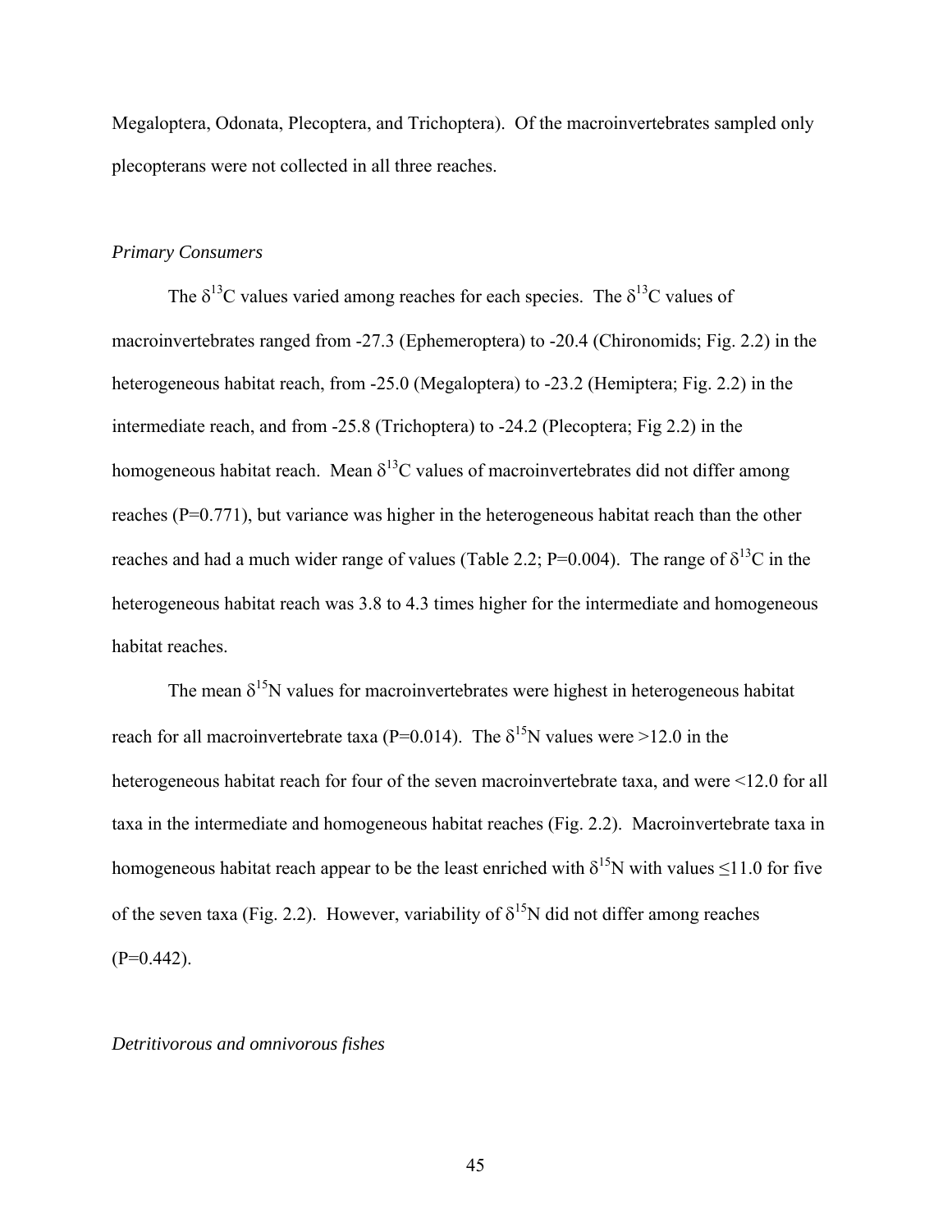Megaloptera, Odonata, Plecoptera, and Trichoptera). Of the macroinvertebrates sampled only plecopterans were not collected in all three reaches.

*Primary Consumers*

The $\delta^{13}C$ values varied among reaches for each species. The $\delta^{13}C$ values of macroinvertebrates ranged from -27.3 (Ephemeroptera) to -20.4 (Chironomids; Fig. 2.2) in the heterogeneous habitat reach, from -25.0 (Megaloptera) to -23.2 (Hemiptera; Fig. 2.2) in the intermediate reach, and from -25.8 (Trichoptera) to -24.2 (Plecoptera; Fig 2.2) in the homogeneous habitat reach. Mean $\delta^{13}C$ values of macroinvertebrates did not differ among reaches ($P=0.771$), but variance was higher in the heterogeneous habitat reach than the other reaches and had a much wider range of values (Table 2.2; $P=0.004$). The range of $\delta^{13}C$ in the heterogeneous habitat reach was 3.8 to 4.3 times higher for the intermediate and homogeneous habitat reaches.

The mean $\delta^{15}N$ values for macroinvertebrates were highest in heterogeneous habitat reach for all macroinvertebrate taxa ($P=0.014$). The $\delta^{15}N$ values were >12.0 in the heterogeneous habitat reach for four of the seven macroinvertebrate taxa, and were <12.0 for all taxa in the intermediate and homogeneous habitat reaches (Fig. 2.2). Macroinvertebrate taxa in homogeneous habitat reach appear to be the least enriched with $\delta^{15}N$ with values ≤11.0 for five of the seven taxa (Fig. 2.2). However, variability of $\delta^{15}N$ did not differ among reaches ($P=0.442$).

*Detritivorous and omnivorous fishes*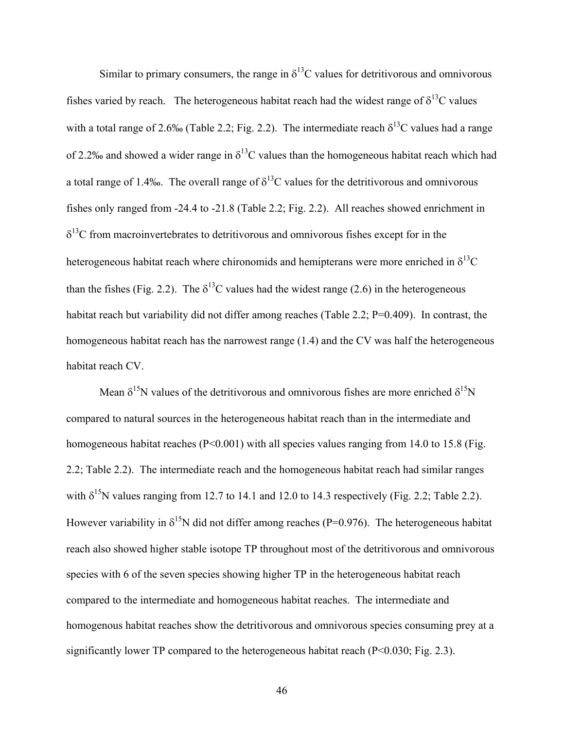Similar to primary consumers, the range in $\delta^{13}C$ values for detritivorous and omnivorous fishes varied by reach. The heterogeneous habitat reach had the widest range of $\delta^{13}C$ values with a total range of 2.6‰ (Table 2.2; Fig. 2.2). The intermediate reach $\delta^{13}C$ values had a range of 2.2‰ and showed a wider range in $\delta^{13}C$ values than the homogeneous habitat reach which had a total range of 1.4‰. The overall range of $\delta^{13}C$ values for the detritivorous and omnivorous fishes only ranged from -24.4 to -21.8 (Table 2.2; Fig. 2.2). All reaches showed enrichment in $\delta^{13}C$ from macroinvertebrates to detritivorous and omnivorous fishes except for in the heterogeneous habitat reach where chironomids and hemipterans were more enriched in $\delta^{13}C$ than the fishes (Fig. 2.2). The $\delta^{13}C$ values had the widest range (2.6) in the heterogeneous habitat reach but variability did not differ among reaches (Table 2.2; $P=0.409$). In contrast, the homogeneous habitat reach has the narrowest range (1.4) and the CV was half the heterogeneous habitat reach CV.

Mean $\delta^{15}N$ values of the detritivorous and omnivorous fishes are more enriched $\delta^{15}N$ compared to natural sources in the heterogeneous habitat reach than in the intermediate and homogeneous habitat reaches ($P<0.001$) with all species values ranging from 14.0 to 15.8 (Fig. 2.2; Table 2.2). The intermediate reach and the homogeneous habitat reach had similar ranges with $\delta^{15}N$ values ranging from 12.7 to 14.1 and 12.0 to 14.3 respectively (Fig. 2.2; Table 2.2). However variability in $\delta^{15}N$ did not differ among reaches ($P=0.976$). The heterogeneous habitat reach also showed higher stable isotope TP throughout most of the detritivorous and omnivorous species with 6 of the seven species showing higher TP in the heterogeneous habitat reach compared to the intermediate and homogeneous habitat reaches. The intermediate and homogenous habitat reaches show the detritivorous and omnivorous species consuming prey at a significantly lower TP compared to the heterogeneous habitat reach ($P<0.030$; Fig. 2.3).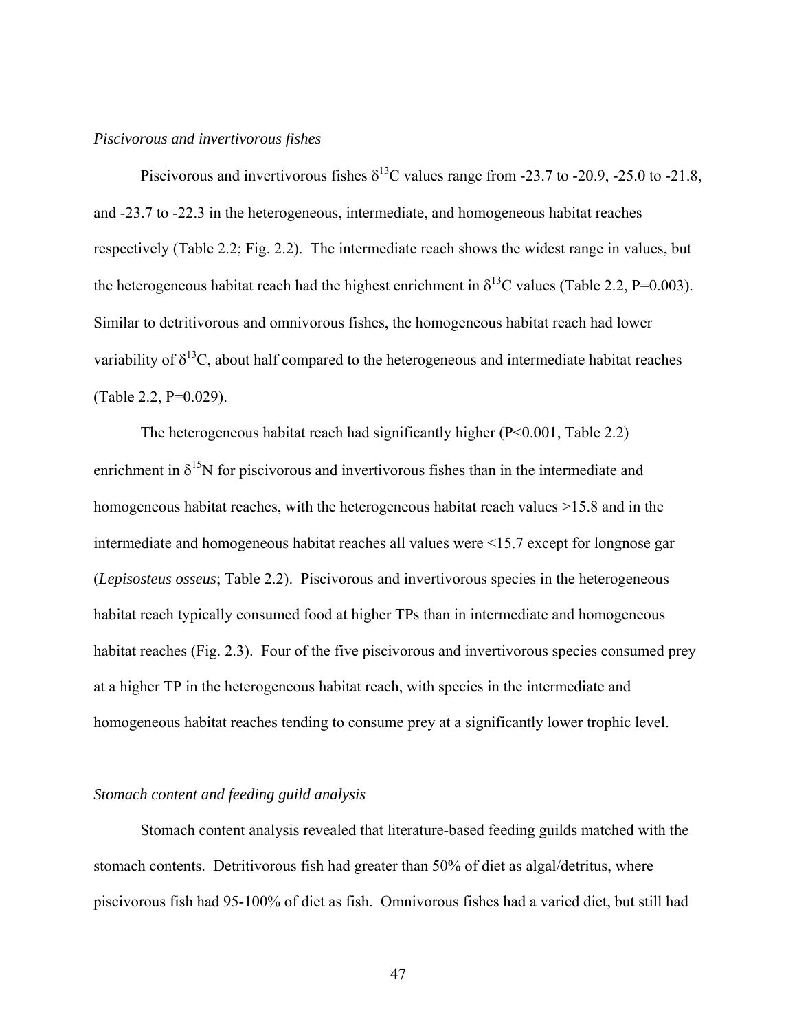### *Piscivorous and invertivorous fishes*

Piscivorous and invertivorous fishes $\delta^{13}C$ values range from -23.7 to -20.9, -25.0 to -21.8, and -23.7 to -22.3 in the heterogeneous, intermediate, and homogeneous habitat reaches respectively (Table 2.2; Fig. 2.2). The intermediate reach shows the widest range in values, but the heterogeneous habitat reach had the highest enrichment in $\delta^{13}C$ values (Table 2.2, $P=0.003$). Similar to detritivorous and omnivorous fishes, the homogeneous habitat reach had lower variability of $\delta^{13}C$, about half compared to the heterogeneous and intermediate habitat reaches (Table 2.2, $P=0.029$).

The heterogeneous habitat reach had significantly higher ($P<0.001$, Table 2.2) enrichment in $\delta^{15}N$ for piscivorous and invertivorous fishes than in the intermediate and homogeneous habitat reaches, with the heterogeneous habitat reach values >15.8 and in the intermediate and homogeneous habitat reaches all values were <15.7 except for longnose gar (*Lepisosteus osseus*; Table 2.2). Piscivorous and invertivorous species in the heterogeneous habitat reach typically consumed food at higher TPs than in intermediate and homogeneous habitat reaches (Fig. 2.3). Four of the five piscivorous and invertivorous species consumed prey at a higher TP in the heterogeneous habitat reach, with species in the intermediate and homogeneous habitat reaches tending to consume prey at a significantly lower trophic level.

### *Stomach content and feeding guild analysis*

Stomach content analysis revealed that literature-based feeding guilds matched with the stomach contents. Detritivorous fish had greater than 50% of diet as algal/detritus, where piscivorous fish had 95-100% of diet as fish. Omnivorous fishes had a varied diet, but still had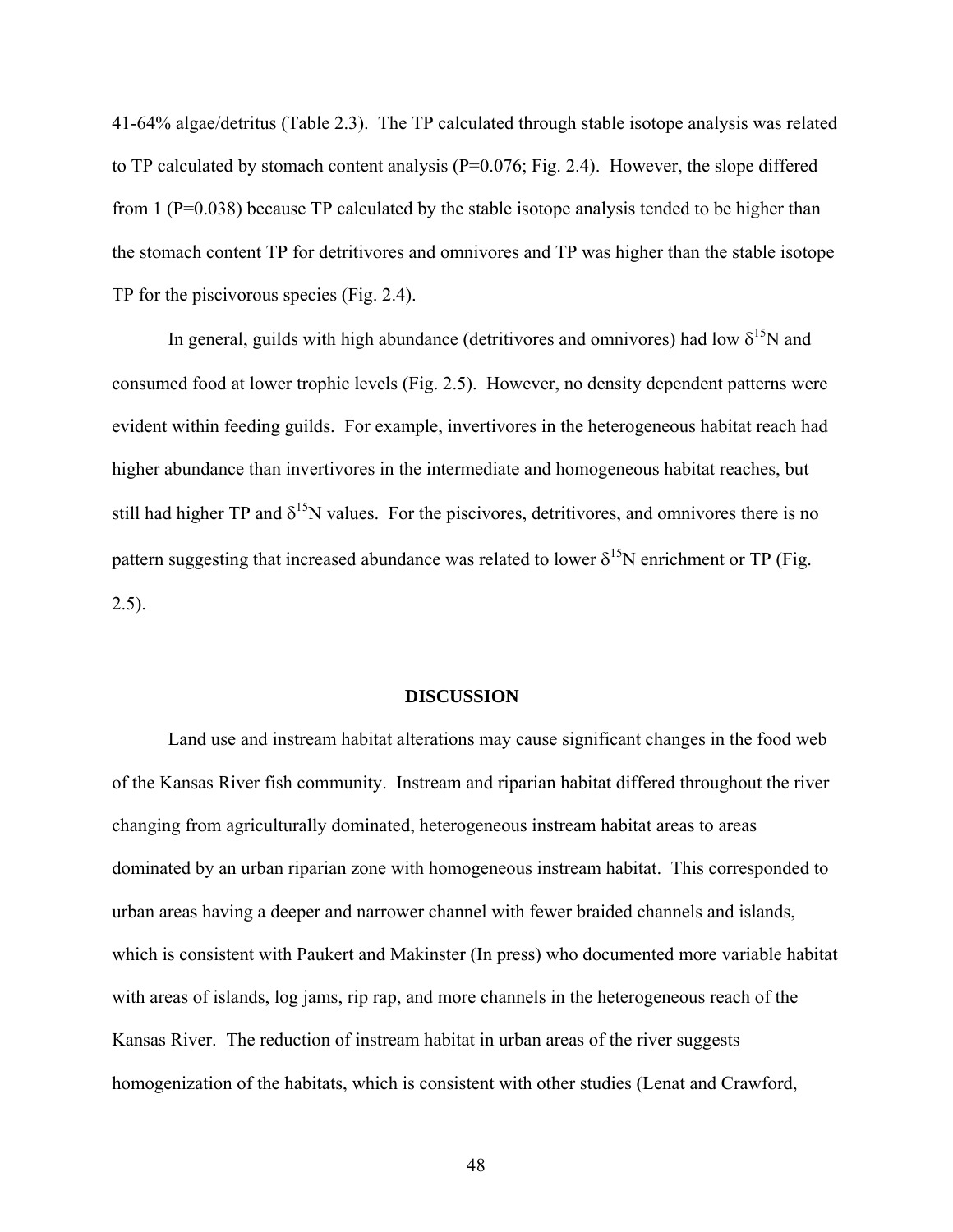41-64% algae/detritus (Table 2.3). The TP calculated through stable isotope analysis was related to TP calculated by stomach content analysis (P=0.076; Fig. 2.4). However, the slope differed from 1 (P=0.038) because TP calculated by the stable isotope analysis tended to be higher than the stomach content TP for detritivores and omnivores and TP was higher than the stable isotope TP for the piscivorous species (Fig. 2.4).

In general, guilds with high abundance (detritivores and omnivores) had low $\delta^{15}N$ and consumed food at lower trophic levels (Fig. 2.5). However, no density dependent patterns were evident within feeding guilds. For example, invertivores in the heterogeneous habitat reach had higher abundance than invertivores in the intermediate and homogeneous habitat reaches, but still had higher TP and $\delta^{15}N$ values. For the piscivores, detritivores, and omnivores there is no pattern suggesting that increased abundance was related to lower $\delta^{15}N$ enrichment or TP (Fig. 2.5).

## DISCUSSION

Land use and instream habitat alterations may cause significant changes in the food web of the Kansas River fish community. Instream and riparian habitat differed throughout the river changing from agriculturally dominated, heterogeneous instream habitat areas to areas dominated by an urban riparian zone with homogeneous instream habitat. This corresponded to urban areas having a deeper and narrower channel with fewer braided channels and islands, which is consistent with Paukert and Makinster (In press) who documented more variable habitat with areas of islands, log jams, rip rap, and more channels in the heterogeneous reach of the Kansas River. The reduction of instream habitat in urban areas of the river suggests homogenization of the habitats, which is consistent with other studies (Lenat and Crawford,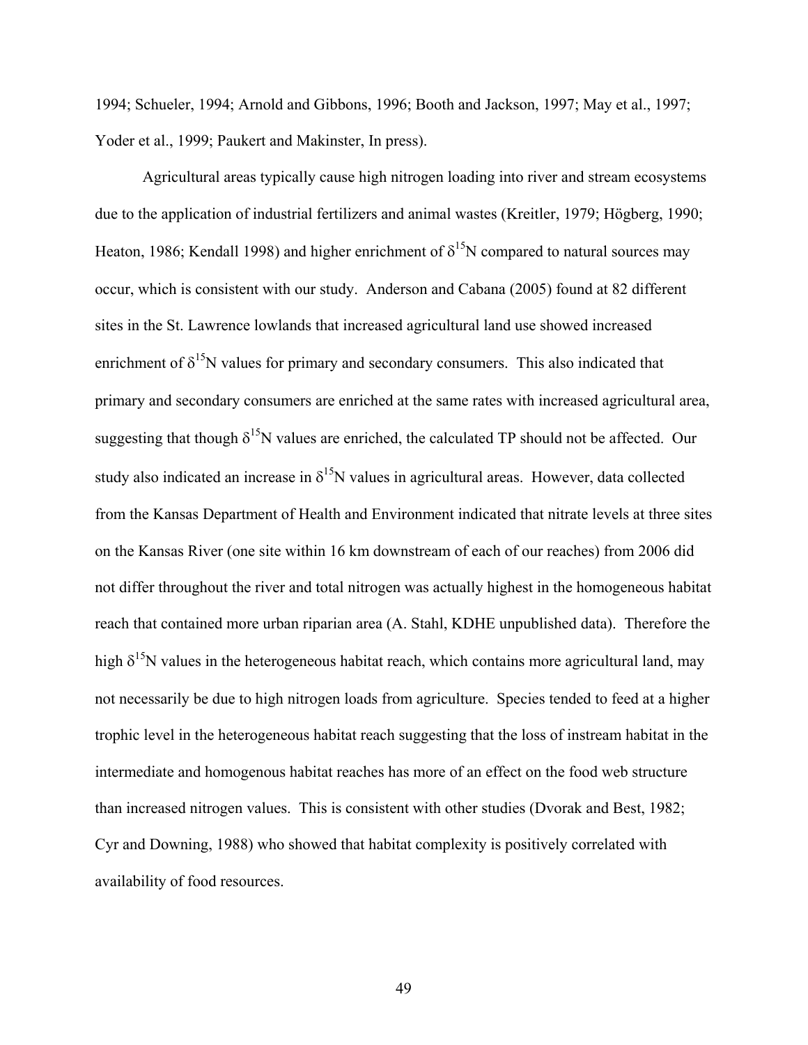1994; Schueler, 1994; Arnold and Gibbons, 1996; Booth and Jackson, 1997; May et al., 1997; Yoder et al., 1999; Paukert and Makinster, In press).

Agricultural areas typically cause high nitrogen loading into river and stream ecosystems due to the application of industrial fertilizers and animal wastes (Kreitler, 1979; Högberg, 1990; Heaton, 1986; Kendall 1998) and higher enrichment of $\delta^{15}$N compared to natural sources may occur, which is consistent with our study. Anderson and Cabana (2005) found at 82 different sites in the St. Lawrence lowlands that increased agricultural land use showed increased enrichment of $\delta^{15}$N values for primary and secondary consumers. This also indicated that primary and secondary consumers are enriched at the same rates with increased agricultural area, suggesting that though $\delta^{15}$N values are enriched, the calculated TP should not be affected. Our study also indicated an increase in $\delta^{15}$N values in agricultural areas. However, data collected from the Kansas Department of Health and Environment indicated that nitrate levels at three sites on the Kansas River (one site within 16 km downstream of each of our reaches) from 2006 did not differ throughout the river and total nitrogen was actually highest in the homogeneous habitat reach that contained more urban riparian area (A. Stahl, KDHE unpublished data). Therefore the high $\delta^{15}$N values in the heterogeneous habitat reach, which contains more agricultural land, may not necessarily be due to high nitrogen loads from agriculture. Species tended to feed at a higher trophic level in the heterogeneous habitat reach suggesting that the loss of instream habitat in the intermediate and homogenous habitat reaches has more of an effect on the food web structure than increased nitrogen values. This is consistent with other studies (Dvorak and Best, 1982; Cyr and Downing, 1988) who showed that habitat complexity is positively correlated with availability of food resources.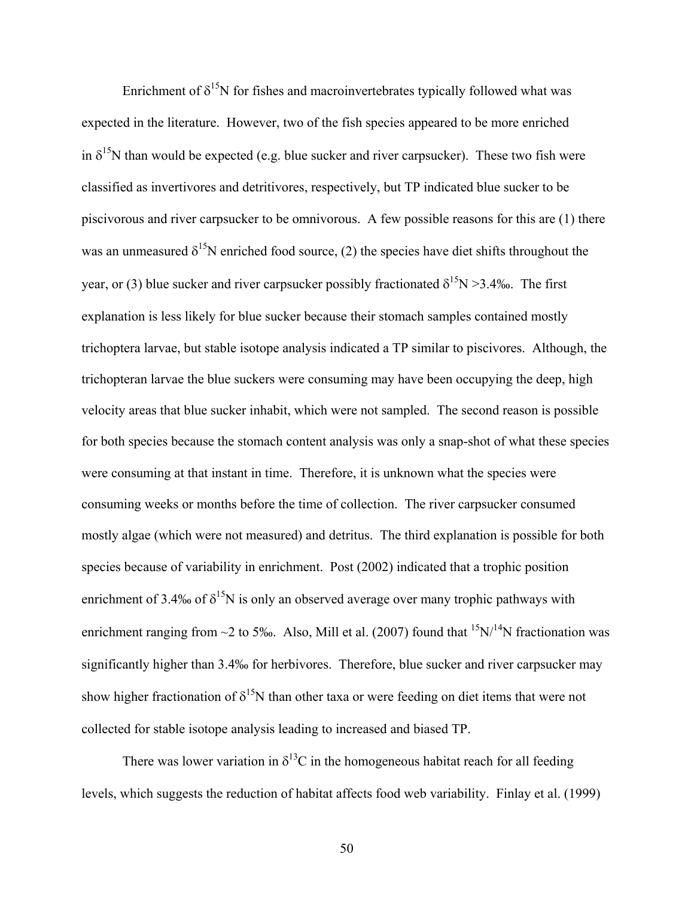Enrichment of $\delta^{15}N$ for fishes and macroinvertebrates typically followed what was expected in the literature. However, two of the fish species appeared to be more enriched in $\delta^{15}N$ than would be expected (e.g. blue sucker and river carpsucker). These two fish were classified as invertivores and detritivores, respectively, but TP indicated blue sucker to be piscivorous and river carpsucker to be omnivorous. A few possible reasons for this are (1) there was an unmeasured $\delta^{15}N$ enriched food source, (2) the species have diet shifts throughout the year, or (3) blue sucker and river carpsucker possibly fractionated $\delta^{15}N$ >3.4‰. The first explanation is less likely for blue sucker because their stomach samples contained mostly trichoptera larvae, but stable isotope analysis indicated a TP similar to piscivores. Although, the trichopteran larvae the blue suckers were consuming may have been occupying the deep, high velocity areas that blue sucker inhabit, which were not sampled. The second reason is possible for both species because the stomach content analysis was only a snap-shot of what these species were consuming at that instant in time. Therefore, it is unknown what the species were consuming weeks or months before the time of collection. The river carpsucker consumed mostly algae (which were not measured) and detritus. The third explanation is possible for both species because of variability in enrichment. Post (2002) indicated that a trophic position enrichment of 3.4‰ of $\delta^{15}N$ is only an observed average over many trophic pathways with enrichment ranging from ~2 to 5‰. Also, Mill et al. (2007) found that $^{15}N/^{14}N$ fractionation was significantly higher than 3.4‰ for herbivores. Therefore, blue sucker and river carpsucker may show higher fractionation of $\delta^{15}N$ than other taxa or were feeding on diet items that were not collected for stable isotope analysis leading to increased and biased TP.

There was lower variation in $\delta^{13}C$ in the homogeneous habitat reach for all feeding levels, which suggests the reduction of habitat affects food web variability. Finlay et al. (1999)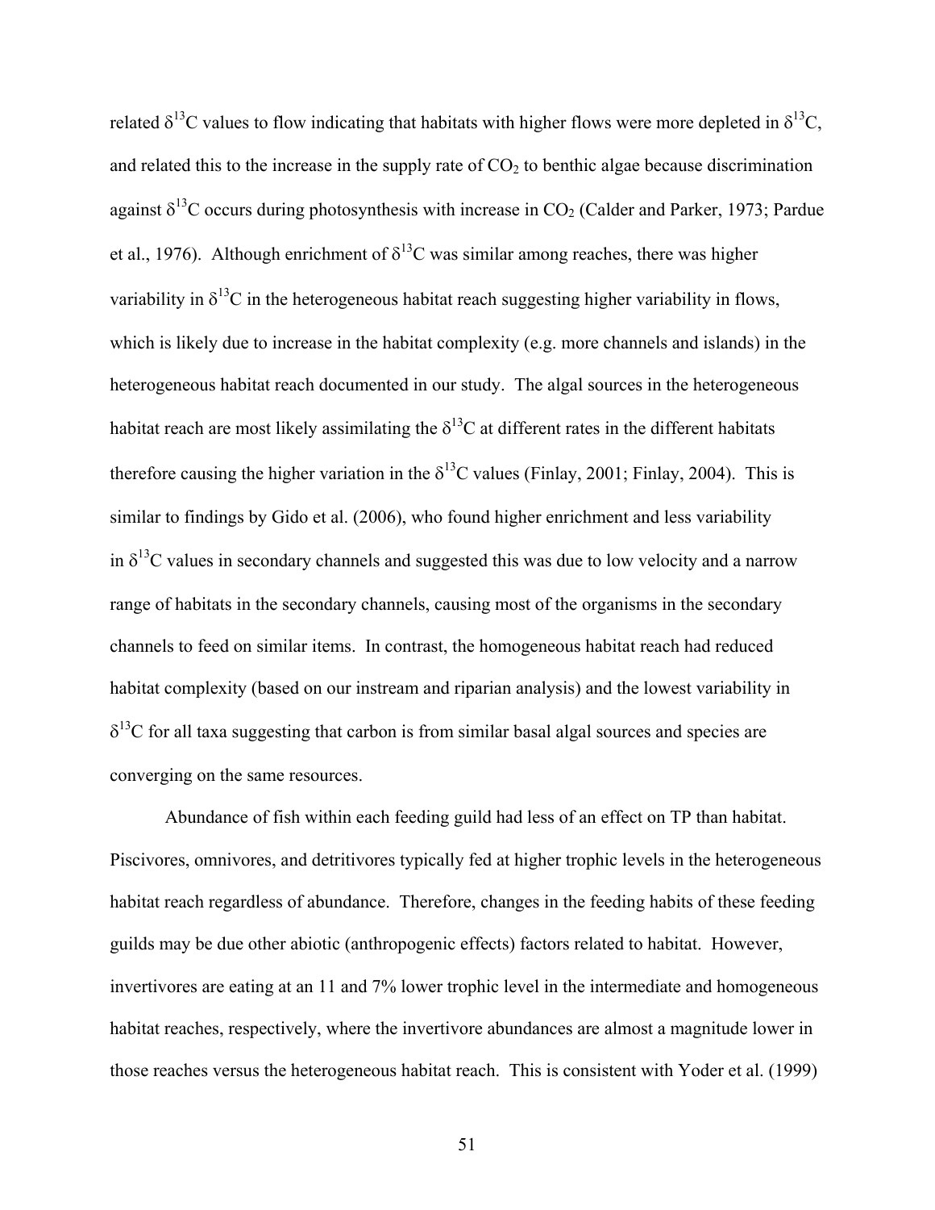related $\delta^{13}C$ values to flow indicating that habitats with higher flows were more depleted in $\delta^{13}C$, and related this to the increase in the supply rate of $CO_2$ to benthic algae because discrimination against $\delta^{13}C$ occurs during photosynthesis with increase in $CO_2$ (Calder and Parker, 1973; Pardue et al., 1976). Although enrichment of $\delta^{13}C$ was similar among reaches, there was higher variability in $\delta^{13}C$ in the heterogeneous habitat reach suggesting higher variability in flows, which is likely due to increase in the habitat complexity (e.g. more channels and islands) in the heterogeneous habitat reach documented in our study. The algal sources in the heterogeneous habitat reach are most likely assimilating the $\delta^{13}C$ at different rates in the different habitats therefore causing the higher variation in the $\delta^{13}C$ values (Finlay, 2001; Finlay, 2004). This is similar to findings by Gido et al. (2006), who found higher enrichment and less variability in $\delta^{13}C$ values in secondary channels and suggested this was due to low velocity and a narrow range of habitats in the secondary channels, causing most of the organisms in the secondary channels to feed on similar items. In contrast, the homogeneous habitat reach had reduced habitat complexity (based on our instream and riparian analysis) and the lowest variability in $\delta^{13}C$ for all taxa suggesting that carbon is from similar basal algal sources and species are converging on the same resources.

Abundance of fish within each feeding guild had less of an effect on TP than habitat. Piscivores, omnivores, and detritivores typically fed at higher trophic levels in the heterogeneous habitat reach regardless of abundance. Therefore, changes in the feeding habits of these feeding guilds may be due other abiotic (anthropogenic effects) factors related to habitat. However, invertivores are eating at an 11 and 7% lower trophic level in the intermediate and homogeneous habitat reaches, respectively, where the invertivore abundances are almost a magnitude lower in those reaches versus the heterogeneous habitat reach. This is consistent with Yoder et al. (1999)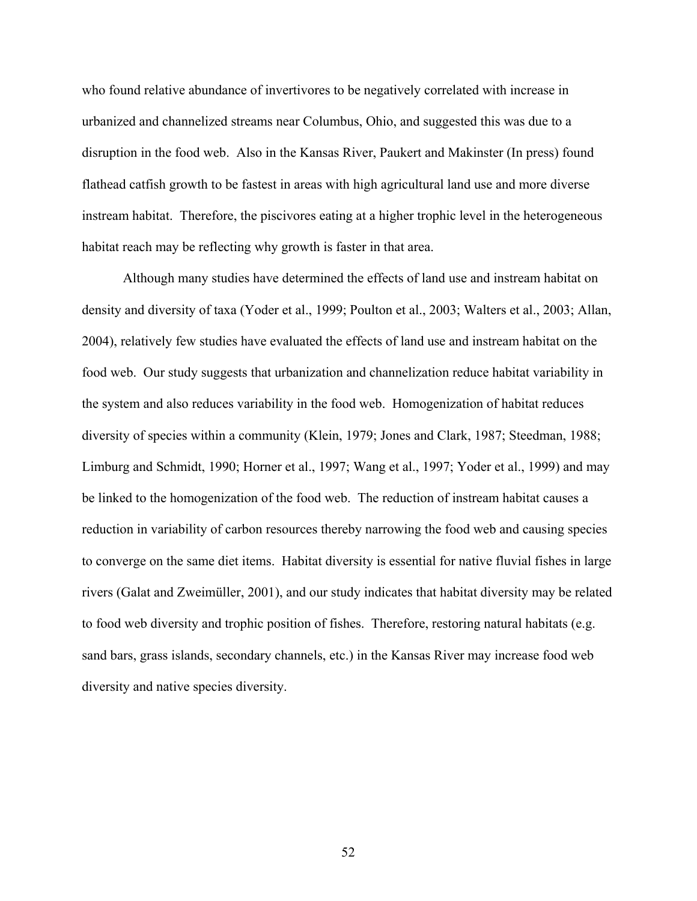who found relative abundance of invertivores to be negatively correlated with increase in urbanized and channelized streams near Columbus, Ohio, and suggested this was due to a disruption in the food web. Also in the Kansas River, Paukert and Makinster (In press) found flathead catfish growth to be fastest in areas with high agricultural land use and more diverse instream habitat. Therefore, the piscivores eating at a higher trophic level in the heterogeneous habitat reach may be reflecting why growth is faster in that area.

Although many studies have determined the effects of land use and instream habitat on density and diversity of taxa (Yoder et al., 1999; Poulton et al., 2003; Walters et al., 2003; Allan, 2004), relatively few studies have evaluated the effects of land use and instream habitat on the food web. Our study suggests that urbanization and channelization reduce habitat variability in the system and also reduces variability in the food web. Homogenization of habitat reduces diversity of species within a community (Klein, 1979; Jones and Clark, 1987; Steedman, 1988; Limburg and Schmidt, 1990; Horner et al., 1997; Wang et al., 1997; Yoder et al., 1999) and may be linked to the homogenization of the food web. The reduction of instream habitat causes a reduction in variability of carbon resources thereby narrowing the food web and causing species to converge on the same diet items. Habitat diversity is essential for native fluvial fishes in large rivers (Galat and Zweimüller, 2001), and our study indicates that habitat diversity may be related to food web diversity and trophic position of fishes. Therefore, restoring natural habitats (e.g. sand bars, grass islands, secondary channels, etc.) in the Kansas River may increase food web diversity and native species diversity.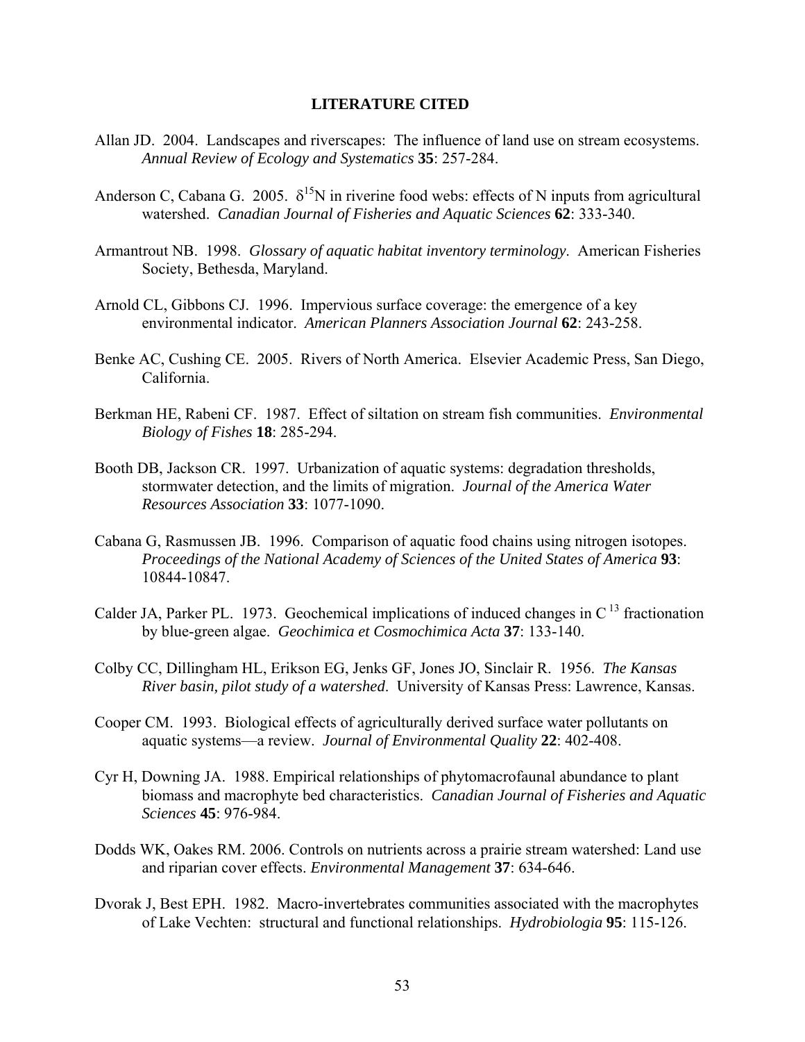## LITERATURE CITED

Allan JD. 2004. Landscapes and riverscapes: The influence of land use on stream ecosystems. *Annual Review of Ecology and Systematics* **35**: 257-284.

Anderson C, Cabana G. 2005. $\delta^{15}N$ in riverine food webs: effects of N inputs from agricultural watershed. *Canadian Journal of Fisheries and Aquatic Sciences* **62**: 333-340.

Armantrout NB. 1998. *Glossary of aquatic habitat inventory terminology*. American Fisheries Society, Bethesda, Maryland.

Arnold CL, Gibbons CJ. 1996. Impervious surface coverage: the emergence of a key environmental indicator. *American Planners Association Journal* **62**: 243-258.

Benke AC, Cushing CE. 2005. Rivers of North America. Elsevier Academic Press, San Diego, California.

Berkman HE, Rabeni CF. 1987. Effect of siltation on stream fish communities. *Environmental Biology of Fishes* **18**: 285-294.

Booth DB, Jackson CR. 1997. Urbanization of aquatic systems: degradation thresholds, stormwater detection, and the limits of migration. *Journal of the America Water Resources Association* **33**: 1077-1090.

Cabana G, Rasmussen JB. 1996. Comparison of aquatic food chains using nitrogen isotopes. *Proceedings of the National Academy of Sciences of the United States of America* **93**: 10844-10847.

Calder JA, Parker PL. 1973. Geochemical implications of induced changes in $C^{13}$ fractionation by blue-green algae. *Geochimica et Cosmochimica Acta* **37**: 133-140.

Colby CC, Dillingham HL, Erikson EG, Jenks GF, Jones JO, Sinclair R. 1956. *The Kansas River basin, pilot study of a watershed*. University of Kansas Press: Lawrence, Kansas.

Cooper CM. 1993. Biological effects of agriculturally derived surface water pollutants on aquatic systems—a review. *Journal of Environmental Quality* **22**: 402-408.

Cyr H, Downing JA. 1988. Empirical relationships of phytomacrofaunal abundance to plant biomass and macrophyte bed characteristics. *Canadian Journal of Fisheries and Aquatic Sciences* **45**: 976-984.

Dodds WK, Oakes RM. 2006. Controls on nutrients across a prairie stream watershed: Land use and riparian cover effects. *Environmental Management* **37**: 634-646.

Dvorak J, Best EPH. 1982. Macro-invertebrates communities associated with the macrophytes of Lake Vechten: structural and functional relationships. *Hydrobiologia* **95**: 115-126.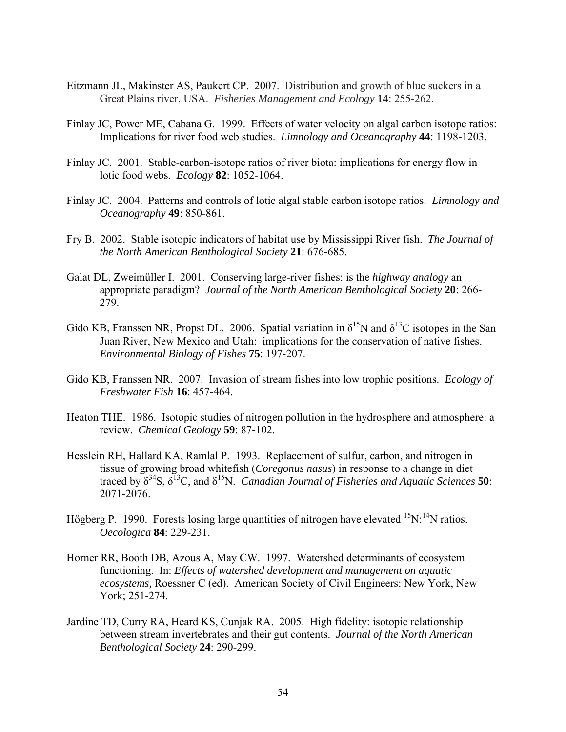Eitzmann JL, Makinster AS, Paukert CP. 2007. Distribution and growth of blue suckers in a Great Plains river, USA. *Fisheries Management and Ecology* **14**: 255-262.

Finlay JC, Power ME, Cabana G. 1999. Effects of water velocity on algal carbon isotope ratios: Implications for river food web studies. *Limnology and Oceanography* **44**: 1198-1203.

Finlay JC. 2001. Stable-carbon-isotope ratios of river biota: implications for energy flow in lotic food webs. *Ecology* **82**: 1052-1064.

Finlay JC. 2004. Patterns and controls of lotic algal stable carbon isotope ratios. *Limnology and Oceanography* **49**: 850-861.

Fry B. 2002. Stable isotopic indicators of habitat use by Mississippi River fish. *The Journal of the North American Benthological Society* **21**: 676-685.

Galat DL, Zweimüller I. 2001. Conserving large-river fishes: is the *highway analogy* an appropriate paradigm? *Journal of the North American Benthological Society* **20**: 266-279.

Gido KB, Franssen NR, Propst DL. 2006. Spatial variation in $\delta^{15}N$ and $\delta^{13}C$ isotopes in the San Juan River, New Mexico and Utah: implications for the conservation of native fishes. *Environmental Biology of Fishes* **75**: 197-207.

Gido KB, Franssen NR. 2007. Invasion of stream fishes into low trophic positions. *Ecology of Freshwater Fish* **16**: 457-464.

Heaton THE. 1986. Isotopic studies of nitrogen pollution in the hydrosphere and atmosphere: a review. *Chemical Geology* **59**: 87-102.

Hesslein RH, Hallard KA, Ramlal P. 1993. Replacement of sulfur, carbon, and nitrogen in tissue of growing broad whitefish (*Coregonus nasus*) in response to a change in diet traced by $\delta^{34}S$, $\delta^{13}C$, and $\delta^{15}N$. *Canadian Journal of Fisheries and Aquatic Sciences* **50**: 2071-2076.

Högberg P. 1990. Forests losing large quantities of nitrogen have elevated $^{15}N$:$^{14}N$ ratios. *Oecologica* **84**: 229-231.

Horner RR, Booth DB, Azous A, May CW. 1997. Watershed determinants of ecosystem functioning. In: *Effects of watershed development and management on aquatic ecosystems,* Roessner C (ed). American Society of Civil Engineers: New York, New York; 251-274.

Jardine TD, Curry RA, Heard KS, Cunjak RA. 2005. High fidelity: isotopic relationship between stream invertebrates and their gut contents. *Journal of the North American Benthological Society* **24**: 290-299.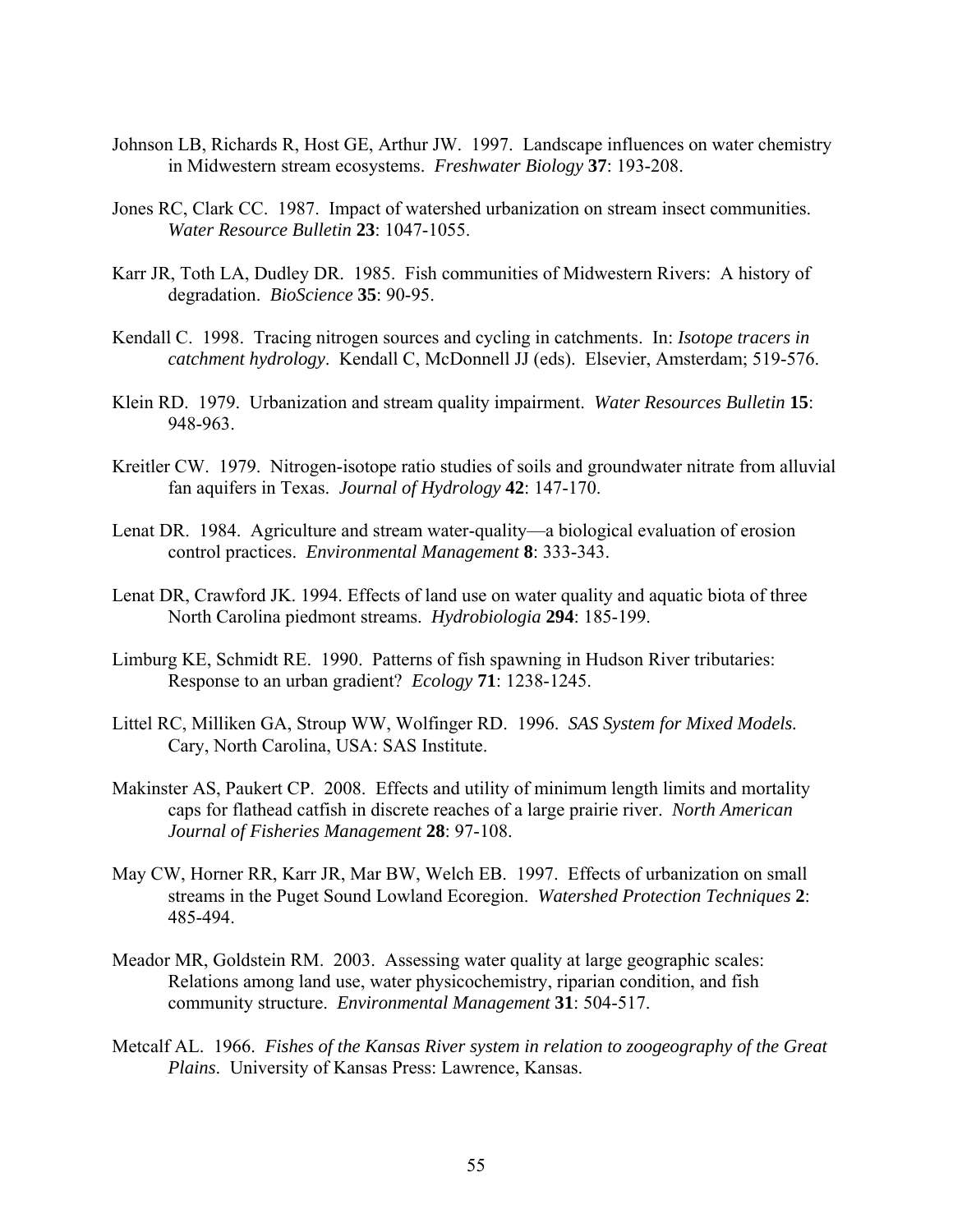Johnson LB, Richards R, Host GE, Arthur JW. 1997. Landscape influences on water chemistry in Midwestern stream ecosystems. *Freshwater Biology* **37**: 193-208.

Jones RC, Clark CC. 1987. Impact of watershed urbanization on stream insect communities. *Water Resource Bulletin* **23**: 1047-1055.

Karr JR, Toth LA, Dudley DR. 1985. Fish communities of Midwestern Rivers: A history of degradation. *BioScience* **35**: 90-95.

Kendall C. 1998. Tracing nitrogen sources and cycling in catchments. In: *Isotope tracers in catchment hydrology*. Kendall C, McDonnell JJ (eds). Elsevier, Amsterdam; 519-576.

Klein RD. 1979. Urbanization and stream quality impairment. *Water Resources Bulletin* **15**: 948-963.

Kreitler CW. 1979. Nitrogen-isotope ratio studies of soils and groundwater nitrate from alluvial fan aquifers in Texas. *Journal of Hydrology* **42**: 147-170.

Lenat DR. 1984. Agriculture and stream water-quality—a biological evaluation of erosion control practices. *Environmental Management* **8**: 333-343.

Lenat DR, Crawford JK. 1994. Effects of land use on water quality and aquatic biota of three North Carolina piedmont streams. *Hydrobiologia* **294**: 185-199.

Limburg KE, Schmidt RE. 1990. Patterns of fish spawning in Hudson River tributaries: Response to an urban gradient? *Ecology* **71**: 1238-1245.

Littel RC, Milliken GA, Stroup WW, Wolfinger RD. 1996. *SAS System for Mixed Models.* Cary, North Carolina, USA: SAS Institute.

Makinster AS, Paukert CP. 2008. Effects and utility of minimum length limits and mortality caps for flathead catfish in discrete reaches of a large prairie river. *North American Journal of Fisheries Management* **28**: 97-108.

May CW, Horner RR, Karr JR, Mar BW, Welch EB. 1997. Effects of urbanization on small streams in the Puget Sound Lowland Ecoregion. *Watershed Protection Techniques* **2**: 485-494.

Meador MR, Goldstein RM. 2003. Assessing water quality at large geographic scales: Relations among land use, water physicochemistry, riparian condition, and fish community structure. *Environmental Management* **31**: 504-517.

Metcalf AL. 1966. *Fishes of the Kansas River system in relation to zoogeography of the Great Plains*. University of Kansas Press: Lawrence, Kansas.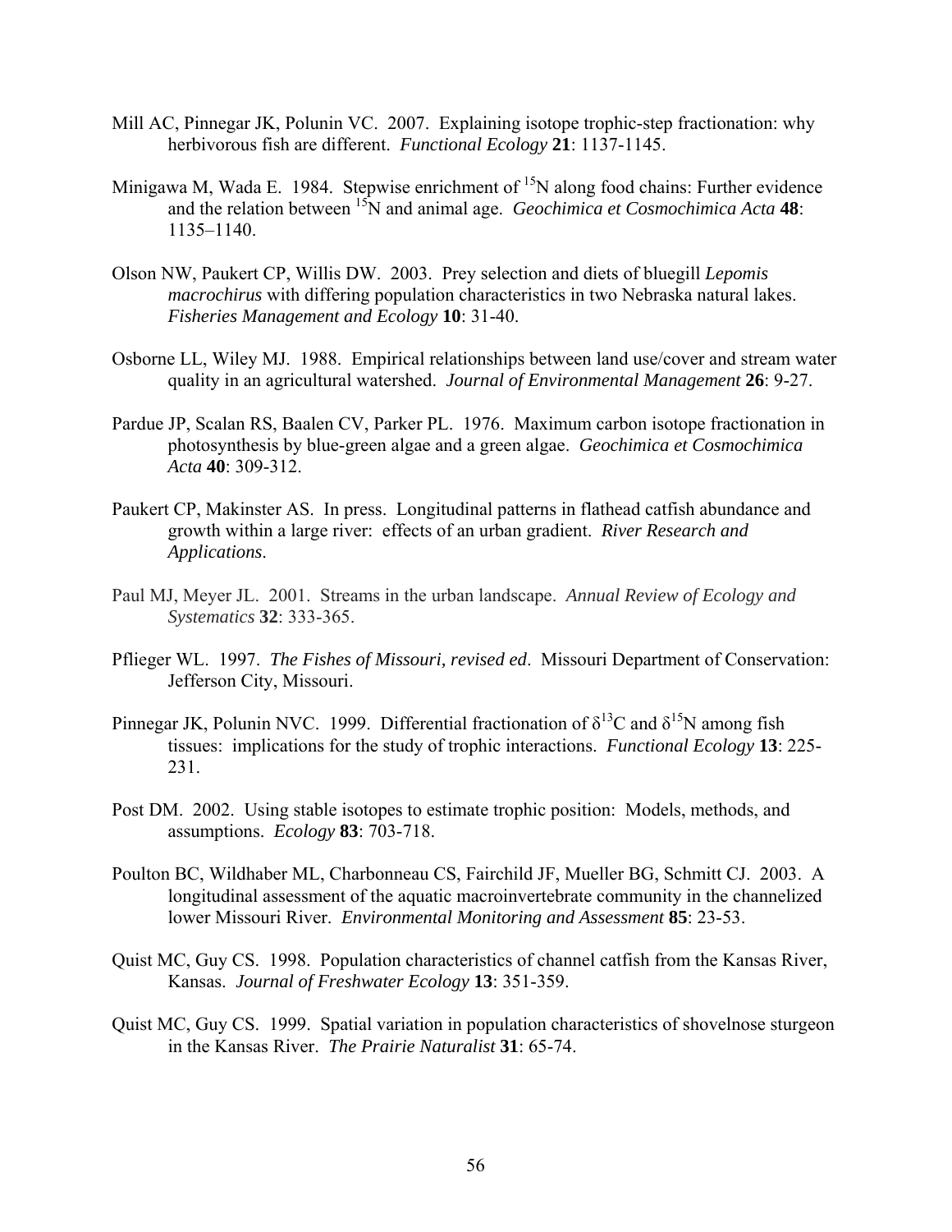Mill AC, Pinnegar JK, Polunin VC. 2007. Explaining isotope trophic-step fractionation: why herbivorous fish are different. *Functional Ecology* **21**: 1137-1145.

Minigawa M, Wada E. 1984. Stepwise enrichment of $^{15}$N along food chains: Further evidence and the relation between $^{15}$N and animal age. *Geochimica et Cosmochimica Acta* **48**: 1135–1140.

Olson NW, Paukert CP, Willis DW. 2003. Prey selection and diets of bluegill *Lepomis macrochirus* with differing population characteristics in two Nebraska natural lakes. *Fisheries Management and Ecology* **10**: 31-40.

Osborne LL, Wiley MJ. 1988. Empirical relationships between land use/cover and stream water quality in an agricultural watershed. *Journal of Environmental Management* **26**: 9-27.

Pardue JP, Scalan RS, Baalen CV, Parker PL. 1976. Maximum carbon isotope fractionation in photosynthesis by blue-green algae and a green algae. *Geochimica et Cosmochimica Acta* **40**: 309-312.

Paukert CP, Makinster AS. In press. Longitudinal patterns in flathead catfish abundance and growth within a large river: effects of an urban gradient. *River Research and Applications*.

Paul MJ, Meyer JL. 2001. Streams in the urban landscape. *Annual Review of Ecology and Systematics* **32**: 333-365.

Pflieger WL. 1997. *The Fishes of Missouri, revised ed*. Missouri Department of Conservation: Jefferson City, Missouri.

Pinnegar JK, Polunin NVC. 1999. Differential fractionation of $\delta^{13}$C and $\delta^{15}$N among fish tissues: implications for the study of trophic interactions. *Functional Ecology* **13**: 225-231.

Post DM. 2002. Using stable isotopes to estimate trophic position: Models, methods, and assumptions. *Ecology* **83**: 703-718.

Poulton BC, Wildhaber ML, Charbonneau CS, Fairchild JF, Mueller BG, Schmitt CJ. 2003. A longitudinal assessment of the aquatic macroinvertebrate community in the channelized lower Missouri River. *Environmental Monitoring and Assessment* **85**: 23-53.

Quist MC, Guy CS. 1998. Population characteristics of channel catfish from the Kansas River, Kansas. *Journal of Freshwater Ecology* **13**: 351-359.

Quist MC, Guy CS. 1999. Spatial variation in population characteristics of shovelnose sturgeon in the Kansas River. *The Prairie Naturalist* **31**: 65-74.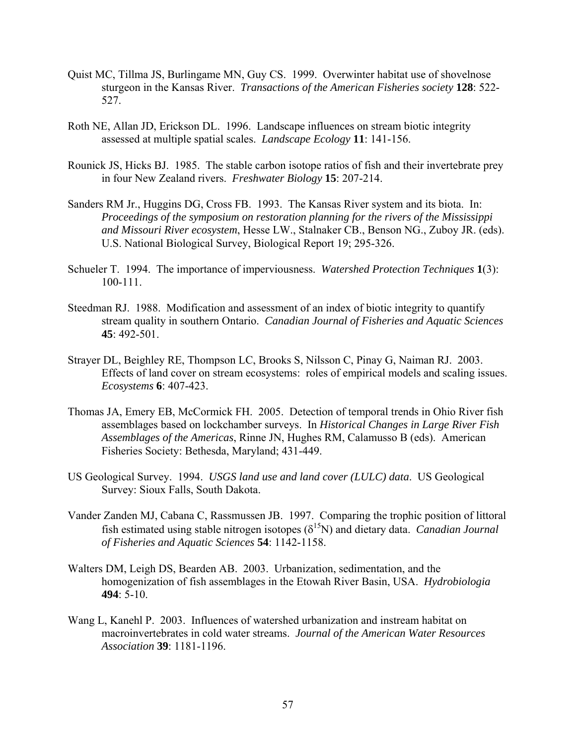Quist MC, Tillma JS, Burlingame MN, Guy CS. 1999. Overwinter habitat use of shovelnose sturgeon in the Kansas River. *Transactions of the American Fisheries society* **128**: 522-527.

Roth NE, Allan JD, Erickson DL. 1996. Landscape influences on stream biotic integrity assessed at multiple spatial scales. *Landscape Ecology* **11**: 141-156.

Rounick JS, Hicks BJ. 1985. The stable carbon isotope ratios of fish and their invertebrate prey in four New Zealand rivers. *Freshwater Biology* **15**: 207-214.

Sanders RM Jr., Huggins DG, Cross FB. 1993. The Kansas River system and its biota. In: *Proceedings of the symposium on restoration planning for the rivers of the Mississippi and Missouri River ecosystem*, Hesse LW., Stalnaker CB., Benson NG., Zuboy JR. (eds). U.S. National Biological Survey, Biological Report 19; 295-326.

Schueler T. 1994. The importance of imperviousness. *Watershed Protection Techniques* **1**(3): 100-111.

Steedman RJ. 1988. Modification and assessment of an index of biotic integrity to quantify stream quality in southern Ontario. *Canadian Journal of Fisheries and Aquatic Sciences* **45**: 492-501.

Strayer DL, Beighley RE, Thompson LC, Brooks S, Nilsson C, Pinay G, Naiman RJ. 2003. Effects of land cover on stream ecosystems: roles of empirical models and scaling issues. *Ecosystems* **6**: 407-423.

Thomas JA, Emery EB, McCormick FH. 2005. Detection of temporal trends in Ohio River fish assemblages based on lockchamber surveys. In *Historical Changes in Large River Fish Assemblages of the Americas*, Rinne JN, Hughes RM, Calamusso B (eds). American Fisheries Society: Bethesda, Maryland; 431-449.

US Geological Survey. 1994. *USGS land use and land cover (LULC) data*. US Geological Survey: Sioux Falls, South Dakota.

Vander Zanden MJ, Cabana C, Rassmussen JB. 1997. Comparing the trophic position of littoral fish estimated using stable nitrogen isotopes ($\delta^{15}N$) and dietary data. *Canadian Journal of Fisheries and Aquatic Sciences* **54**: 1142-1158.

Walters DM, Leigh DS, Bearden AB. 2003. Urbanization, sedimentation, and the homogenization of fish assemblages in the Etowah River Basin, USA. *Hydrobiologia* **494**: 5-10.

Wang L, Kanehl P. 2003. Influences of watershed urbanization and instream habitat on macroinvertebrates in cold water streams. *Journal of the American Water Resources Association* **39**: 1181-1196.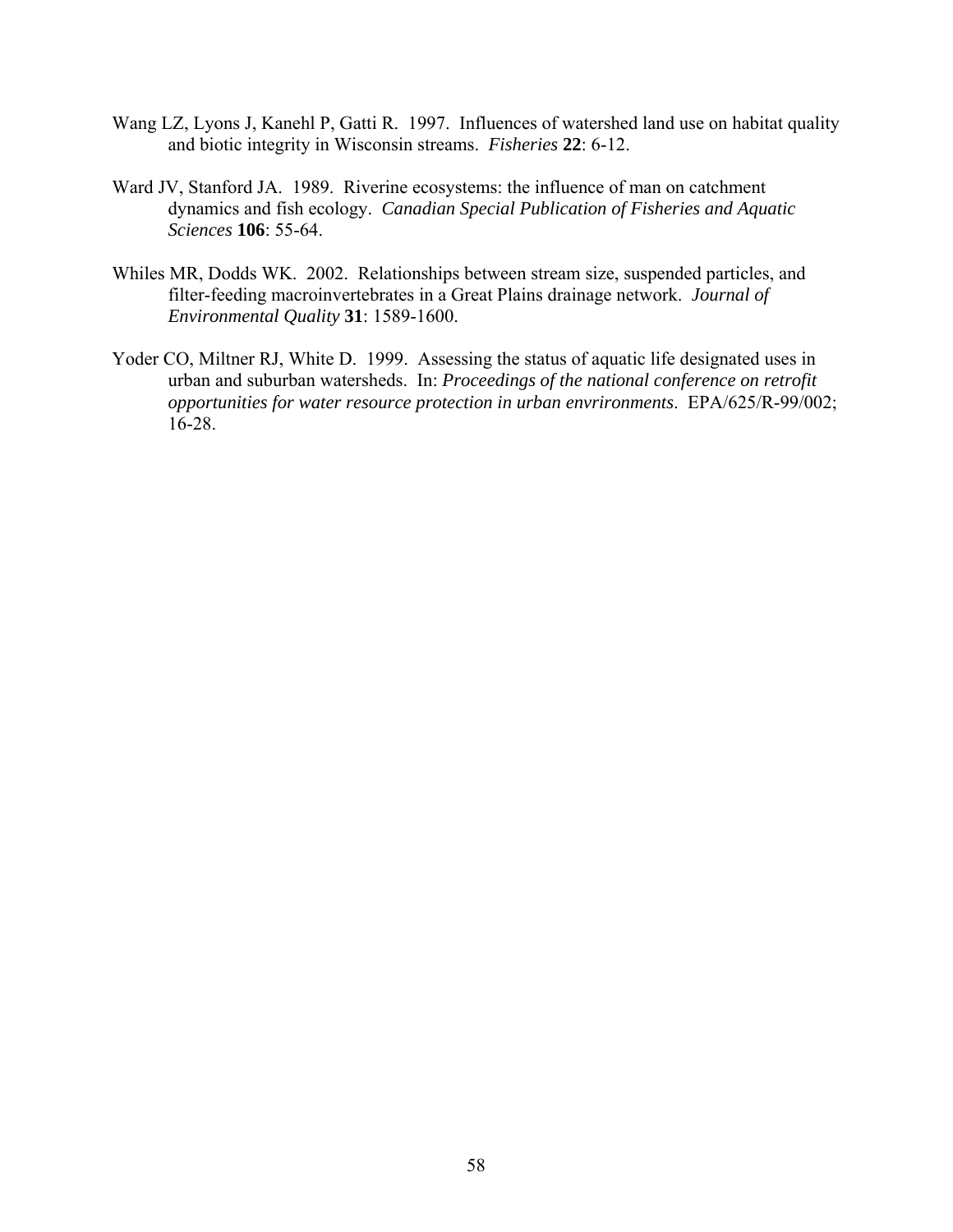Wang LZ, Lyons J, Kanehl P, Gatti R. 1997. Influences of watershed land use on habitat quality and biotic integrity in Wisconsin streams. *Fisheries* **22**: 6-12.

Ward JV, Stanford JA. 1989. Riverine ecosystems: the influence of man on catchment dynamics and fish ecology. *Canadian Special Publication of Fisheries and Aquatic Sciences* **106**: 55-64.

Whiles MR, Dodds WK. 2002. Relationships between stream size, suspended particles, and filter-feeding macroinvertebrates in a Great Plains drainage network. *Journal of Environmental Quality* **31**: 1589-1600.

Yoder CO, Miltner RJ, White D. 1999. Assessing the status of aquatic life designated uses in urban and suburban watersheds. In: *Proceedings of the national conference on retrofit opportunities for water resource protection in urban envrironments*. EPA/625/R-99/002; 16-28.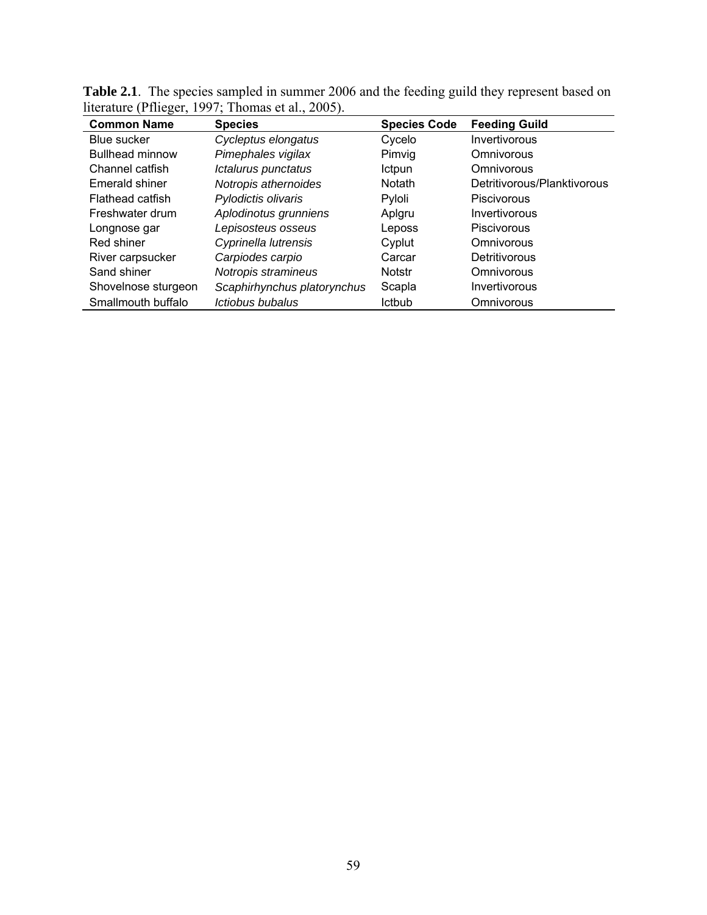**Table 2.1**. The species sampled in summer 2006 and the feeding guild they represent based on literature (Pflieger, 1997; Thomas et al., 2005).

| Common Name | Species | Species Code | Feeding Guild |
|---|---|---|---|
| Blue sucker | *Cycleptus elongatus* | Cycelo | Invertivorous |
| Bullhead minnow | *Pimephales vigilax* | Pimvig | Omnivorous |
| Channel catfish | *Ictalurus punctatus* | Ictpun | Omnivorous |
| Emerald shiner | *Notropis athernoides* | Notath | Detritivorous/Planktivorous |
| Flathead catfish | *Pylodictis olivaris* | Pyloli | Piscivorous |
| Freshwater drum | *Aplodinotus grunniens* | Aplgru | Invertivorous |
| Longnose gar | *Lepisosteus osseus* | Leposs | Piscivorous |
| Red shiner | *Cyprinella lutrensis* | Cyplut | Omnivorous |
| River carpsucker | *Carpiodes carpio* | Carcar | Detritivorous |
| Sand shiner | *Notropis stramineus* | Notstr | Omnivorous |
| Shovelnose sturgeon | *Scaphirhynchus platorynchus* | Scapla | Invertivorous |
| Smallmouth buffalo | *Ictiobus bubalus* | Ictbub | Omnivorous |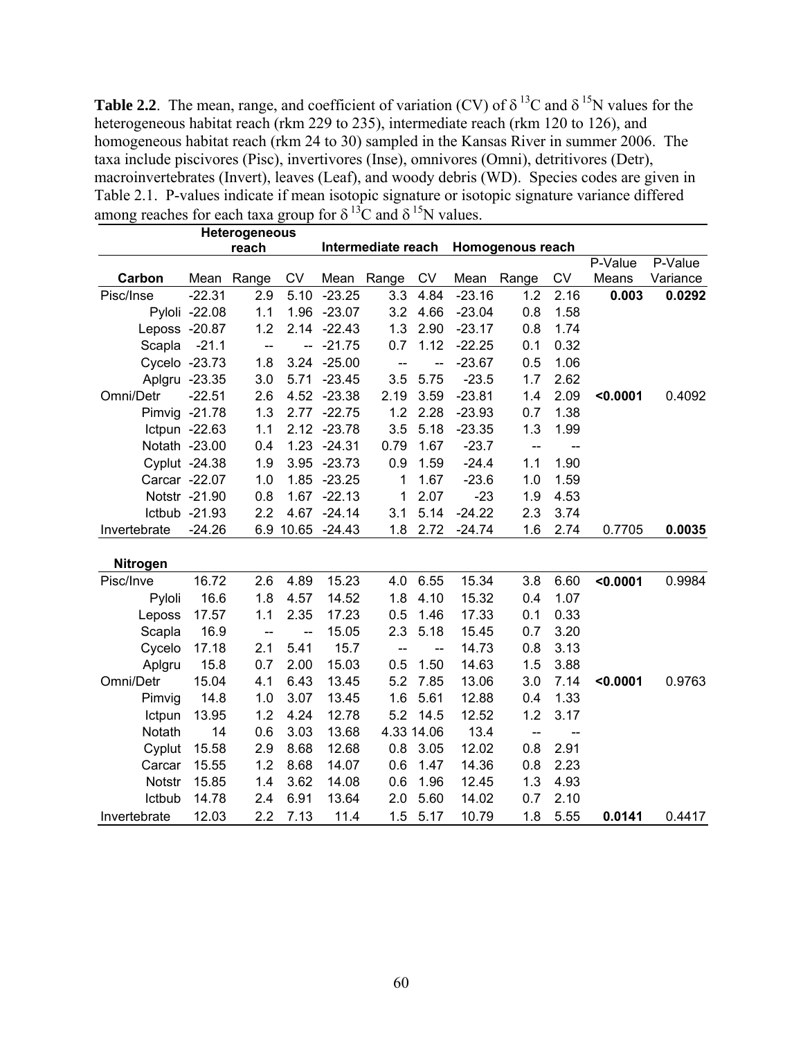**Table 2.2**. The mean, range, and coefficient of variation (CV) of $\delta^{13}C$ and $\delta^{15}N$ values for the heterogeneous habitat reach (rkm 229 to 235), intermediate reach (rkm 120 to 126), and homogeneous habitat reach (rkm 24 to 30) sampled in the Kansas River in summer 2006. The taxa include piscivores (Pisc), invertivores (Inse), omnivores (Omni), detritivores (Detr), macroinvertebrates (Invert), leaves (Leaf), and woody debris (WD). Species codes are given in Table 2.1. P-values indicate if mean isotopic signature or isotopic signature variance differed among reaches for each taxa group for $\delta^{13}C$ and $\delta^{15}N$ values.

| | Heterogeneous reach | | | Intermediate reach | | | Homogenous reach | | | | |
|---|---|---|---|---|---|---|---|---|---|---|---|
| **Carbon** | Mean | Range | CV | Mean | Range | CV | Mean | Range | CV | P-Value Means | P-Value Variance |
| Pisc/Inse | -22.31 | 2.9 | 5.10 | -23.25 | 3.3 | 4.84 | -23.16 | 1.2 | 2.16 | **0.003** | **0.0292** |
| Pyloli | -22.08 | 1.1 | 1.96 | -23.07 | 3.2 | 4.66 | -23.04 | 0.8 | 1.58 | | |
| Leposs | -20.87 | 1.2 | 2.14 | -22.43 | 1.3 | 2.90 | -23.17 | 0.8 | 1.74 | | |
| Scapla | -21.1 | -- | -- | -21.75 | 0.7 | 1.12 | -22.25 | 0.1 | 0.32 | | |
| Cycelo | -23.73 | 1.8 | 3.24 | -25.00 | -- | -- | -23.67 | 0.5 | 1.06 | | |
| Aplgru | -23.35 | 3.0 | 5.71 | -23.45 | 3.5 | 5.75 | -23.5 | 1.7 | 2.62 | | |
| Omni/Detr | -22.51 | 2.6 | 4.52 | -23.38 | 2.19 | 3.59 | -23.81 | 1.4 | 2.09 | **<0.0001** | 0.4092 |
| Pimvig | -21.78 | 1.3 | 2.77 | -22.75 | 1.2 | 2.28 | -23.93 | 0.7 | 1.38 | | |
| Ictpun | -22.63 | 1.1 | 2.12 | -23.78 | 3.5 | 5.18 | -23.35 | 1.3 | 1.99 | | |
| Notath | -23.00 | 0.4 | 1.23 | -24.31 | 0.79 | 1.67 | -23.7 | -- | -- | | |
| Cyplut | -24.38 | 1.9 | 3.95 | -23.73 | 0.9 | 1.59 | -24.4 | 1.1 | 1.90 | | |
| Carcar | -22.07 | 1.0 | 1.85 | -23.25 | 1 | 1.67 | -23.6 | 1.0 | 1.59 | | |
| Notstr | -21.90 | 0.8 | 1.67 | -22.13 | 1 | 2.07 | -23 | 1.9 | 4.53 | | |
| Ictbub | -21.93 | 2.2 | 4.67 | -24.14 | 3.1 | 5.14 | -24.22 | 2.3 | 3.74 | | |
| Invertebrate | -24.26 | 6.9 | 10.65 | -24.43 | 1.8 | 2.72 | -24.74 | 1.6 | 2.74 | 0.7705 | **0.0035** |
| **Nitrogen** | | | | | | | | | | | |
| Pisc/Inve | 16.72 | 2.6 | 4.89 | 15.23 | 4.0 | 6.55 | 15.34 | 3.8 | 6.60 | **<0.0001** | 0.9984 |
| Pyloli | 16.6 | 1.8 | 4.57 | 14.52 | 1.8 | 4.10 | 15.32 | 0.4 | 1.07 | | |
| Leposs | 17.57 | 1.1 | 2.35 | 17.23 | 0.5 | 1.46 | 17.33 | 0.1 | 0.33 | | |
| Scapla | 16.9 | -- | -- | 15.05 | 2.3 | 5.18 | 15.45 | 0.7 | 3.20 | | |
| Cycelo | 17.18 | 2.1 | 5.41 | 15.7 | -- | -- | 14.73 | 0.8 | 3.13 | | |
| Aplgru | 15.8 | 0.7 | 2.00 | 15.03 | 0.5 | 1.50 | 14.63 | 1.5 | 3.88 | | |
| Omni/Detr | 15.04 | 4.1 | 6.43 | 13.45 | 5.2 | 7.85 | 13.06 | 3.0 | 7.14 | **<0.0001** | 0.9763 |
| Pimvig | 14.8 | 1.0 | 3.07 | 13.45 | 1.6 | 5.61 | 12.88 | 0.4 | 1.33 | | |
| Ictpun | 13.95 | 1.2 | 4.24 | 12.78 | 5.2 | 14.5 | 12.52 | 1.2 | 3.17 | | |
| Notath | 14 | 0.6 | 3.03 | 13.68 | 4.33 | 14.06 | 13.4 | -- | -- | | |
| Cyplut | 15.58 | 2.9 | 8.68 | 12.68 | 0.8 | 3.05 | 12.02 | 0.8 | 2.91 | | |
| Carcar | 15.55 | 1.2 | 8.68 | 14.07 | 0.6 | 1.47 | 14.36 | 0.8 | 2.23 | | |
| Notstr | 15.85 | 1.4 | 3.62 | 14.08 | 0.6 | 1.96 | 12.45 | 1.3 | 4.93 | | |
| Ictbub | 14.78 | 2.4 | 6.91 | 13.64 | 2.0 | 5.60 | 14.02 | 0.7 | 2.10 | | |
| Invertebrate | 12.03 | 2.2 | 7.13 | 11.4 | 1.5 | 5.17 | 10.79 | 1.8 | 5.55 | **0.0141** | 0.4417 |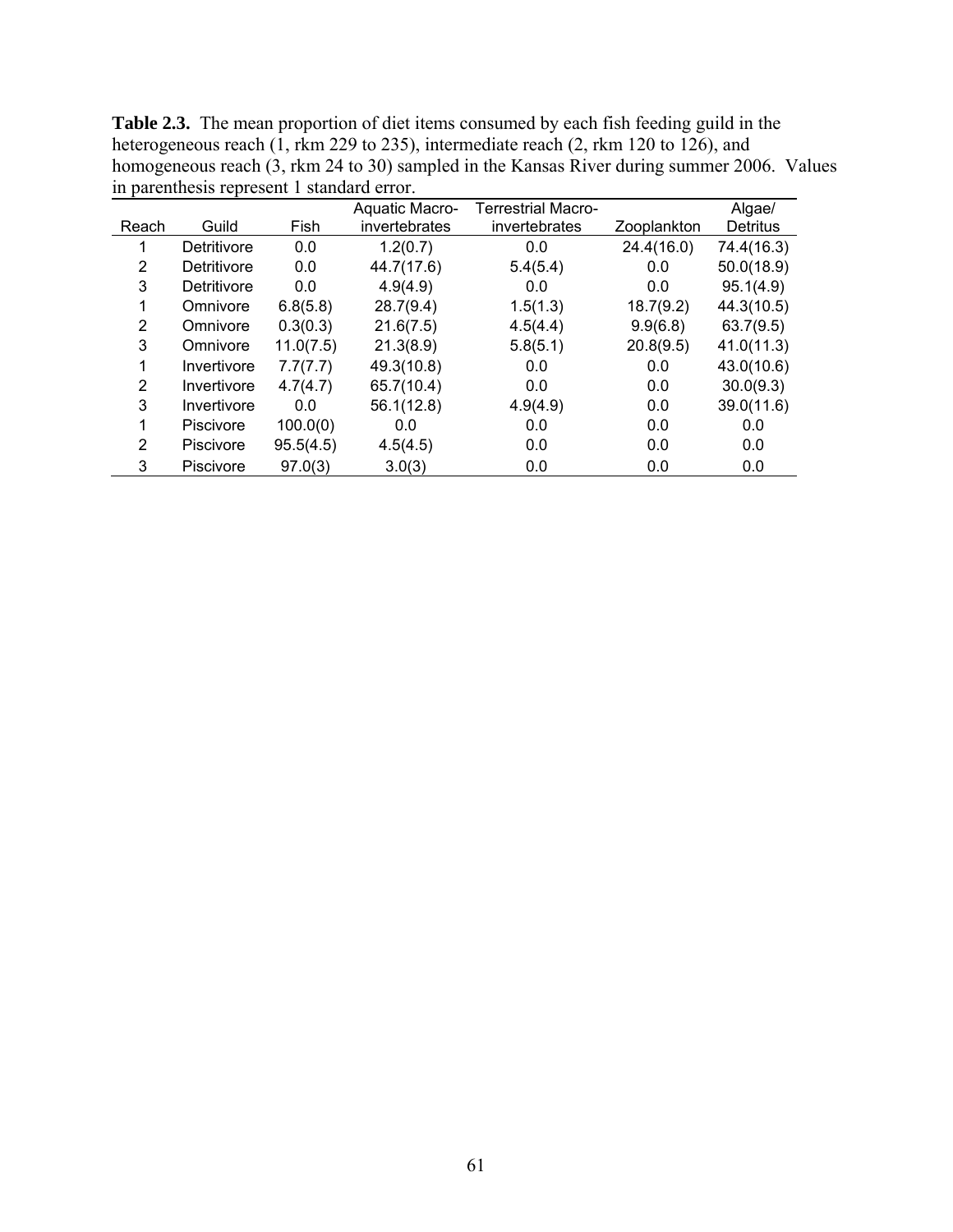**Table 2.3.** The mean proportion of diet items consumed by each fish feeding guild in the heterogeneous reach (1, rkm 229 to 235), intermediate reach (2, rkm 120 to 126), and homogeneous reach (3, rkm 24 to 30) sampled in the Kansas River during summer 2006. Values in parenthesis represent 1 standard error.

| Reach | Guild | Fish | Aquatic Macro-invertebrates | Terrestrial Macro-invertebrates | Zooplankton | Algae/ Detritus |
|---|---|---|---|---|---|---|
| 1 | Detritivore | 0.0 | 1.2(0.7) | 0.0 | 24.4(16.0) | 74.4(16.3) |
| 2 | Detritivore | 0.0 | 44.7(17.6) | 5.4(5.4) | 0.0 | 50.0(18.9) |
| 3 | Detritivore | 0.0 | 4.9(4.9) | 0.0 | 0.0 | 95.1(4.9) |
| 1 | Omnivore | 6.8(5.8) | 28.7(9.4) | 1.5(1.3) | 18.7(9.2) | 44.3(10.5) |
| 2 | Omnivore | 0.3(0.3) | 21.6(7.5) | 4.5(4.4) | 9.9(6.8) | 63.7(9.5) |
| 3 | Omnivore | 11.0(7.5) | 21.3(8.9) | 5.8(5.1) | 20.8(9.5) | 41.0(11.3) |
| 1 | Invertivore | 7.7(7.7) | 49.3(10.8) | 0.0 | 0.0 | 43.0(10.6) |
| 2 | Invertivore | 4.7(4.7) | 65.7(10.4) | 0.0 | 0.0 | 30.0(9.3) |
| 3 | Invertivore | 0.0 | 56.1(12.8) | 4.9(4.9) | 0.0 | 39.0(11.6) |
| 1 | Piscivore | 100.0(0) | 0.0 | 0.0 | 0.0 | 0.0 |
| 2 | Piscivore | 95.5(4.5) | 4.5(4.5) | 0.0 | 0.0 | 0.0 |
| 3 | Piscivore | 97.0(3) | 3.0(3) | 0.0 | 0.0 | 0.0 |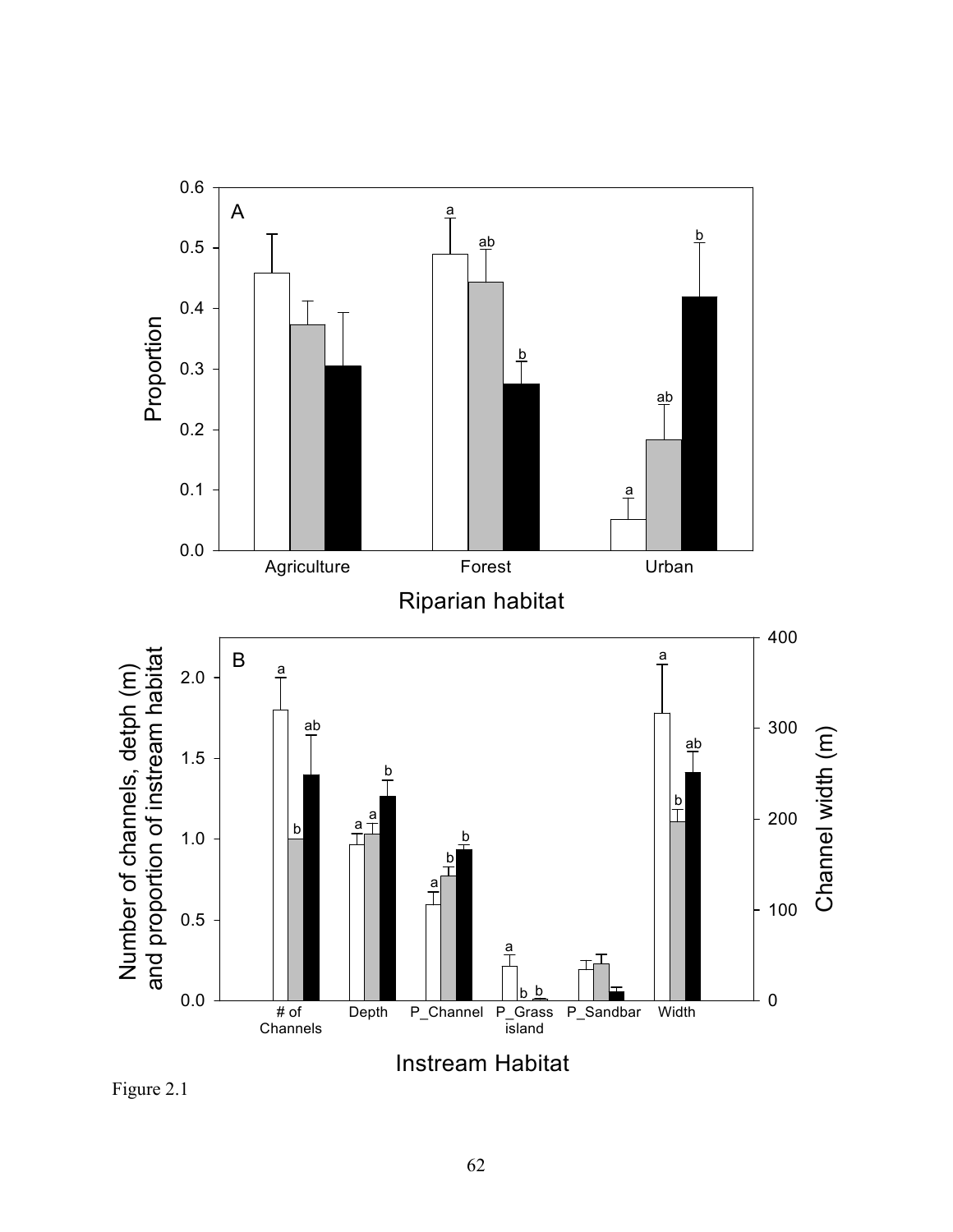Figure 2.1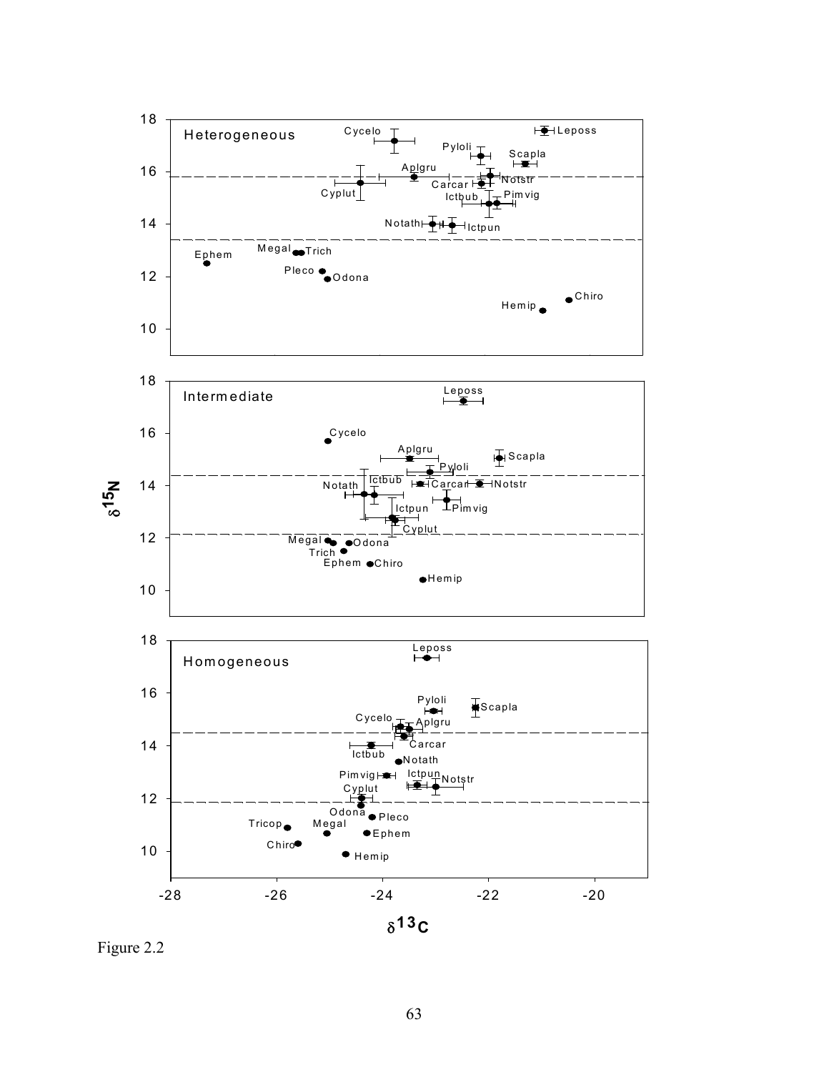Figure 2.2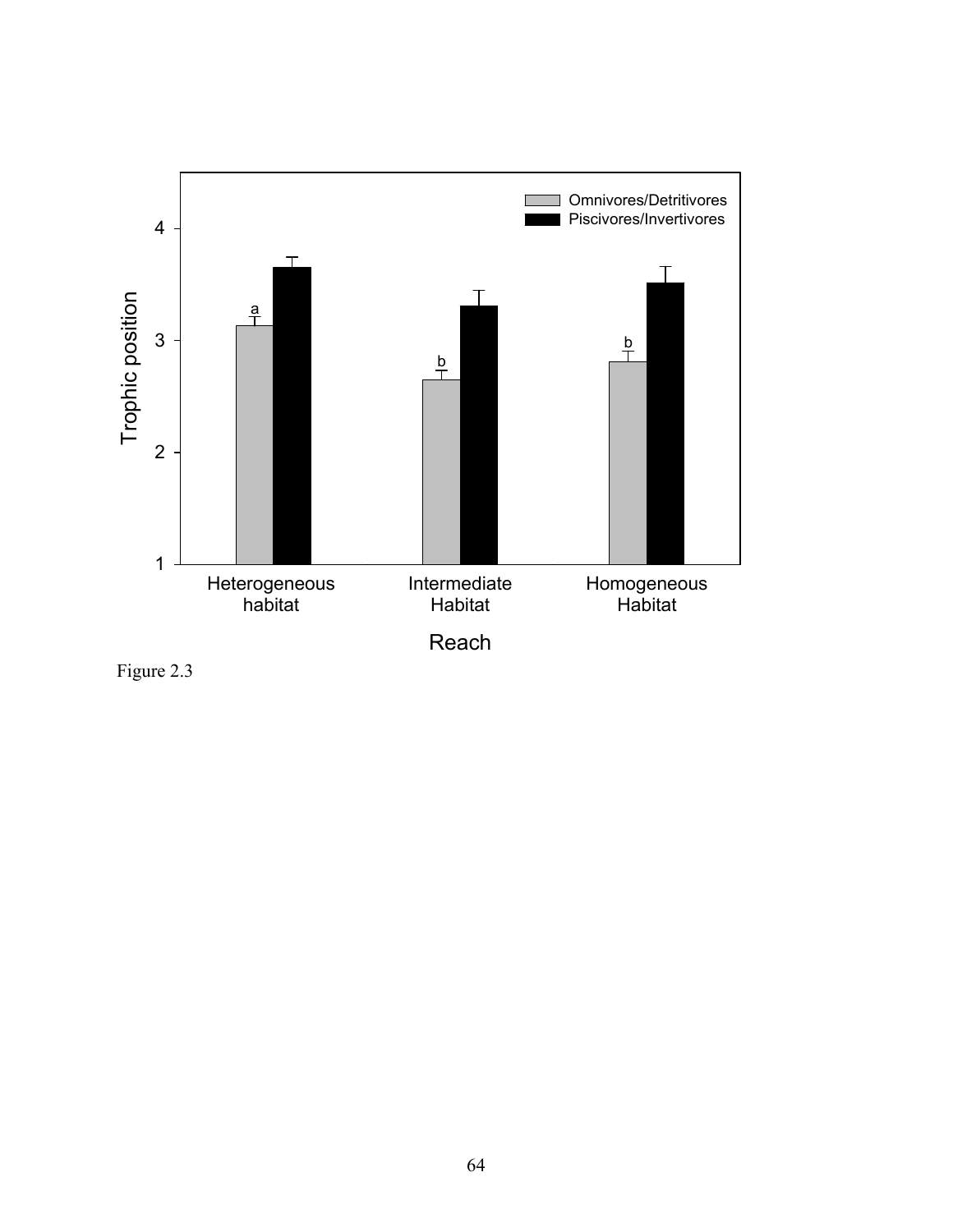Figure 2.3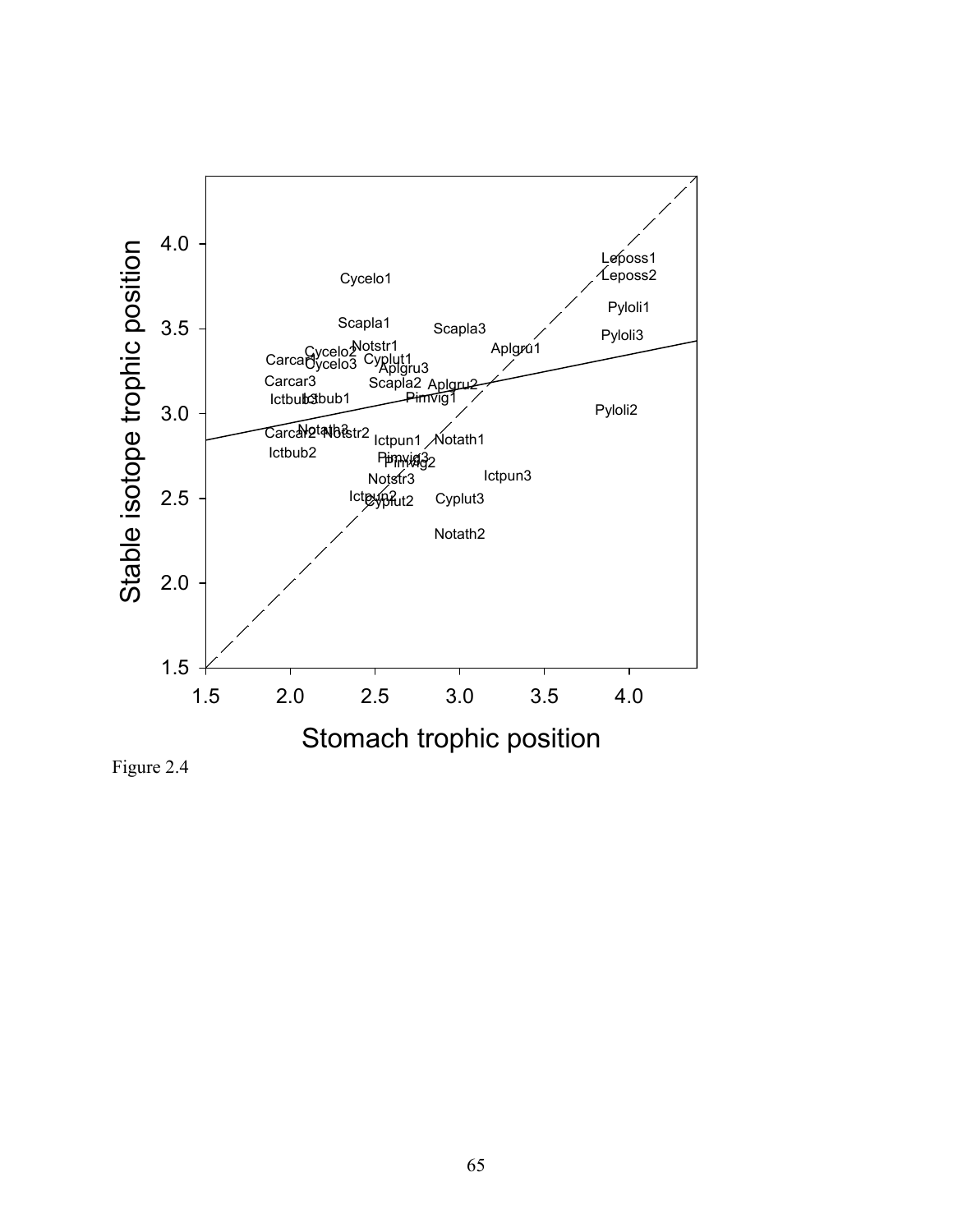Figure 2.4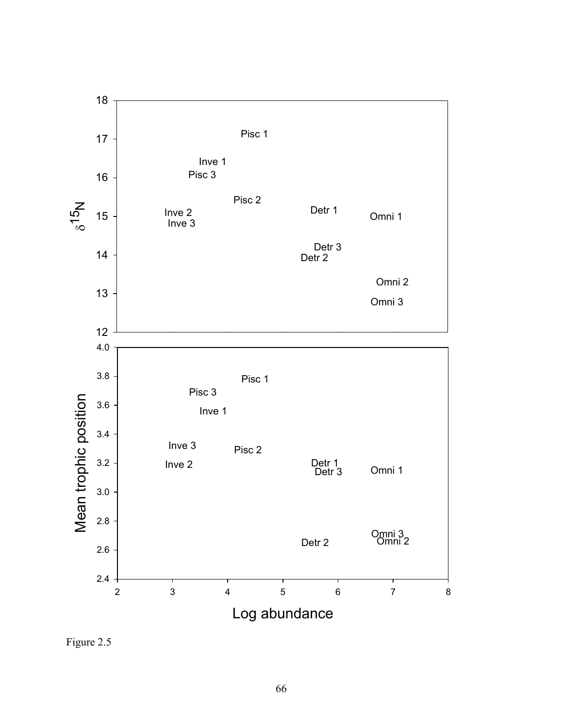Figure 2.5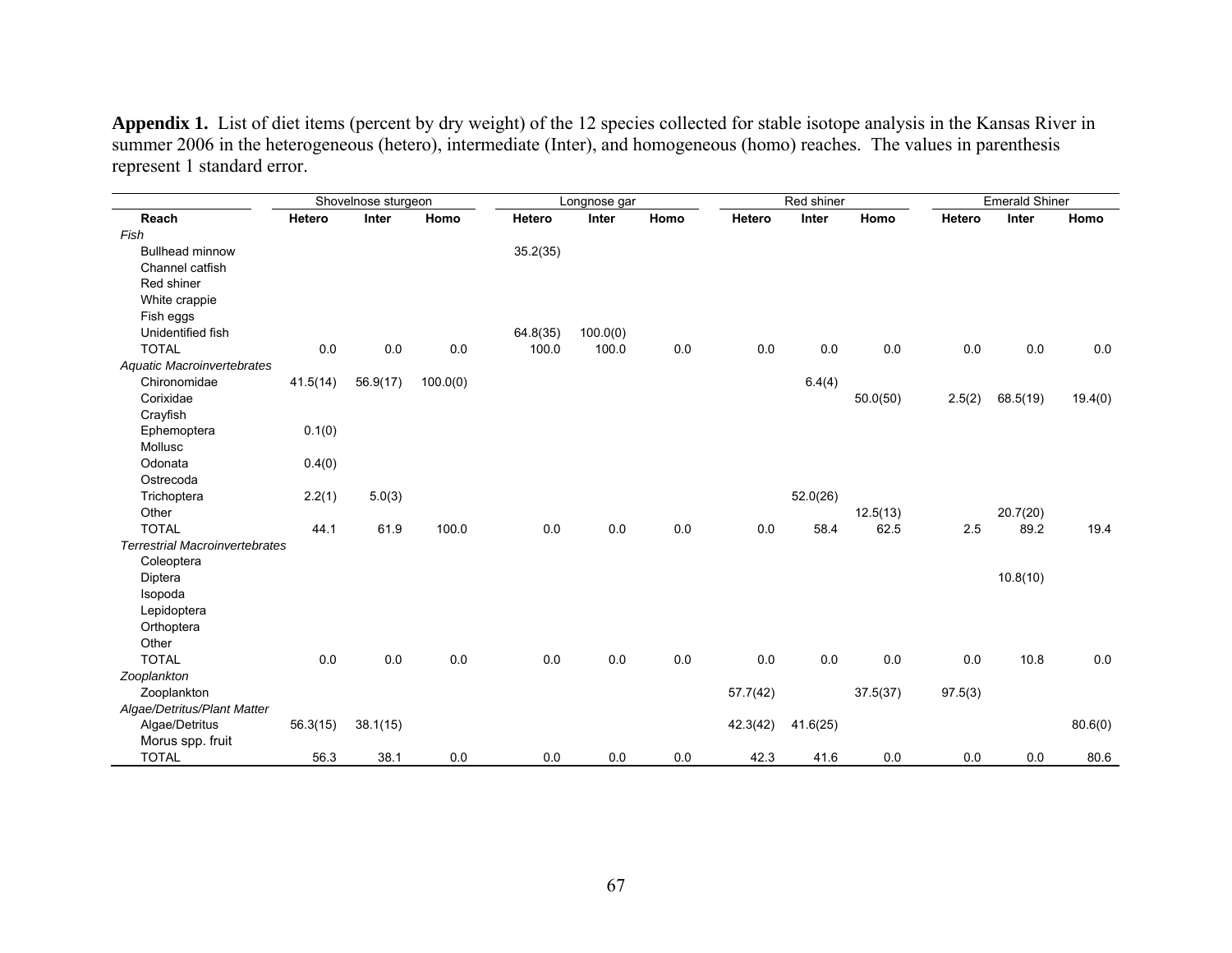**Appendix 1.** List of diet items (percent by dry weight) of the 12 species collected for stable isotope analysis in the Kansas River in summer 2006 in the heterogeneous (hetero), intermediate (Inter), and homogeneous (homo) reaches. The values in parenthesis represent 1 standard error.

| | Shovelnose sturgeon | | | Longnose gar | | | Red shiner | | | Emerald Shiner | | |
|---|---|---|---|---|---|---|---|---|---|---|---|---|
| **Reach** | **Hetero** | **Inter** | **Homo** | **Hetero** | **Inter** | **Homo** | **Hetero** | **Inter** | **Homo** | **Hetero** | **Inter** | **Homo** |
| *Fish* | | | | | | | | | | | | |
| Bullhead minnow | | | | 35.2(35) | | | | | | | | |
| Channel catfish | | | | | | | | | | | | |
| Red shiner | | | | | | | | | | | | |
| White crappie | | | | | | | | | | | | |
| Fish eggs | | | | | | | | | | | | |
| Unidentified fish | | | | 64.8(35) | 100.0(0) | | | | | | | |
| TOTAL | 0.0 | 0.0 | 0.0 | 100.0 | 100.0 | 0.0 | 0.0 | 0.0 | 0.0 | 0.0 | 0.0 | 0.0 |
| *Aquatic Macroinvertebrates* | | | | | | | | | | | | |
| Chironomidae | 41.5(14) | 56.9(17) | 100.0(0) | | | | | 6.4(4) | | | | |
| Corixidae | | | | | | | | | 50.0(50) | 2.5(2) | 68.5(19) | 19.4(0) |
| Crayfish | | | | | | | | | | | | |
| Ephemoptera | 0.1(0) | | | | | | | | | | | |
| Mollusc | | | | | | | | | | | | |
| Odonata | 0.4(0) | | | | | | | | | | | |
| Ostrecoda | | | | | | | | | | | | |
| Trichoptera | 2.2(1) | 5.0(3) | | | | | | 52.0(26) | | | | |
| Other | | | | | | | | | 12.5(13) | | 20.7(20) | |
| TOTAL | 44.1 | 61.9 | 100.0 | 0.0 | 0.0 | 0.0 | 0.0 | 58.4 | 62.5 | 2.5 | 89.2 | 19.4 |
| *Terrestrial Macroinvertebrates* | | | | | | | | | | | | |
| Coleoptera | | | | | | | | | | | | |
| Diptera | | | | | | | | | | | 10.8(10) | |
| Isopoda | | | | | | | | | | | | |
| Lepidoptera | | | | | | | | | | | | |
| Orthoptera | | | | | | | | | | | | |
| Other | | | | | | | | | | | | |
| TOTAL | 0.0 | 0.0 | 0.0 | 0.0 | 0.0 | 0.0 | 0.0 | 0.0 | 0.0 | 0.0 | 10.8 | 0.0 |
| *Zooplankton* | | | | | | | | | | | | |
| Zooplankton | | | | | | | 57.7(42) | | 37.5(37) | 97.5(3) | | |
| *Algae/Detritus/Plant Matter* | | | | | | | | | | | | |
| Algae/Detritus | 56.3(15) | 38.1(15) | | | | | 42.3(42) | 41.6(25) | | | | 80.6(0) |
| Morus spp. fruit | | | | | | | | | | | | |
| TOTAL | 56.3 | 38.1 | 0.0 | 0.0 | 0.0 | 0.0 | 42.3 | 41.6 | 0.0 | 0.0 | 0.0 | 80.6 |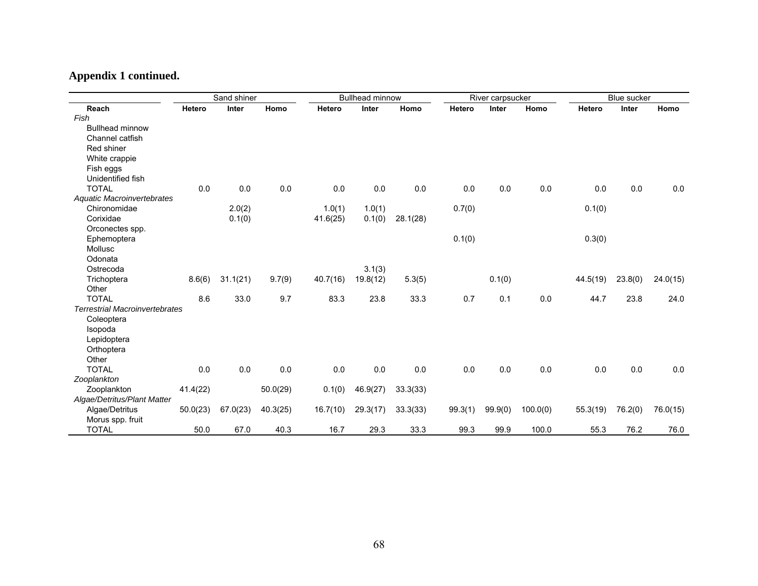**Appendix 1 continued.**

| | Sand shiner | | | Bullhead minnow | | | River carpsucker | | | Blue sucker | | |
|---|---|---|---|---|---|---|---|---|---|---|---|---|
| **Reach** | **Hetero** | **Inter** | **Homo** | **Hetero** | **Inter** | **Homo** | **Hetero** | **Inter** | **Homo** | **Hetero** | **Inter** | **Homo** |
| *Fish* | | | | | | | | | | | | |
| Bullhead minnow | | | | | | | | | | | | |
| Channel catfish | | | | | | | | | | | | |
| Red shiner | | | | | | | | | | | | |
| White crappie | | | | | | | | | | | | |
| Fish eggs | | | | | | | | | | | | |
| Unidentified fish | | | | | | | | | | | | |
| TOTAL | 0.0 | 0.0 | 0.0 | 0.0 | 0.0 | 0.0 | 0.0 | 0.0 | 0.0 | 0.0 | 0.0 | 0.0 |
| *Aquatic Macroinvertebrates* | | | | | | | | | | | | |
| Chironomidae | | 2.0(2) | | 1.0(1) | 1.0(1) | | 0.7(0) | | | 0.1(0) | | |
| Corixidae | | 0.1(0) | | 41.6(25) | 0.1(0) | 28.1(28) | | | | | | |
| Orconectes spp. | | | | | | | | | | | | |
| Ephemoptera | | | | | | | 0.1(0) | | | 0.3(0) | | |
| Mollusc | | | | | | | | | | | | |
| Odonata | | | | | | | | | | | | |
| Ostrecoda | | | | | 3.1(3) | | | | | | | |
| Trichoptera | 8.6(6) | 31.1(21) | 9.7(9) | 40.7(16) | 19.8(12) | 5.3(5) | | 0.1(0) | | 44.5(19) | 23.8(0) | 24.0(15) |
| Other | | | | | | | | | | | | |
| TOTAL | 8.6 | 33.0 | 9.7 | 83.3 | 23.8 | 33.3 | 0.7 | 0.1 | 0.0 | 44.7 | 23.8 | 24.0 |
| *Terrestrial Macroinvertebrates* | | | | | | | | | | | | |
| Coleoptera | | | | | | | | | | | | |
| Isopoda | | | | | | | | | | | | |
| Lepidoptera | | | | | | | | | | | | |
| Orthoptera | | | | | | | | | | | | |
| Other | | | | | | | | | | | | |
| TOTAL | 0.0 | 0.0 | 0.0 | 0.0 | 0.0 | 0.0 | 0.0 | 0.0 | 0.0 | 0.0 | 0.0 | 0.0 |
| *Zooplankton* | | | | | | | | | | | | |
| Zooplankton | 41.4(22) | | 50.0(29) | 0.1(0) | 46.9(27) | 33.3(33) | | | | | | |
| *Algae/Detritus/Plant Matter* | | | | | | | | | | | | |
| Algae/Detritus | 50.0(23) | 67.0(23) | 40.3(25) | 16.7(10) | 29.3(17) | 33.3(33) | 99.3(1) | 99.9(0) | 100.0(0) | 55.3(19) | 76.2(0) | 76.0(15) |
| Morus spp. fruit | | | | | | | | | | | | |
| TOTAL | 50.0 | 67.0 | 40.3 | 16.7 | 29.3 | 33.3 | 99.3 | 99.9 | 100.0 | 55.3 | 76.2 | 76.0 |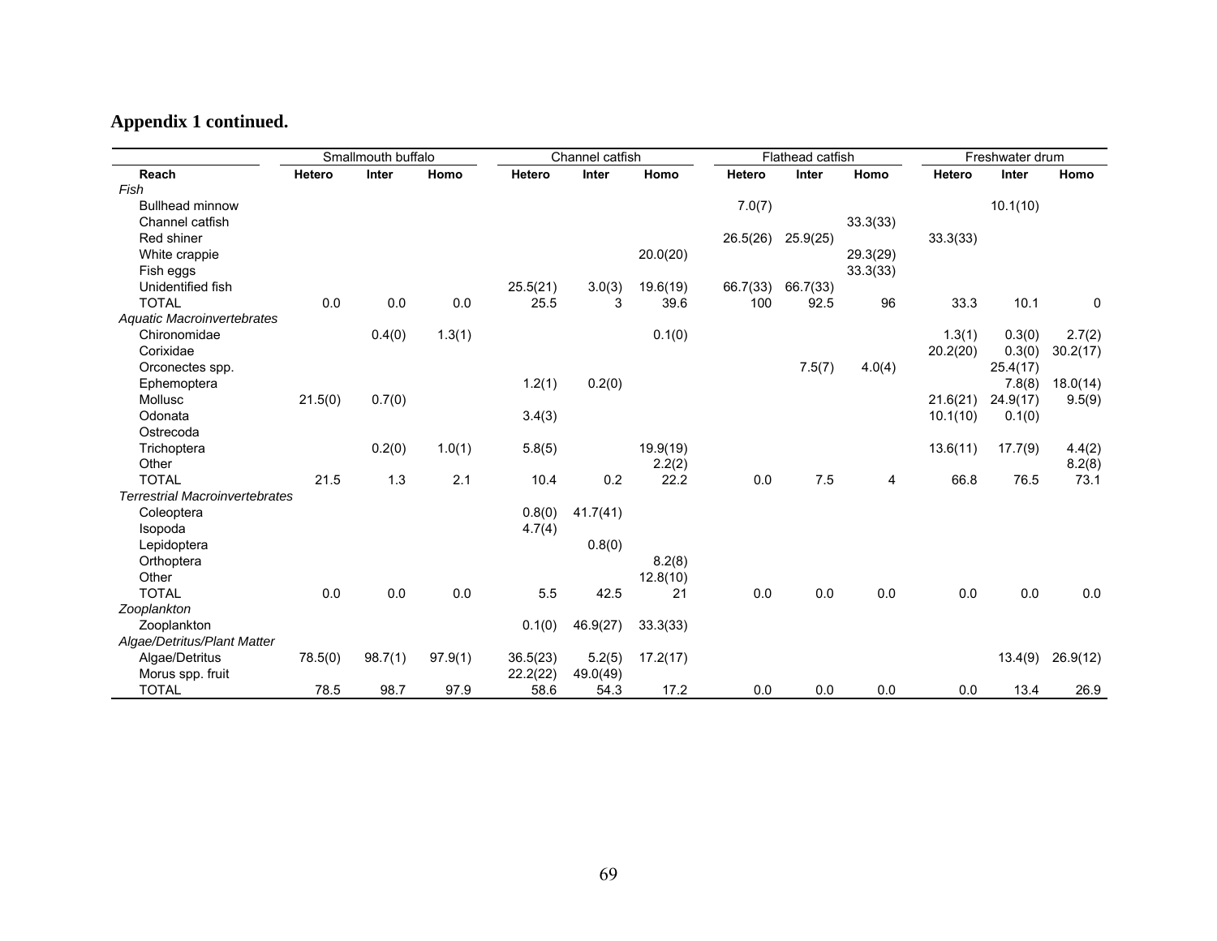**Appendix 1 continued.**

| | Smallmouth buffalo | | | Channel catfish | | | Flathead catfish | | | Freshwater drum | | |
|---|---|---|---|---|---|---|---|---|---|---|---|---|
| **Reach** | **Hetero** | **Inter** | **Homo** | **Hetero** | **Inter** | **Homo** | **Hetero** | **Inter** | **Homo** | **Hetero** | **Inter** | **Homo** |
| *Fish* | | | | | | | | | | | | |
| Bullhead minnow | | | | | | | 7.0(7) | | | | 10.1(10) | |
| Channel catfish | | | | | | | | | 33.3(33) | | | |
| Red shiner | | | | | | | 26.5(26) | 25.9(25) | | 33.3(33) | | |
| White crappie | | | | | | 20.0(20) | | | 29.3(29) | | | |
| Fish eggs | | | | | | | | | 33.3(33) | | | |
| Unidentified fish | | | | 25.5(21) | 3.0(3) | 19.6(19) | 66.7(33) | 66.7(33) | | | | |
| TOTAL | 0.0 | 0.0 | 0.0 | 25.5 | 3 | 39.6 | 100 | 92.5 | 96 | 33.3 | 10.1 | 0 |
| *Aquatic Macroinvertebrates* | | | | | | | | | | | | |
| Chironomidae | | 0.4(0) | 1.3(1) | | | 0.1(0) | | | | 1.3(1) | 0.3(0) | 2.7(2) |
| Corixidae | | | | | | | | | | 20.2(20) | 0.3(0) | 30.2(17) |
| Orconectes spp. | | | | | | | | 7.5(7) | 4.0(4) | | 25.4(17) | |
| Ephemoptera | | | | 1.2(1) | 0.2(0) | | | | | | 7.8(8) | 18.0(14) |
| Mollusc | 21.5(0) | 0.7(0) | | | | | | | | 21.6(21) | 24.9(17) | 9.5(9) |
| Odonata | | | | 3.4(3) | | | | | | 10.1(10) | 0.1(0) | |
| Ostrecoda | | | | | | | | | | | | |
| Trichoptera | | 0.2(0) | 1.0(1) | 5.8(5) | | 19.9(19) | | | | 13.6(11) | 17.7(9) | 4.4(2) |
| Other | | | | | | 2.2(2) | | | | | | 8.2(8) |
| TOTAL | 21.5 | 1.3 | 2.1 | 10.4 | 0.2 | 22.2 | 0.0 | 7.5 | 4 | 66.8 | 76.5 | 73.1 |
| *Terrestrial Macroinvertebrates* | | | | | | | | | | | | |
| Coleoptera | | | | 0.8(0) | 41.7(41) | | | | | | | |
| Isopoda | | | | 4.7(4) | | | | | | | | |
| Lepidoptera | | | | | 0.8(0) | | | | | | | |
| Orthoptera | | | | | | 8.2(8) | | | | | | |
| Other | | | | | | 12.8(10) | | | | | | |
| TOTAL | 0.0 | 0.0 | 0.0 | 5.5 | 42.5 | 21 | 0.0 | 0.0 | 0.0 | 0.0 | 0.0 | 0.0 |
| *Zooplankton* | | | | | | | | | | | | |
| Zooplankton | | | | 0.1(0) | 46.9(27) | 33.3(33) | | | | | | |
| *Algae/Detritus/Plant Matter* | | | | | | | | | | | | |
| Algae/Detritus | 78.5(0) | 98.7(1) | 97.9(1) | 36.5(23) | 5.2(5) | 17.2(17) | | | | | 13.4(9) | 26.9(12) |
| Morus spp. fruit | | | | 22.2(22) | 49.0(49) | | | | | | | |
| TOTAL | 78.5 | 98.7 | 97.9 | 58.6 | 54.3 | 17.2 | 0.0 | 0.0 | 0.0 | 0.0 | 13.4 | 26.9 |